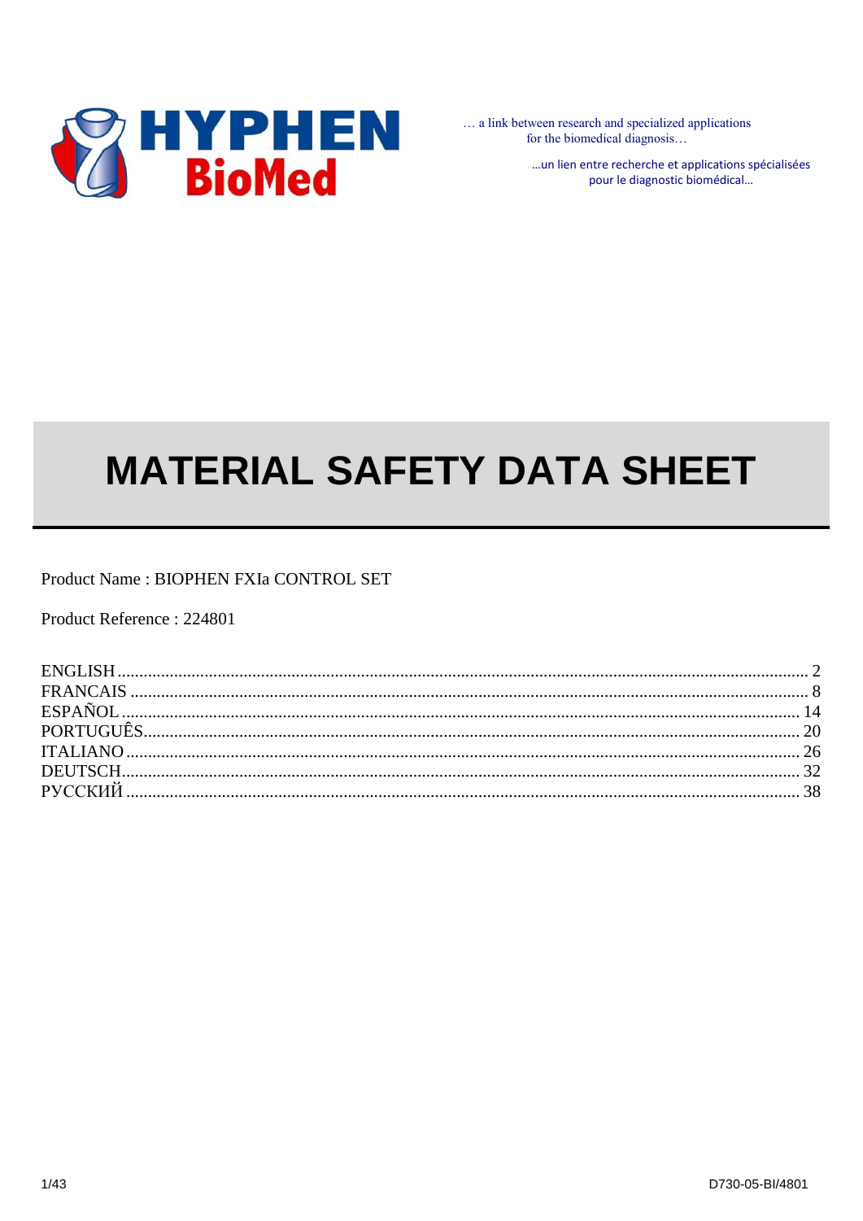HYPHEN BioMed

… a link between research and specialized applications for the biomedical diagnosis…

…un lien entre recherche et applications spécialisées pour le diagnostic biomédical…

# MATERIAL SAFETY DATA SHEET

Product Name : BIOPHEN FXIa CONTROL SET

Product Reference : 224801

ENGLISH ........ 2
FRANCAIS ........ 8
ESPAÑOL ........ 14
PORTUGUÊS ........ 20
ITALIANO ........ 26
DEUTSCH ........ 32
РУССКИЙ ........ 38

D730-05-BI/4801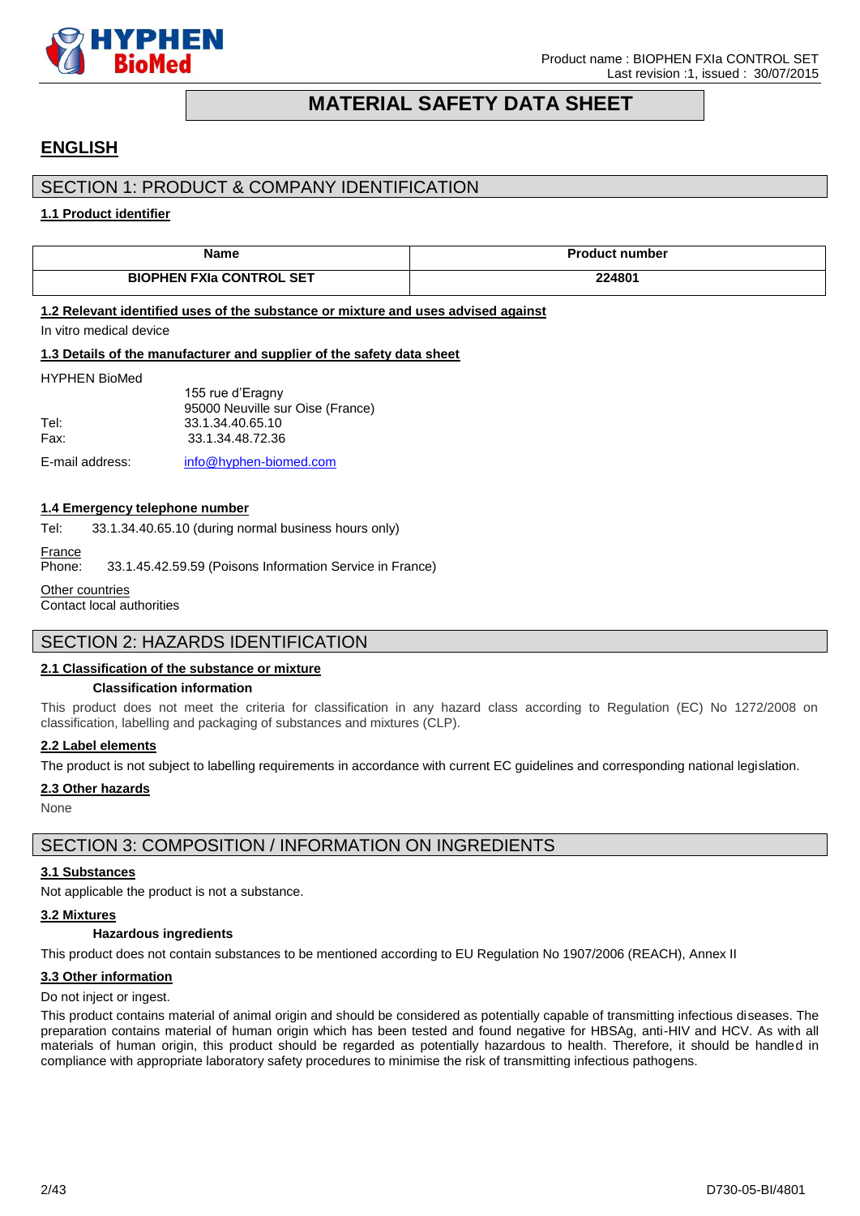# MATERIAL SAFETY DATA SHEET

## ENGLISH

## SECTION 1: PRODUCT & COMPANY IDENTIFICATION

### 1.1 Product identifier

| Name | Product number |
|---|---|
| **BIOPHEN FXIa CONTROL SET** | **224801** |

### 1.2 Relevant identified uses of the substance or mixture and uses advised against

In vitro medical device

### 1.3 Details of the manufacturer and supplier of the safety data sheet

HYPHEN BioMed
155 rue d'Eragny
95000 Neuville sur Oise (France)
Tel: 33.1.34.40.65.10
Fax: 33.1.34.48.72.36

E-mail address: info@hyphen-biomed.com

### 1.4 Emergency telephone number

Tel: 33.1.34.40.65.10 (during normal business hours only)

France
Phone: 33.1.45.42.59.59 (Poisons Information Service in France)

Other countries
Contact local authorities

## SECTION 2: HAZARDS IDENTIFICATION

### 2.1 Classification of the substance or mixture

**Classification information**

This product does not meet the criteria for classification in any hazard class according to Regulation (EC) No 1272/2008 on classification, labelling and packaging of substances and mixtures (CLP).

### 2.2 Label elements

The product is not subject to labelling requirements in accordance with current EC guidelines and corresponding national legislation.

### 2.3 Other hazards

None

## SECTION 3: COMPOSITION / INFORMATION ON INGREDIENTS

### 3.1 Substances

Not applicable the product is not a substance.

### 3.2 Mixtures

**Hazardous ingredients**

This product does not contain substances to be mentioned according to EU Regulation No 1907/2006 (REACH), Annex II

### 3.3 Other information

Do not inject or ingest.

This product contains material of animal origin and should be considered as potentially capable of transmitting infectious diseases. The preparation contains material of human origin which has been tested and found negative for HBSAg, anti-HIV and HCV. As with all materials of human origin, this product should be regarded as potentially hazardous to health. Therefore, it should be handled in compliance with appropriate laboratory safety procedures to minimise the risk of transmitting infectious pathogens.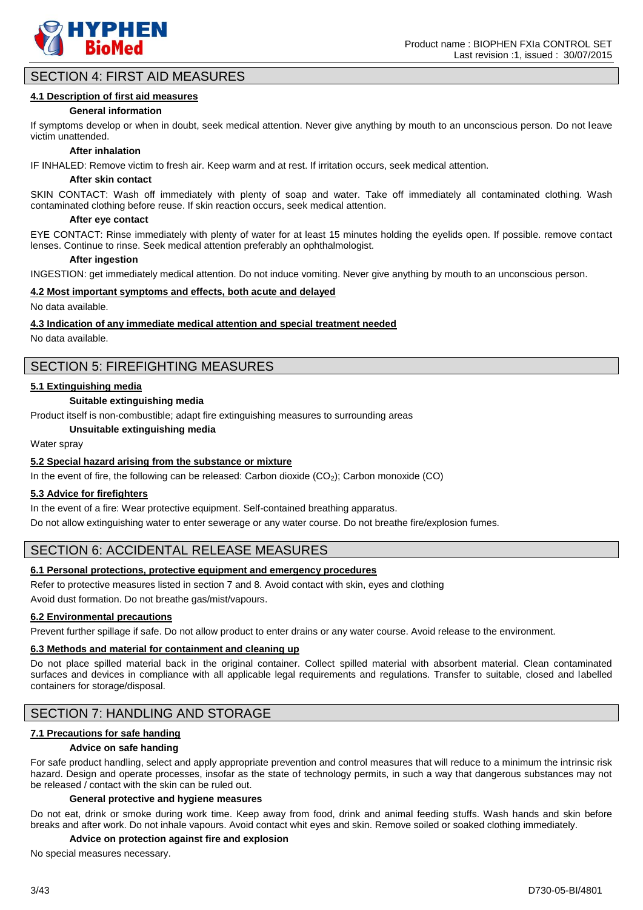## SECTION 4: FIRST AID MEASURES

### 4.1 Description of first aid measures

**General information**

If symptoms develop or when in doubt, seek medical attention. Never give anything by mouth to an unconscious person. Do not leave victim unattended.

**After inhalation**

IF INHALED: Remove victim to fresh air. Keep warm and at rest. If irritation occurs, seek medical attention.

**After skin contact**

SKIN CONTACT: Wash off immediately with plenty of soap and water. Take off immediately all contaminated clothing. Wash contaminated clothing before reuse. If skin reaction occurs, seek medical attention.

**After eye contact**

EYE CONTACT: Rinse immediately with plenty of water for at least 15 minutes holding the eyelids open. If possible. remove contact lenses. Continue to rinse. Seek medical attention preferably an ophthalmologist.

**After ingestion**

INGESTION: get immediately medical attention. Do not induce vomiting. Never give anything by mouth to an unconscious person.

### 4.2 Most important symptoms and effects, both acute and delayed

No data available.

### 4.3 Indication of any immediate medical attention and special treatment needed

No data available.

## SECTION 5: FIREFIGHTING MEASURES

### 5.1 Extinguishing media

**Suitable extinguishing media**

Product itself is non-combustible; adapt fire extinguishing measures to surrounding areas

**Unsuitable extinguishing media**

Water spray

### 5.2 Special hazard arising from the substance or mixture

In the event of fire, the following can be released: Carbon dioxide ($CO_2$); Carbon monoxide (CO)

### 5.3 Advice for firefighters

In the event of a fire: Wear protective equipment. Self-contained breathing apparatus.

Do not allow extinguishing water to enter sewerage or any water course. Do not breathe fire/explosion fumes.

## SECTION 6: ACCIDENTAL RELEASE MEASURES

### 6.1 Personal protections, protective equipment and emergency procedures

Refer to protective measures listed in section 7 and 8. Avoid contact with skin, eyes and clothing

Avoid dust formation. Do not breathe gas/mist/vapours.

### 6.2 Environmental precautions

Prevent further spillage if safe. Do not allow product to enter drains or any water course. Avoid release to the environment.

### 6.3 Methods and material for containment and cleaning up

Do not place spilled material back in the original container. Collect spilled material with absorbent material. Clean contaminated surfaces and devices in compliance with all applicable legal requirements and regulations. Transfer to suitable, closed and labelled containers for storage/disposal.

## SECTION 7: HANDLING AND STORAGE

### 7.1 Precautions for safe handing

**Advice on safe handing**

For safe product handling, select and apply appropriate prevention and control measures that will reduce to a minimum the intrinsic risk hazard. Design and operate processes, insofar as the state of technology permits, in such a way that dangerous substances may not be released / contact with the skin can be ruled out.

**General protective and hygiene measures**

Do not eat, drink or smoke during work time. Keep away from food, drink and animal feeding stuffs. Wash hands and skin before breaks and after work. Do not inhale vapours. Avoid contact whit eyes and skin. Remove soiled or soaked clothing immediately.

**Advice on protection against fire and explosion**

No special measures necessary.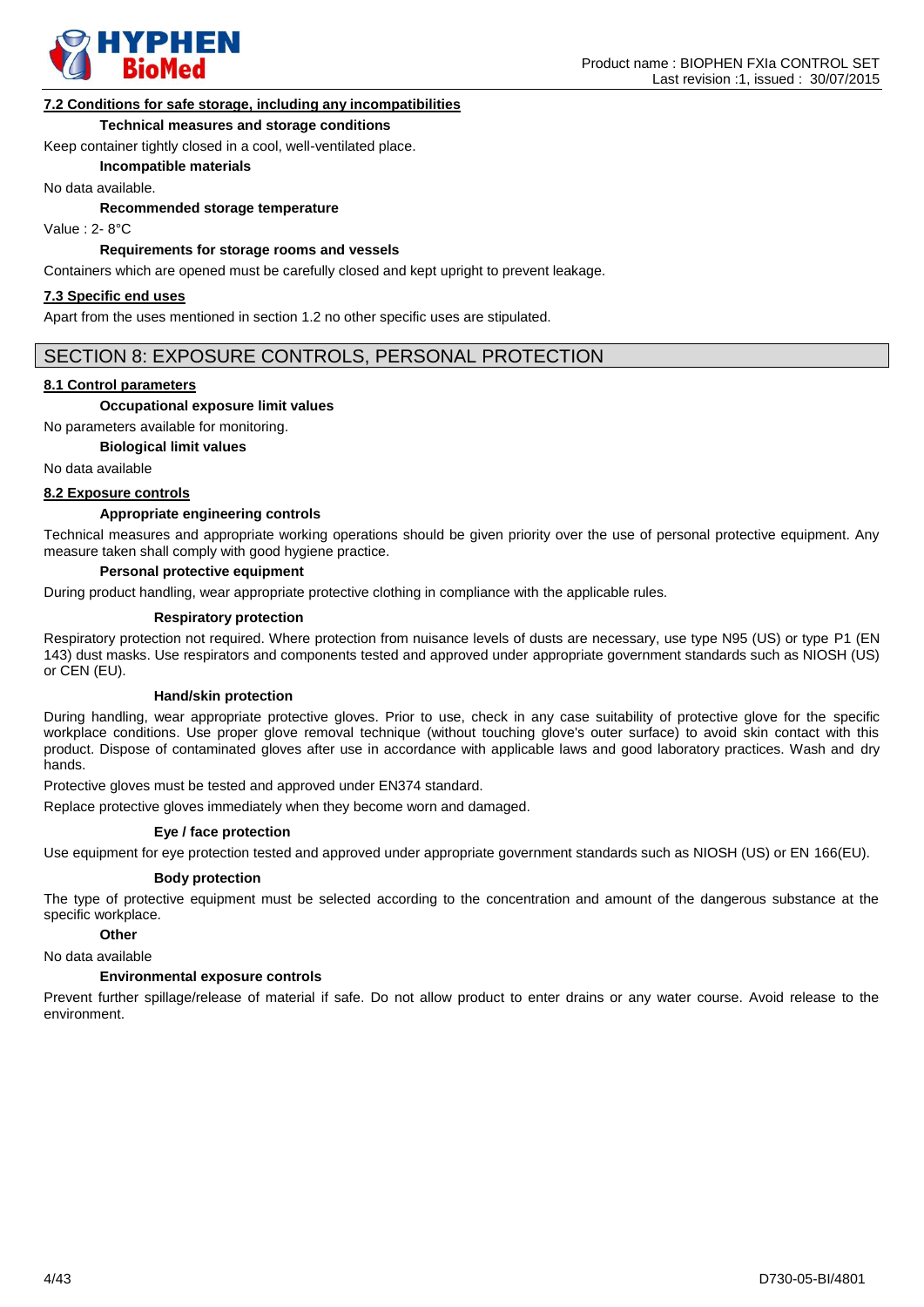### 7.2 Conditions for safe storage, including any incompatibilities

**Technical measures and storage conditions**

Keep container tightly closed in a cool, well-ventilated place.

**Incompatible materials**

No data available.

**Recommended storage temperature**

Value : 2- 8°C

**Requirements for storage rooms and vessels**

Containers which are opened must be carefully closed and kept upright to prevent leakage.

### 7.3 Specific end uses

Apart from the uses mentioned in section 1.2 no other specific uses are stipulated.

## SECTION 8: EXPOSURE CONTROLS, PERSONAL PROTECTION

### 8.1 Control parameters

**Occupational exposure limit values**

No parameters available for monitoring.

**Biological limit values**

No data available

### 8.2 Exposure controls

**Appropriate engineering controls**

Technical measures and appropriate working operations should be given priority over the use of personal protective equipment. Any measure taken shall comply with good hygiene practice.

**Personal protective equipment**

During product handling, wear appropriate protective clothing in compliance with the applicable rules.

**Respiratory protection**

Respiratory protection not required. Where protection from nuisance levels of dusts are necessary, use type N95 (US) or type P1 (EN 143) dust masks. Use respirators and components tested and approved under appropriate government standards such as NIOSH (US) or CEN (EU).

**Hand/skin protection**

During handling, wear appropriate protective gloves. Prior to use, check in any case suitability of protective glove for the specific workplace conditions. Use proper glove removal technique (without touching glove's outer surface) to avoid skin contact with this product. Dispose of contaminated gloves after use in accordance with applicable laws and good laboratory practices. Wash and dry hands.

Protective gloves must be tested and approved under EN374 standard.

Replace protective gloves immediately when they become worn and damaged.

**Eye / face protection**

Use equipment for eye protection tested and approved under appropriate government standards such as NIOSH (US) or EN 166(EU).

**Body protection**

The type of protective equipment must be selected according to the concentration and amount of the dangerous substance at the specific workplace.

**Other**

No data available

**Environmental exposure controls**

Prevent further spillage/release of material if safe. Do not allow product to enter drains or any water course. Avoid release to the environment.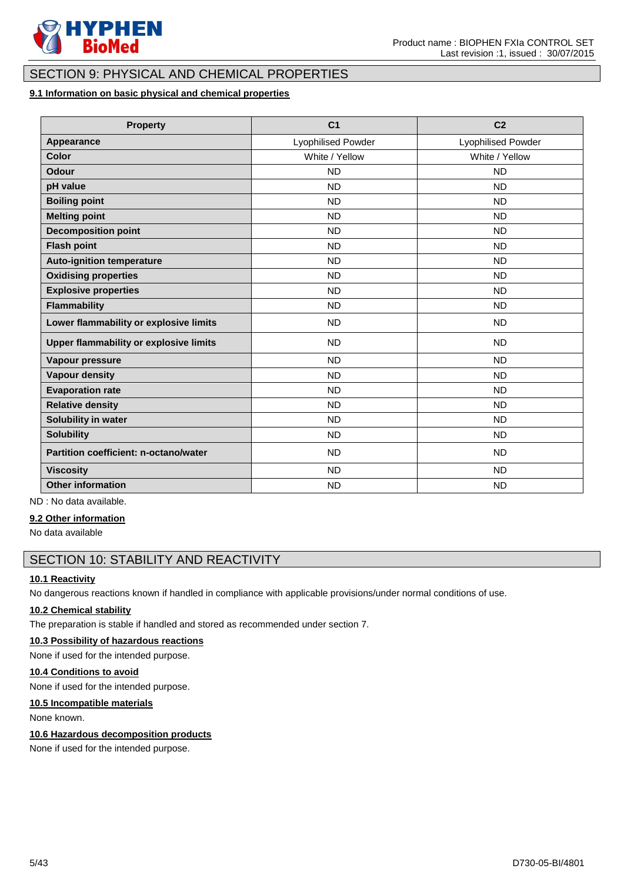## SECTION 9: PHYSICAL AND CHEMICAL PROPERTIES

### 9.1 Information on basic physical and chemical properties

| Property | C1 | C2 |
|---|---|---|
| **Appearance** | Lyophilised Powder | Lyophilised Powder |
| **Color** | White / Yellow | White / Yellow |
| **Odour** | ND | ND |
| **pH value** | ND | ND |
| **Boiling point** | ND | ND |
| **Melting point** | ND | ND |
| **Decomposition point** | ND | ND |
| **Flash point** | ND | ND |
| **Auto-ignition temperature** | ND | ND |
| **Oxidising properties** | ND | ND |
| **Explosive properties** | ND | ND |
| **Flammability** | ND | ND |
| **Lower flammability or explosive limits** | ND | ND |
| **Upper flammability or explosive limits** | ND | ND |
| **Vapour pressure** | ND | ND |
| **Vapour density** | ND | ND |
| **Evaporation rate** | ND | ND |
| **Relative density** | ND | ND |
| **Solubility in water** | ND | ND |
| **Solubility** | ND | ND |
| **Partition coefficient: n-octano/water** | ND | ND |
| **Viscosity** | ND | ND |
| **Other information** | ND | ND |

ND : No data available.

### 9.2 Other information

No data available

## SECTION 10: STABILITY AND REACTIVITY

### 10.1 Reactivity

No dangerous reactions known if handled in compliance with applicable provisions/under normal conditions of use.

### 10.2 Chemical stability

The preparation is stable if handled and stored as recommended under section 7.

### 10.3 Possibility of hazardous reactions

None if used for the intended purpose.

### 10.4 Conditions to avoid

None if used for the intended purpose.

### 10.5 Incompatible materials

None known.

### 10.6 Hazardous decomposition products

None if used for the intended purpose.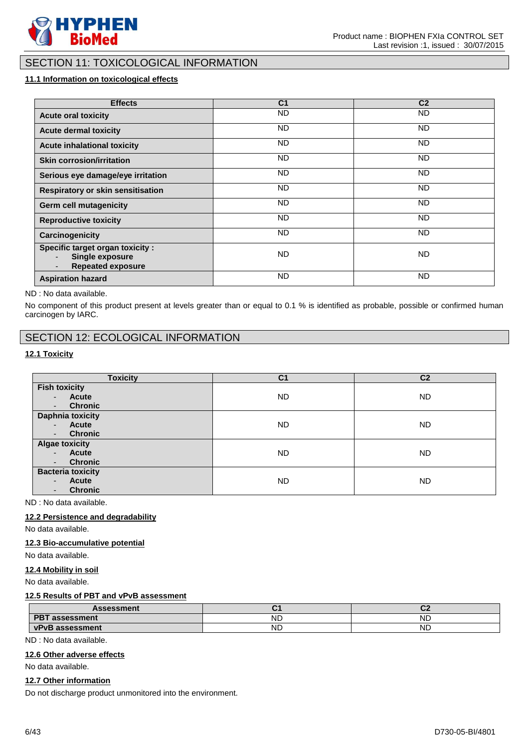## SECTION 11: TOXICOLOGICAL INFORMATION

### 11.1 Information on toxicological effects

| Effects | C1 | C2 |
|---|---|---|
| **Acute oral toxicity** | ND | ND |
| **Acute dermal toxicity** | ND | ND |
| **Acute inhalational toxicity** | ND | ND |
| **Skin corrosion/irritation** | ND | ND |
| **Serious eye damage/eye irritation** | ND | ND |
| **Respiratory or skin sensitisation** | ND | ND |
| **Germ cell mutagenicity** | ND | ND |
| **Reproductive toxicity** | ND | ND |
| **Carcinogenicity** | ND | ND |
| **Specific target organ toxicity :** - **Single exposure** - **Repeated exposure** | ND | ND |
| **Aspiration hazard** | ND | ND |

ND : No data available.

No component of this product present at levels greater than or equal to 0.1 % is identified as probable, possible or confirmed human carcinogen by IARC.

## SECTION 12: ECOLOGICAL INFORMATION

### 12.1 Toxicity

| Toxicity | C1 | C2 |
|---|---|---|
| **Fish toxicity** - **Acute** - **Chronic** | ND | ND |
| **Daphnia toxicity** - **Acute** - **Chronic** | ND | ND |
| **Algae toxicity** - **Acute** - **Chronic** | ND | ND |
| **Bacteria toxicity** - **Acute** - **Chronic** | ND | ND |

ND : No data available.

### 12.2 Persistence and degradability

No data available.

### 12.3 Bio-accumulative potential

No data available.

### 12.4 Mobility in soil

No data available.

### 12.5 Results of PBT and vPvB assessment

| Assessment | C1 | C2 |
|---|---|---|
| **PBT assessment** | ND | ND |
| **vPvB assessment** | ND | ND |

ND : No data available.

### 12.6 Other adverse effects

No data available.

### 12.7 Other information

Do not discharge product unmonitored into the environment.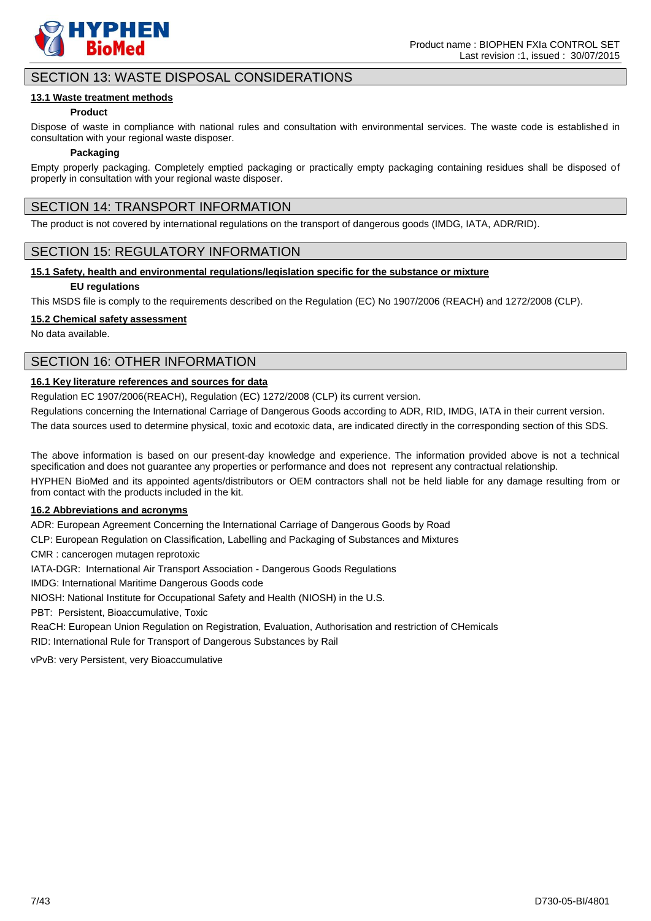## SECTION 13: WASTE DISPOSAL CONSIDERATIONS

### 13.1 Waste treatment methods

**Product**

Dispose of waste in compliance with national rules and consultation with environmental services. The waste code is established in consultation with your regional waste disposer.

**Packaging**

Empty properly packaging. Completely emptied packaging or practically empty packaging containing residues shall be disposed of properly in consultation with your regional waste disposer.

## SECTION 14: TRANSPORT INFORMATION

The product is not covered by international regulations on the transport of dangerous goods (IMDG, IATA, ADR/RID).

## SECTION 15: REGULATORY INFORMATION

### 15.1 Safety, health and environmental regulations/legislation specific for the substance or mixture

**EU regulations**

This MSDS file is comply to the requirements described on the Regulation (EC) No 1907/2006 (REACH) and 1272/2008 (CLP).

### 15.2 Chemical safety assessment

No data available.

## SECTION 16: OTHER INFORMATION

### 16.1 Key literature references and sources for data

Regulation EC 1907/2006(REACH), Regulation (EC) 1272/2008 (CLP) its current version.

Regulations concerning the International Carriage of Dangerous Goods according to ADR, RID, IMDG, IATA in their current version.

The data sources used to determine physical, toxic and ecotoxic data, are indicated directly in the corresponding section of this SDS.

The above information is based on our present-day knowledge and experience. The information provided above is not a technical specification and does not guarantee any properties or performance and does not represent any contractual relationship.

HYPHEN BioMed and its appointed agents/distributors or OEM contractors shall not be held liable for any damage resulting from or from contact with the products included in the kit.

### 16.2 Abbreviations and acronyms

ADR: European Agreement Concerning the International Carriage of Dangerous Goods by Road

CLP: European Regulation on Classification, Labelling and Packaging of Substances and Mixtures

CMR : cancerogen mutagen reprotoxic

IATA-DGR: International Air Transport Association - Dangerous Goods Regulations

IMDG: International Maritime Dangerous Goods code

NIOSH: National Institute for Occupational Safety and Health (NIOSH) in the U.S.

PBT: Persistent, Bioaccumulative, Toxic

ReaCH: European Union Regulation on Registration, Evaluation, Authorisation and restriction of CHemicals

RID: International Rule for Transport of Dangerous Substances by Rail

vPvB: very Persistent, very Bioaccumulative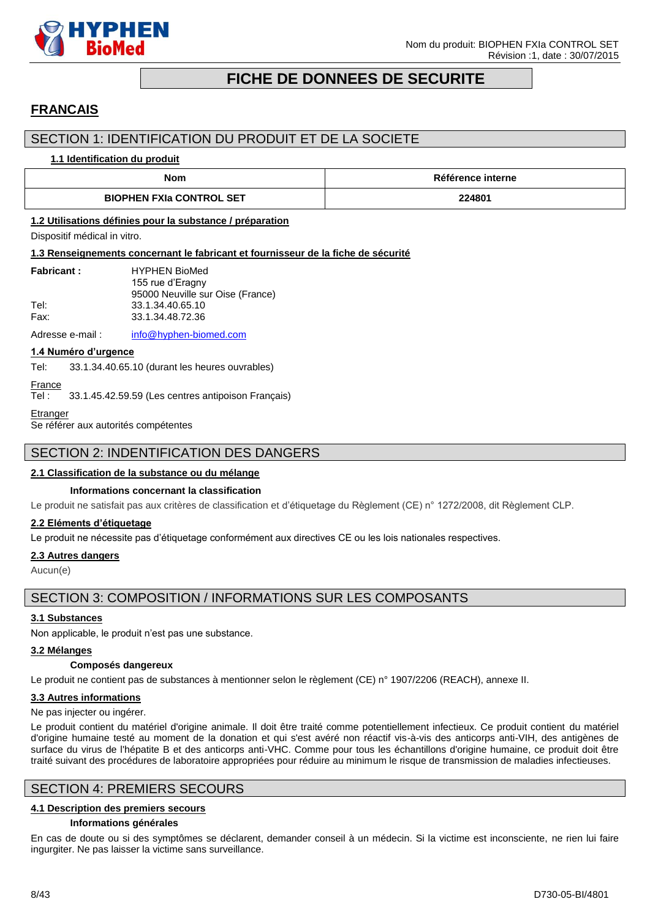# FICHE DE DONNEES DE SECURITE

## FRANCAIS

## SECTION 1: IDENTIFICATION DU PRODUIT ET DE LA SOCIETE

### 1.1 Identification du produit

| Nom | Référence interne |
|---|---|
| BIOPHEN FXIa CONTROL SET | 224801 |

### 1.2 Utilisations définies pour la substance / préparation

Dispositif médical in vitro.

### 1.3 Renseignements concernant le fabricant et fournisseur de la fiche de sécurité

**Fabricant :** HYPHEN BioMed
155 rue d'Eragny
95000 Neuville sur Oise (France)
Tel: 33.1.34.40.65.10
Fax: 33.1.34.48.72.36

Adresse e-mail : info@hyphen-biomed.com

### 1.4 Numéro d'urgence

Tel: 33.1.34.40.65.10 (durant les heures ouvrables)

France
Tel : 33.1.45.42.59.59 (Les centres antipoison Français)

Etranger
Se référer aux autorités compétentes

## SECTION 2: INDENTIFICATION DES DANGERS

### 2.1 Classification de la substance ou du mélange

**Informations concernant la classification**

Le produit ne satisfait pas aux critères de classification et d'étiquetage du Règlement (CE) n° 1272/2008, dit Règlement CLP.

### 2.2 Eléments d'étiquetage

Le produit ne nécessite pas d'étiquetage conformément aux directives CE ou les lois nationales respectives.

### 2.3 Autres dangers

Aucun(e)

## SECTION 3: COMPOSITION / INFORMATIONS SUR LES COMPOSANTS

### 3.1 Substances

Non applicable, le produit n'est pas une substance.

### 3.2 Mélanges

**Composés dangereux**

Le produit ne contient pas de substances à mentionner selon le règlement (CE) n° 1907/2206 (REACH), annexe II.

### 3.3 Autres informations

Ne pas injecter ou ingérer.

Le produit contient du matériel d'origine animale. Il doit être traité comme potentiellement infectieux. Ce produit contient du matériel d'origine humaine testé au moment de la donation et qui s'est avéré non réactif vis-à-vis des anticorps anti-VIH, des antigènes de surface du virus de l'hépatite B et des anticorps anti-VHC. Comme pour tous les échantillons d'origine humaine, ce produit doit être traité suivant des procédures de laboratoire appropriées pour réduire au minimum le risque de transmission de maladies infectieuses.

## SECTION 4: PREMIERS SECOURS

### 4.1 Description des premiers secours

**Informations générales**

En cas de doute ou si des symptômes se déclarent, demander conseil à un médecin. Si la victime est inconsciente, ne rien lui faire ingurgiter. Ne pas laisser la victime sans surveillance.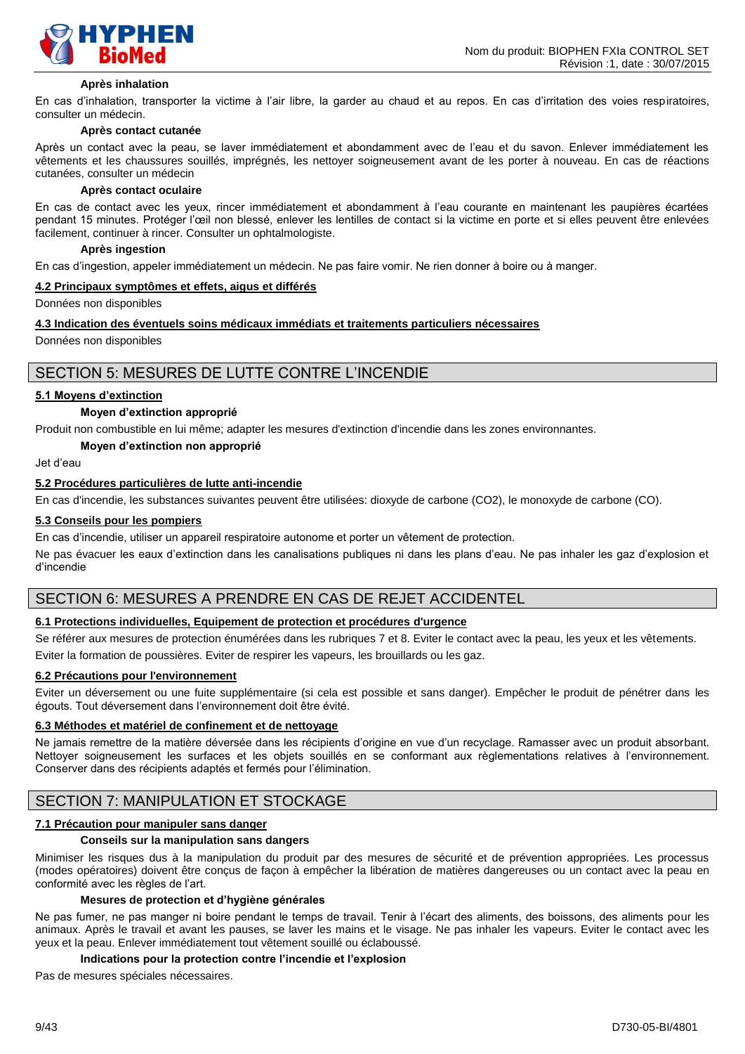#### Après inhalation

En cas d'inhalation, transporter la victime à l'air libre, la garder au chaud et au repos. En cas d'irritation des voies respiratoires, consulter un médecin.

#### Après contact cutanée

Après un contact avec la peau, se laver immédiatement et abondamment avec de l'eau et du savon. Enlever immédiatement les vêtements et les chaussures souillés, imprégnés, les nettoyer soigneusement avant de les porter à nouveau. En cas de réactions cutanées, consulter un médecin

#### Après contact oculaire

En cas de contact avec les yeux, rincer immédiatement et abondamment à l'eau courante en maintenant les paupières écartées pendant 15 minutes. Protéger l'œil non blessé, enlever les lentilles de contact si la victime en porte et si elles peuvent être enlevées facilement, continuer à rincer. Consulter un ophtalmologiste.

#### Après ingestion

En cas d'ingestion, appeler immédiatement un médecin. Ne pas faire vomir. Ne rien donner à boire ou à manger.

### 4.2 Principaux symptômes et effets, aigus et différés

Données non disponibles

### 4.3 Indication des éventuels soins médicaux immédiats et traitements particuliers nécessaires

Données non disponibles

## SECTION 5: MESURES DE LUTTE CONTRE L'INCENDIE

### 5.1 Moyens d'extinction

#### Moyen d'extinction approprié

Produit non combustible en lui même; adapter les mesures d'extinction d'incendie dans les zones environnantes.

#### Moyen d'extinction non approprié

Jet d'eau

### 5.2 Procédures particulières de lutte anti-incendie

En cas d'incendie, les substances suivantes peuvent être utilisées: dioxyde de carbone ($CO_2$), le monoxyde de carbone (CO).

### 5.3 Conseils pour les pompiers

En cas d'incendie, utiliser un appareil respiratoire autonome et porter un vêtement de protection.

Ne pas évacuer les eaux d'extinction dans les canalisations publiques ni dans les plans d'eau. Ne pas inhaler les gaz d'explosion et d'incendie

## SECTION 6: MESURES A PRENDRE EN CAS DE REJET ACCIDENTEL

### 6.1 Protections individuelles, Equipement de protection et procédures d'urgence

Se référer aux mesures de protection énumérées dans les rubriques 7 et 8. Eviter le contact avec la peau, les yeux et les vêtements.

Eviter la formation de poussières. Eviter de respirer les vapeurs, les brouillards ou les gaz.

### 6.2 Précautions pour l'environnement

Eviter un déversement ou une fuite supplémentaire (si cela est possible et sans danger). Empêcher le produit de pénétrer dans les égouts. Tout déversement dans l'environnement doit être évité.

### 6.3 Méthodes et matériel de confinement et de nettoyage

Ne jamais remettre de la matière déversée dans les récipients d'origine en vue d'un recyclage. Ramasser avec un produit absorbant. Nettoyer soigneusement les surfaces et les objets souillés en se conformant aux règlementations relatives à l'environnement. Conserver dans des récipients adaptés et fermés pour l'élimination.

## SECTION 7: MANIPULATION ET STOCKAGE

### 7.1 Précaution pour manipuler sans danger

#### Conseils sur la manipulation sans dangers

Minimiser les risques dus à la manipulation du produit par des mesures de sécurité et de prévention appropriées. Les processus (modes opératoires) doivent être conçus de façon à empêcher la libération de matières dangereuses ou un contact avec la peau en conformité avec les règles de l'art.

#### Mesures de protection et d'hygiène générales

Ne pas fumer, ne pas manger ni boire pendant le temps de travail. Tenir à l'écart des aliments, des boissons, des aliments pour les animaux. Après le travail et avant les pauses, se laver les mains et le visage. Ne pas inhaler les vapeurs. Eviter le contact avec les yeux et la peau. Enlever immédiatement tout vêtement souillé ou éclaboussé.

#### Indications pour la protection contre l'incendie et l'explosion

Pas de mesures spéciales nécessaires.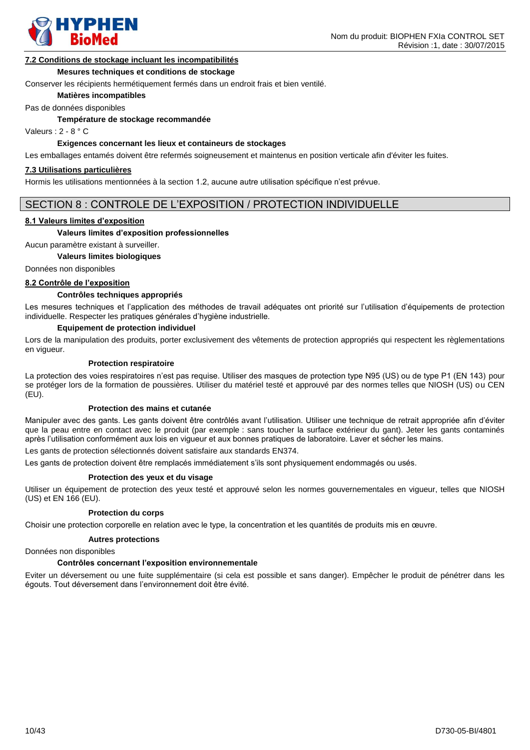### 7.2 Conditions de stockage incluant les incompatibilités

**Mesures techniques et conditions de stockage**

Conserver les récipients hermétiquement fermés dans un endroit frais et bien ventilé.

**Matières incompatibles**

Pas de données disponibles

**Température de stockage recommandée**

Valeurs : 2 - 8 ° C

**Exigences concernant les lieux et containeurs de stockages**

Les emballages entamés doivent être refermés soigneusement et maintenus en position verticale afin d'éviter les fuites.

### 7.3 Utilisations particulières

Hormis les utilisations mentionnées à la section 1.2, aucune autre utilisation spécifique n'est prévue.

## SECTION 8 : CONTROLE DE L'EXPOSITION / PROTECTION INDIVIDUELLE

### 8.1 Valeurs limites d'exposition

**Valeurs limites d'exposition professionnelles**

Aucun paramètre existant à surveiller.

**Valeurs limites biologiques**

Données non disponibles

### 8.2 Contrôle de l'exposition

**Contrôles techniques appropriés**

Les mesures techniques et l'application des méthodes de travail adéquates ont priorité sur l'utilisation d'équipements de protection individuelle. Respecter les pratiques générales d'hygiène industrielle.

**Equipement de protection individuel**

Lors de la manipulation des produits, porter exclusivement des vêtements de protection appropriés qui respectent les règlementations en vigueur.

**Protection respiratoire**

La protection des voies respiratoires n'est pas requise. Utiliser des masques de protection type N95 (US) ou de type P1 (EN 143) pour se protéger lors de la formation de poussières. Utiliser du matériel testé et approuvé par des normes telles que NIOSH (US) ou CEN (EU).

**Protection des mains et cutanée**

Manipuler avec des gants. Les gants doivent être contrôlés avant l'utilisation. Utiliser une technique de retrait appropriée afin d'éviter que la peau entre en contact avec le produit (par exemple : sans toucher la surface extérieur du gant). Jeter les gants contaminés après l'utilisation conformément aux lois en vigueur et aux bonnes pratiques de laboratoire. Laver et sécher les mains.

Les gants de protection sélectionnés doivent satisfaire aux standards EN374.

Les gants de protection doivent être remplacés immédiatement s'ils sont physiquement endommagés ou usés.

**Protection des yeux et du visage**

Utiliser un équipement de protection des yeux testé et approuvé selon les normes gouvernementales en vigueur, telles que NIOSH (US) et EN 166 (EU).

**Protection du corps**

Choisir une protection corporelle en relation avec le type, la concentration et les quantités de produits mis en œuvre.

**Autres protections**

Données non disponibles

**Contrôles concernant l'exposition environnementale**

Eviter un déversement ou une fuite supplémentaire (si cela est possible et sans danger). Empêcher le produit de pénétrer dans les égouts. Tout déversement dans l'environnement doit être évité.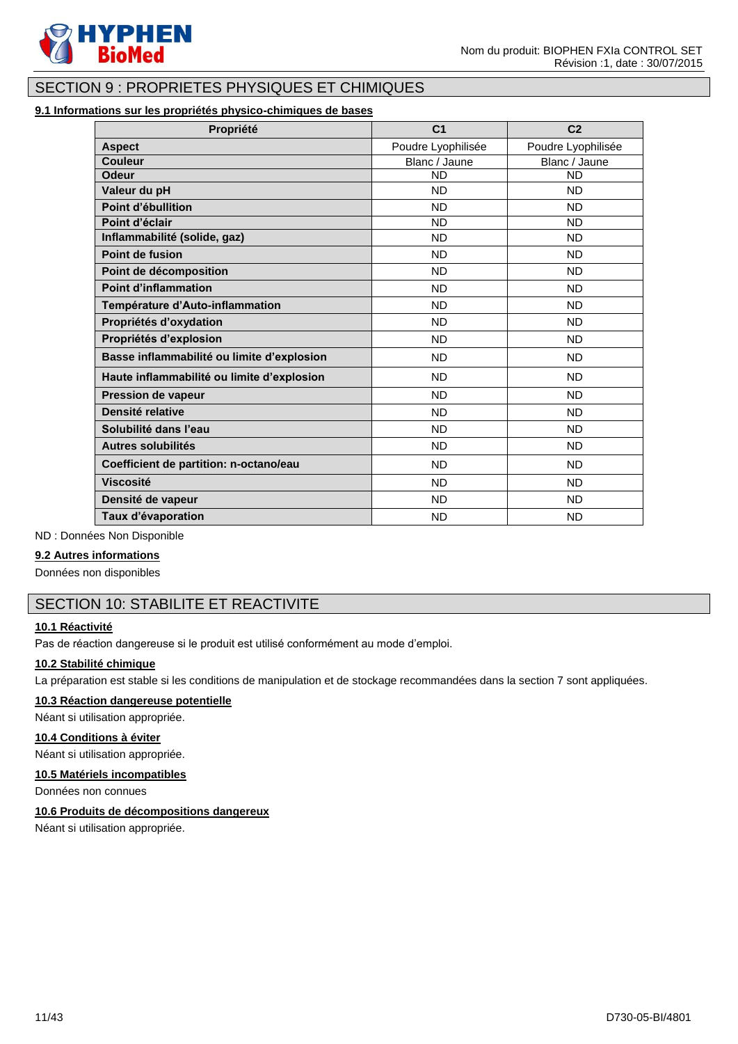## SECTION 9 : PROPRIETES PHYSIQUES ET CHIMIQUES

### 9.1 Informations sur les propriétés physico-chimiques de bases

| Propriété | C1 | C2 |
|---|---|---|
| **Aspect** | Poudre Lyophilisée | Poudre Lyophilisée |
| **Couleur** | Blanc / Jaune | Blanc / Jaune |
| **Odeur** | ND | ND |
| **Valeur du pH** | ND | ND |
| **Point d'ébullition** | ND | ND |
| **Point d'éclair** | ND | ND |
| **Inflammabilité (solide, gaz)** | ND | ND |
| **Point de fusion** | ND | ND |
| **Point de décomposition** | ND | ND |
| **Point d'inflammation** | ND | ND |
| **Température d'Auto-inflammation** | ND | ND |
| **Propriétés d'oxydation** | ND | ND |
| **Propriétés d'explosion** | ND | ND |
| **Basse inflammabilité ou limite d'explosion** | ND | ND |
| **Haute inflammabilité ou limite d'explosion** | ND | ND |
| **Pression de vapeur** | ND | ND |
| **Densité relative** | ND | ND |
| **Solubilité dans l'eau** | ND | ND |
| **Autres solubilités** | ND | ND |
| **Coefficient de partition: n-octano/eau** | ND | ND |
| **Viscosité** | ND | ND |
| **Densité de vapeur** | ND | ND |
| **Taux d'évaporation** | ND | ND |

ND : Données Non Disponible

### 9.2 Autres informations

Données non disponibles

## SECTION 10: STABILITE ET REACTIVITE

### 10.1 Réactivité

Pas de réaction dangereuse si le produit est utilisé conformément au mode d'emploi.

### 10.2 Stabilité chimique

La préparation est stable si les conditions de manipulation et de stockage recommandées dans la section 7 sont appliquées.

### 10.3 Réaction dangereuse potentielle

Néant si utilisation appropriée.

### 10.4 Conditions à éviter

Néant si utilisation appropriée.

### 10.5 Matériels incompatibles

Données non connues

### 10.6 Produits de décompositions dangereux

Néant si utilisation appropriée.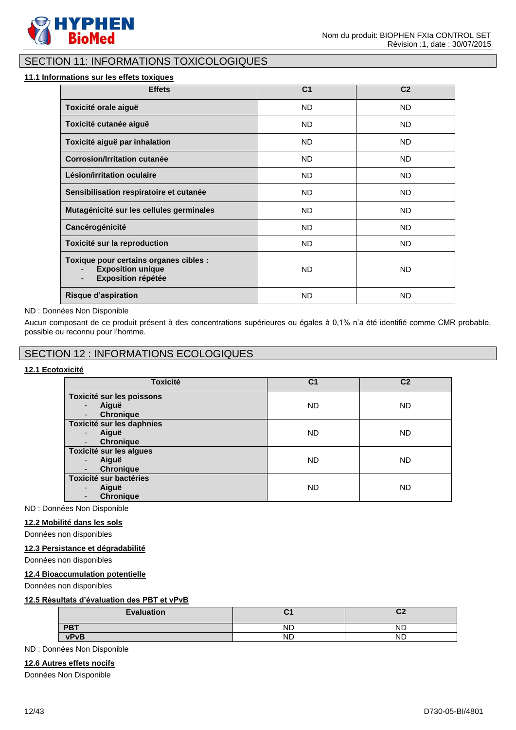## SECTION 11: INFORMATIONS TOXICOLOGIQUES

### 11.1 Informations sur les effets toxiques

| Effets | C1 | C2 |
|---|---|---|
| **Toxicité orale aiguë** | ND | ND |
| **Toxicité cutanée aiguë** | ND | ND |
| **Toxicité aiguë par inhalation** | ND | ND |
| **Corrosion/Irritation cutanée** | ND | ND |
| **Lésion/irritation oculaire** | ND | ND |
| **Sensibilisation respiratoire et cutanée** | ND | ND |
| **Mutagénicité sur les cellules germinales** | ND | ND |
| **Cancérogénicité** | ND | ND |
| **Toxicité sur la reproduction** | ND | ND |
| **Toxique pour certains organes cibles :** - **Exposition unique** - **Exposition répétée** | ND | ND |
| **Risque d'aspiration** | ND | ND |

ND : Données Non Disponible

Aucun composant de ce produit présent à des concentrations supérieures ou égales à 0,1% n'a été identifié comme CMR probable, possible ou reconnu pour l'homme.

## SECTION 12 : INFORMATIONS ECOLOGIQUES

### 12.1 Ecotoxicité

| Toxicité | C1 | C2 |
|---|---|---|
| **Toxicité sur les poissons** - **Aiguë** - **Chronique** | ND | ND |
| **Toxicité sur les daphnies** - **Aiguë** - **Chronique** | ND | ND |
| **Toxicité sur les algues** - **Aiguë** - **Chronique** | ND | ND |
| **Toxicité sur bactéries** - **Aiguë** - **Chronique** | ND | ND |

ND : Données Non Disponible

### 12.2 Mobilité dans les sols

Données non disponibles

### 12.3 Persistance et dégradabilité

Données non disponibles

### 12.4 Bioaccumulation potentielle

Données non disponibles

### 12.5 Résultats d'évaluation des PBT et vPvB

| Evaluation | C1 | C2 |
|---|---|---|
| **PBT** | ND | ND |
| **vPvB** | ND | ND |

ND : Données Non Disponible

### 12.6 Autres effets nocifs

Données Non Disponible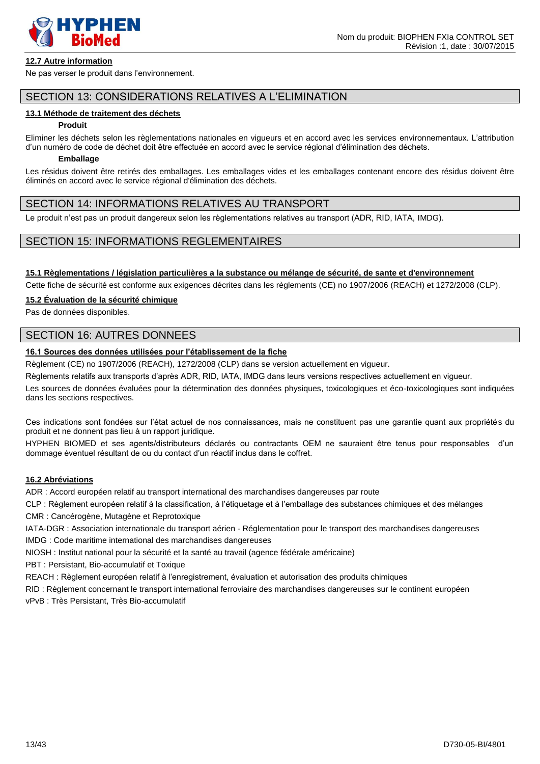#### 12.7 Autre information

Ne pas verser le produit dans l'environnement.

## SECTION 13: CONSIDERATIONS RELATIVES A L'ELIMINATION

#### 13.1 Méthode de traitement des déchets

**Produit**

Eliminer les déchets selon les règlementations nationales en vigueurs et en accord avec les services environnementaux. L'attribution d'un numéro de code de déchet doit être effectuée en accord avec le service régional d'élimination des déchets.

**Emballage**

Les résidus doivent être retirés des emballages. Les emballages vides et les emballages contenant encore des résidus doivent être éliminés en accord avec le service régional d'élimination des déchets.

## SECTION 14: INFORMATIONS RELATIVES AU TRANSPORT

Le produit n'est pas un produit dangereux selon les règlementations relatives au transport (ADR, RID, IATA, IMDG).

## SECTION 15: INFORMATIONS REGLEMENTAIRES

#### 15.1 Règlementations / législation particulières a la substance ou mélange de sécurité, de sante et d'environnement

Cette fiche de sécurité est conforme aux exigences décrites dans les règlements (CE) no 1907/2006 (REACH) et 1272/2008 (CLP).

#### 15.2 Évaluation de la sécurité chimique

Pas de données disponibles.

## SECTION 16: AUTRES DONNEES

#### 16.1 Sources des données utilisées pour l'établissement de la fiche

Règlement (CE) no 1907/2006 (REACH), 1272/2008 (CLP) dans se version actuellement en vigueur.

Règlements relatifs aux transports d'après ADR, RID, IATA, IMDG dans leurs versions respectives actuellement en vigueur.

Les sources de données évaluées pour la détermination des données physiques, toxicologiques et éco-toxicologiques sont indiquées dans les sections respectives.

Ces indications sont fondées sur l'état actuel de nos connaissances, mais ne constituent pas une garantie quant aux propriétés du produit et ne donnent pas lieu à un rapport juridique.

HYPHEN BIOMED et ses agents/distributeurs déclarés ou contractants OEM ne sauraient être tenus pour responsables d'un dommage éventuel résultant de ou du contact d'un réactif inclus dans le coffret.

#### 16.2 Abréviations

ADR : Accord européen relatif au transport international des marchandises dangereuses par route

CLP : Règlement européen relatif à la classification, à l'étiquetage et à l'emballage des substances chimiques et des mélanges

CMR : Cancérogène, Mutagène et Reprotoxique

IATA-DGR : Association internationale du transport aérien - Réglementation pour le transport des marchandises dangereuses

IMDG : Code maritime international des marchandises dangereuses

NIOSH : Institut national pour la sécurité et la santé au travail (agence fédérale américaine)

PBT : Persistant, Bio-accumulatif et Toxique

REACH : Règlement européen relatif à l'enregistrement, évaluation et autorisation des produits chimiques

RID : Règlement concernant le transport international ferroviaire des marchandises dangereuses sur le continent européen

vPvB : Très Persistant, Très Bio-accumulatif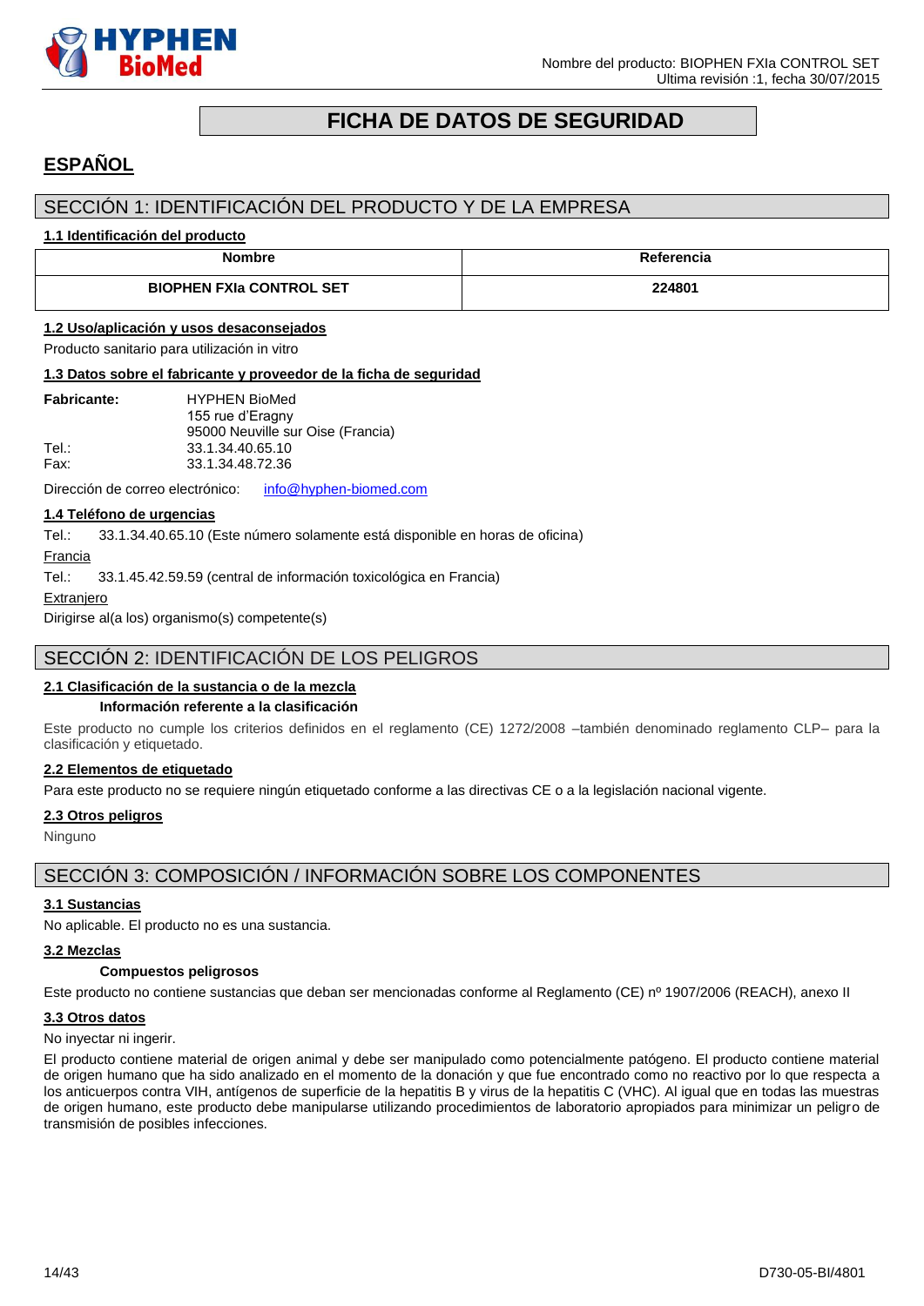# FICHA DE DATOS DE SEGURIDAD

## ESPAÑOL

## SECCIÓN 1: IDENTIFICACIÓN DEL PRODUCTO Y DE LA EMPRESA

### 1.1 Identificación del producto

| Nombre | Referencia |
|---|---|
| **BIOPHEN FXIa CONTROL SET** | **224801** |

### 1.2 Uso/aplicación y usos desaconsejados

Producto sanitario para utilización in vitro

### 1.3 Datos sobre el fabricante y proveedor de la ficha de seguridad

**Fabricante:** HYPHEN BioMed
155 rue d'Eragny
95000 Neuville sur Oise (Francia)
Tel.: 33.1.34.40.65.10
Fax: 33.1.34.48.72.36

Dirección de correo electrónico: info@hyphen-biomed.com

### 1.4 Teléfono de urgencias

Tel.: 33.1.34.40.65.10 (Este número solamente está disponible en horas de oficina)

Francia

Tel.: 33.1.45.42.59.59 (central de información toxicológica en Francia)

Extranjero

Dirigirse al(a los) organismo(s) competente(s)

## SECCIÓN 2: IDENTIFICACIÓN DE LOS PELIGROS

### 2.1 Clasificación de la sustancia o de la mezcla

**Información referente a la clasificación**

Este producto no cumple los criterios definidos en el reglamento (CE) 1272/2008 –también denominado reglamento CLP– para la clasificación y etiquetado.

### 2.2 Elementos de etiquetado

Para este producto no se requiere ningún etiquetado conforme a las directivas CE o a la legislación nacional vigente.

### 2.3 Otros peligros

Ninguno

## SECCIÓN 3: COMPOSICIÓN / INFORMACIÓN SOBRE LOS COMPONENTES

### 3.1 Sustancias

No aplicable. El producto no es una sustancia.

### 3.2 Mezclas

**Compuestos peligrosos**

Este producto no contiene sustancias que deban ser mencionadas conforme al Reglamento (CE) nº 1907/2006 (REACH), anexo II

### 3.3 Otros datos

No inyectar ni ingerir.

El producto contiene material de origen animal y debe ser manipulado como potencialmente patógeno. El producto contiene material de origen humano que ha sido analizado en el momento de la donación y que fue encontrado como no reactivo por lo que respecta a los anticuerpos contra VIH, antígenos de superficie de la hepatitis B y virus de la hepatitis C (VHC). Al igual que en todas las muestras de origen humano, este producto debe manipularse utilizando procedimientos de laboratorio apropiados para minimizar un peligro de transmisión de posibles infecciones.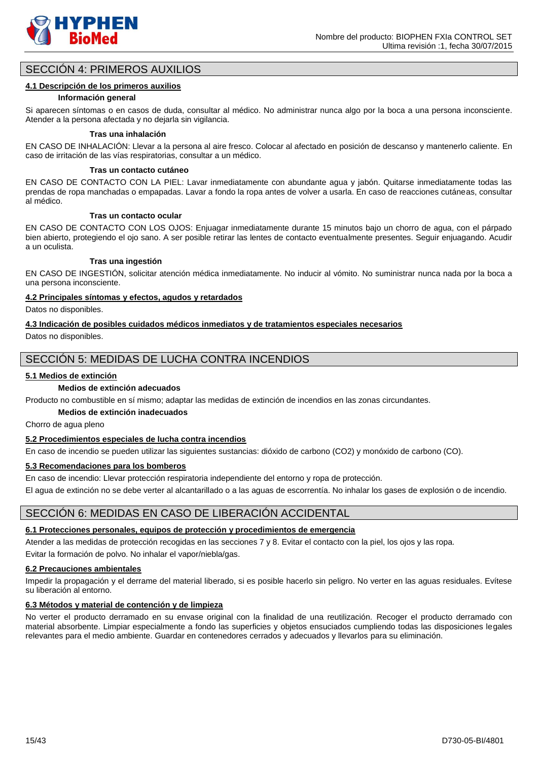## SECCIÓN 4: PRIMEROS AUXILIOS

### 4.1 Descripción de los primeros auxilios

**Información general**

Si aparecen síntomas o en casos de duda, consultar al médico. No administrar nunca algo por la boca a una persona inconsciente. Atender a la persona afectada y no dejarla sin vigilancia.

**Tras una inhalación**

EN CASO DE INHALACIÓN: Llevar a la persona al aire fresco. Colocar al afectado en posición de descanso y mantenerlo caliente. En caso de irritación de las vías respiratorias, consultar a un médico.

**Tras un contacto cutáneo**

EN CASO DE CONTACTO CON LA PIEL: Lavar inmediatamente con abundante agua y jabón. Quitarse inmediatamente todas las prendas de ropa manchadas o empapadas. Lavar a fondo la ropa antes de volver a usarla. En caso de reacciones cutáneas, consultar al médico.

**Tras un contacto ocular**

EN CASO DE CONTACTO CON LOS OJOS: Enjuagar inmediatamente durante 15 minutos bajo un chorro de agua, con el párpado bien abierto, protegiendo el ojo sano. A ser posible retirar las lentes de contacto eventualmente presentes. Seguir enjuagando. Acudir a un oculista.

**Tras una ingestión**

EN CASO DE INGESTIÓN, solicitar atención médica inmediatamente. No inducir al vómito. No suministrar nunca nada por la boca a una persona inconsciente.

### 4.2 Principales síntomas y efectos, agudos y retardados

Datos no disponibles.

### 4.3 Indicación de posibles cuidados médicos inmediatos y de tratamientos especiales necesarios

Datos no disponibles.

## SECCIÓN 5: MEDIDAS DE LUCHA CONTRA INCENDIOS

### 5.1 Medios de extinción

**Medios de extinción adecuados**

Producto no combustible en sí mismo; adaptar las medidas de extinción de incendios en las zonas circundantes.

**Medios de extinción inadecuados**

Chorro de agua pleno

### 5.2 Procedimientos especiales de lucha contra incendios

En caso de incendio se pueden utilizar las siguientes sustancias: dióxido de carbono ($CO_2$) y monóxido de carbono (CO).

### 5.3 Recomendaciones para los bomberos

En caso de incendio: Llevar protección respiratoria independiente del entorno y ropa de protección.

El agua de extinción no se debe verter al alcantarillado o a las aguas de escorrentía. No inhalar los gases de explosión o de incendio.

## SECCIÓN 6: MEDIDAS EN CASO DE LIBERACIÓN ACCIDENTAL

### 6.1 Protecciones personales, equipos de protección y procedimientos de emergencia

Atender a las medidas de protección recogidas en las secciones 7 y 8. Evitar el contacto con la piel, los ojos y las ropa.

Evitar la formación de polvo. No inhalar el vapor/niebla/gas.

### 6.2 Precauciones ambientales

Impedir la propagación y el derrame del material liberado, si es posible hacerlo sin peligro. No verter en las aguas residuales. Evítese su liberación al entorno.

### 6.3 Métodos y material de contención y de limpieza

No verter el producto derramado en su envase original con la finalidad de una reutilización. Recoger el producto derramado con material absorbente. Limpiar especialmente a fondo las superficies y objetos ensuciados cumpliendo todas las disposiciones legales relevantes para el medio ambiente. Guardar en contenedores cerrados y adecuados y llevarlos para su eliminación.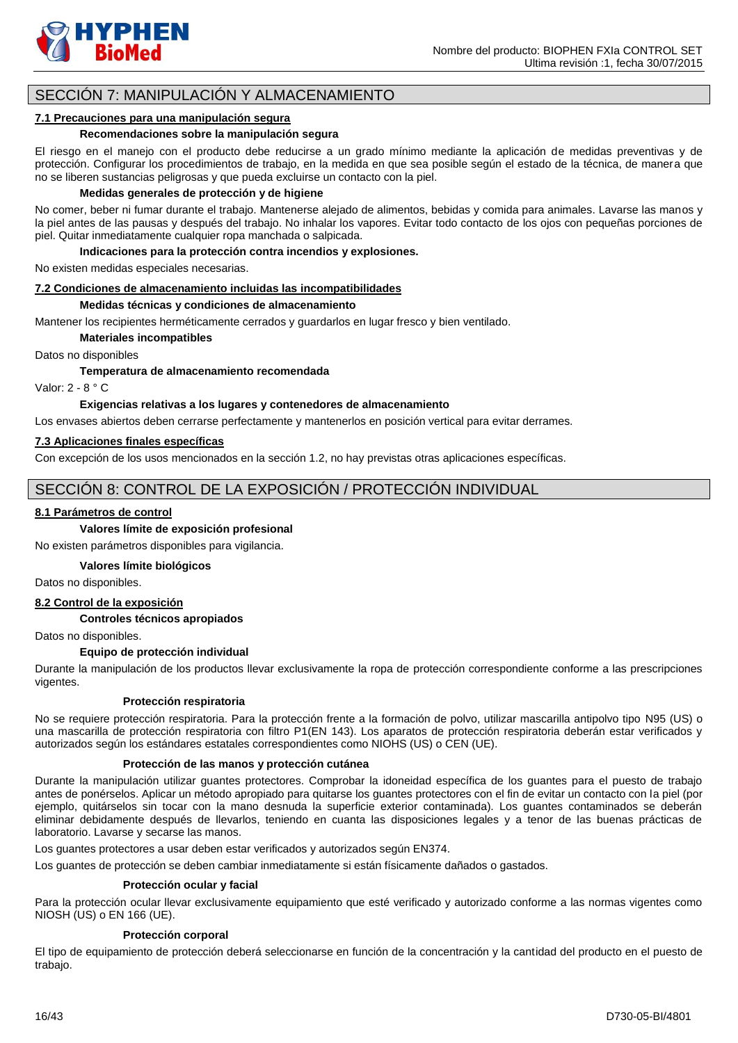## SECCIÓN 7: MANIPULACIÓN Y ALMACENAMIENTO

### 7.1 Precauciones para una manipulación segura

**Recomendaciones sobre la manipulación segura**

El riesgo en el manejo con el producto debe reducirse a un grado mínimo mediante la aplicación de medidas preventivas y de protección. Configurar los procedimientos de trabajo, en la medida en que sea posible según el estado de la técnica, de manera que no se liberen sustancias peligrosas y que pueda excluirse un contacto con la piel.

**Medidas generales de protección y de higiene**

No comer, beber ni fumar durante el trabajo. Mantenerse alejado de alimentos, bebidas y comida para animales. Lavarse las manos y la piel antes de las pausas y después del trabajo. No inhalar los vapores. Evitar todo contacto de los ojos con pequeñas porciones de piel. Quitar inmediatamente cualquier ropa manchada o salpicada.

**Indicaciones para la protección contra incendios y explosiones.**

No existen medidas especiales necesarias.

### 7.2 Condiciones de almacenamiento incluidas las incompatibilidades

**Medidas técnicas y condiciones de almacenamiento**

Mantener los recipientes herméticamente cerrados y guardarlos en lugar fresco y bien ventilado.

**Materiales incompatibles**

Datos no disponibles

**Temperatura de almacenamiento recomendada**

Valor: 2 - 8 ° C

**Exigencias relativas a los lugares y contenedores de almacenamiento**

Los envases abiertos deben cerrarse perfectamente y mantenerlos en posición vertical para evitar derrames.

### 7.3 Aplicaciones finales específicas

Con excepción de los usos mencionados en la sección 1.2, no hay previstas otras aplicaciones específicas.

## SECCIÓN 8: CONTROL DE LA EXPOSICIÓN / PROTECCIÓN INDIVIDUAL

### 8.1 Parámetros de control

**Valores límite de exposición profesional**

No existen parámetros disponibles para vigilancia.

**Valores límite biológicos**

Datos no disponibles.

### 8.2 Control de la exposición

**Controles técnicos apropiados**

Datos no disponibles.

**Equipo de protección individual**

Durante la manipulación de los productos llevar exclusivamente la ropa de protección correspondiente conforme a las prescripciones vigentes.

**Protección respiratoria**

No se requiere protección respiratoria. Para la protección frente a la formación de polvo, utilizar mascarilla antipolvo tipo N95 (US) o una mascarilla de protección respiratoria con filtro P1(EN 143). Los aparatos de protección respiratoria deberán estar verificados y autorizados según los estándares estatales correspondientes como NIOHS (US) o CEN (UE).

**Protección de las manos y protección cutánea**

Durante la manipulación utilizar guantes protectores. Comprobar la idoneidad específica de los guantes para el puesto de trabajo antes de ponérselos. Aplicar un método apropiado para quitarse los guantes protectores con el fin de evitar un contacto con la piel (por ejemplo, quitárselos sin tocar con la mano desnuda la superficie exterior contaminada). Los guantes contaminados se deberán eliminar debidamente después de llevarlos, teniendo en cuanta las disposiciones legales y a tenor de las buenas prácticas de laboratorio. Lavarse y secarse las manos.

Los guantes protectores a usar deben estar verificados y autorizados según EN374.

Los guantes de protección se deben cambiar inmediatamente si están físicamente dañados o gastados.

**Protección ocular y facial**

Para la protección ocular llevar exclusivamente equipamiento que esté verificado y autorizado conforme a las normas vigentes como NIOSH (US) o EN 166 (UE).

**Protección corporal**

El tipo de equipamiento de protección deberá seleccionarse en función de la concentración y la cantidad del producto en el puesto de trabajo.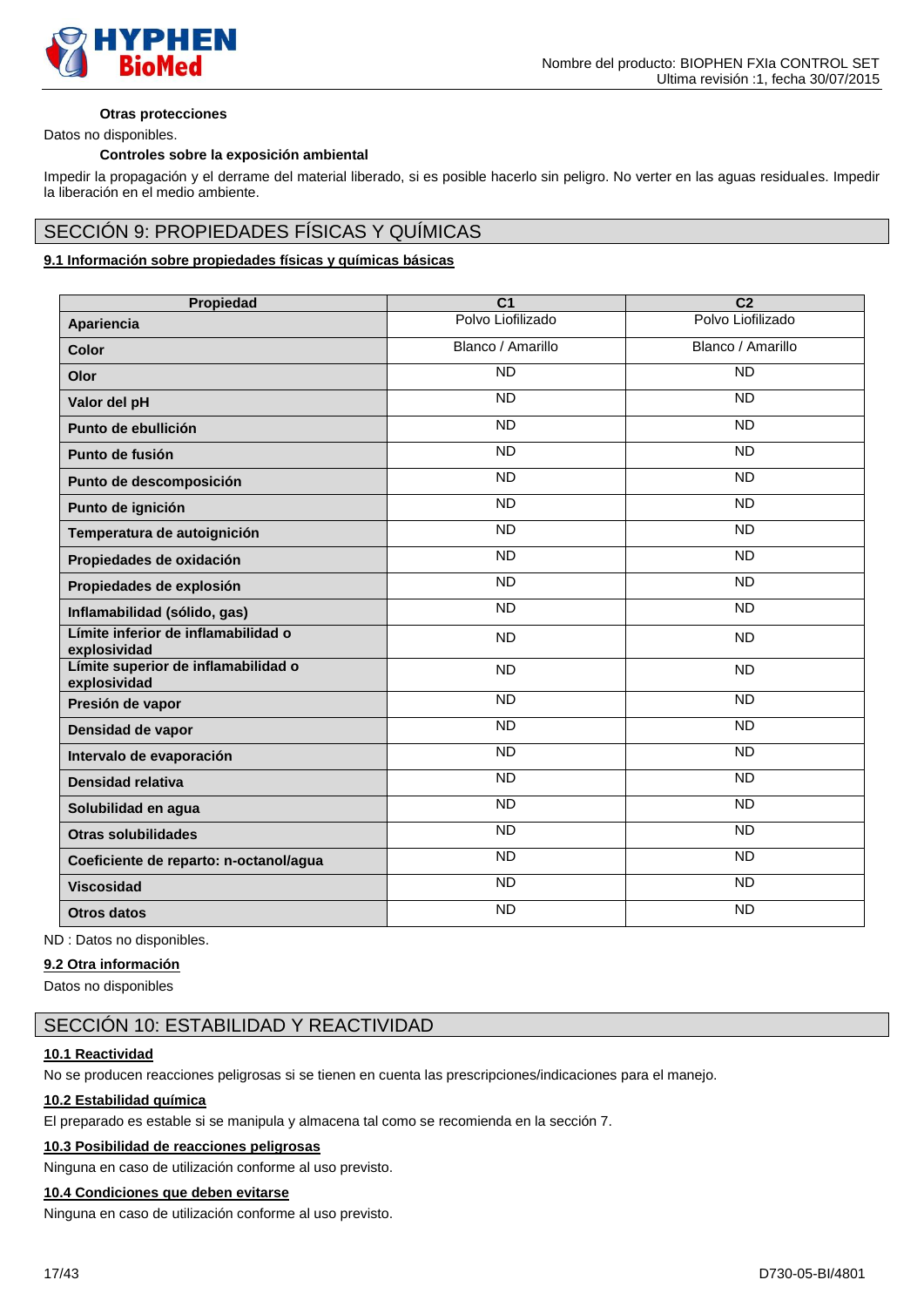**Otras protecciones**

Datos no disponibles.

**Controles sobre la exposición ambiental**

Impedir la propagación y el derrame del material liberado, si es posible hacerlo sin peligro. No verter en las aguas residuales. Impedir la liberación en el medio ambiente.

# SECCIÓN 9: PROPIEDADES FÍSICAS Y QUÍMICAS

## 9.1 Información sobre propiedades físicas y químicas básicas

| Propiedad | C1 | C2 |
|---|---|---|
| **Apariencia** | Polvo Liofilizado | Polvo Liofilizado |
| **Color** | Blanco / Amarillo | Blanco / Amarillo |
| **Olor** | ND | ND |
| **Valor del pH** | ND | ND |
| **Punto de ebullición** | ND | ND |
| **Punto de fusión** | ND | ND |
| **Punto de descomposición** | ND | ND |
| **Punto de ignición** | ND | ND |
| **Temperatura de autoignición** | ND | ND |
| **Propiedades de oxidación** | ND | ND |
| **Propiedades de explosión** | ND | ND |
| **Inflamabilidad (sólido, gas)** | ND | ND |
| **Límite inferior de inflamabilidad o explosividad** | ND | ND |
| **Límite superior de inflamabilidad o explosividad** | ND | ND |
| **Presión de vapor** | ND | ND |
| **Densidad de vapor** | ND | ND |
| **Intervalo de evaporación** | ND | ND |
| **Densidad relativa** | ND | ND |
| **Solubilidad en agua** | ND | ND |
| **Otras solubilidades** | ND | ND |
| **Coeficiente de reparto: n-octanol/agua** | ND | ND |
| **Viscosidad** | ND | ND |
| **Otros datos** | ND | ND |

ND : Datos no disponibles.

## 9.2 Otra información

Datos no disponibles

# SECCIÓN 10: ESTABILIDAD Y REACTIVIDAD

## 10.1 Reactividad

No se producen reacciones peligrosas si se tienen en cuenta las prescripciones/indicaciones para el manejo.

## 10.2 Estabilidad química

El preparado es estable si se manipula y almacena tal como se recomienda en la sección 7.

## 10.3 Posibilidad de reacciones peligrosas

Ninguna en caso de utilización conforme al uso previsto.

## 10.4 Condiciones que deben evitarse

Ninguna en caso de utilización conforme al uso previsto.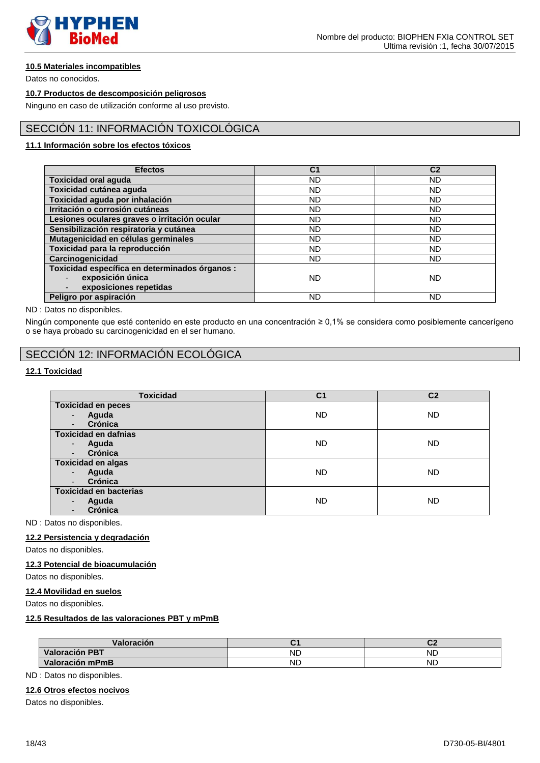#### 10.5 Materiales incompatibles

Datos no conocidos.

#### 10.7 Productos de descomposición peligrosos

Ninguno en caso de utilización conforme al uso previsto.

## SECCIÓN 11: INFORMACIÓN TOXICOLÓGICA

#### 11.1 Información sobre los efectos tóxicos

| Efectos | C1 | C2 |
|---|---|---|
| **Toxicidad oral aguda** | ND | ND |
| **Toxicidad cutánea aguda** | ND | ND |
| **Toxicidad aguda por inhalación** | ND | ND |
| **Irritación o corrosión cutáneas** | ND | ND |
| **Lesiones oculares graves o irritación ocular** | ND | ND |
| **Sensibilización respiratoria y cutánea** | ND | ND |
| **Mutagenicidad en células germinales** | ND | ND |
| **Toxicidad para la reproducción** | ND | ND |
| **Carcinogenicidad** | ND | ND |
| **Toxicidad específica en determinados órganos :** - **exposición única** - **exposiciones repetidas** | ND | ND |
| **Peligro por aspiración** | ND | ND |

ND : Datos no disponibles.

Ningún componente que esté contenido en este producto en una concentración ≥ 0,1% se considera como posiblemente cancerígeno o se haya probado su carcinogenicidad en el ser humano.

## SECCIÓN 12: INFORMACIÓN ECOLÓGICA

#### 12.1 Toxicidad

| Toxicidad | C1 | C2 |
|---|---|---|
| **Toxicidad en peces** - **Aguda** - **Crónica** | ND | ND |
| **Toxicidad en dafnias** - **Aguda** - **Crónica** | ND | ND |
| **Toxicidad en algas** - **Aguda** - **Crónica** | ND | ND |
| **Toxicidad en bacterias** - **Aguda** - **Crónica** | ND | ND |

ND : Datos no disponibles.

#### 12.2 Persistencia y degradación

Datos no disponibles.

#### 12.3 Potencial de bioacumulación

Datos no disponibles.

#### 12.4 Movilidad en suelos

Datos no disponibles.

#### 12.5 Resultados de las valoraciones PBT y mPmB

| Valoración | C1 | C2 |
|---|---|---|
| **Valoración PBT** | ND | ND |
| **Valoración mPmB** | ND | ND |

ND : Datos no disponibles.

#### 12.6 Otros efectos nocivos

Datos no disponibles.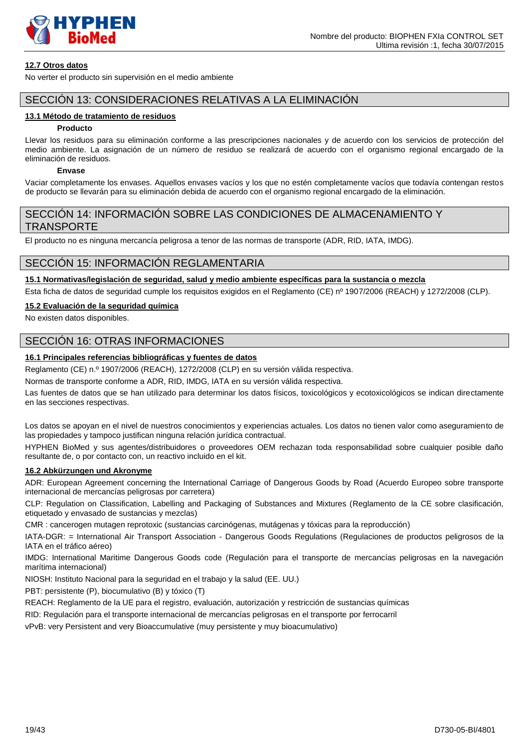### 12.7 Otros datos

No verter el producto sin supervisión en el medio ambiente

## SECCIÓN 13: CONSIDERACIONES RELATIVAS A LA ELIMINACIÓN

### 13.1 Método de tratamiento de residuos

**Producto**

Llevar los residuos para su eliminación conforme a las prescripciones nacionales y de acuerdo con los servicios de protección del medio ambiente. La asignación de un número de residuo se realizará de acuerdo con el organismo regional encargado de la eliminación de residuos.

**Envase**

Vaciar completamente los envases. Aquellos envases vacíos y los que no estén completamente vacíos que todavía contengan restos de producto se llevarán para su eliminación debida de acuerdo con el organismo regional encargado de la eliminación.

## SECCIÓN 14: INFORMACIÓN SOBRE LAS CONDICIONES DE ALMACENAMIENTO Y TRANSPORTE

El producto no es ninguna mercancía peligrosa a tenor de las normas de transporte (ADR, RID, IATA, IMDG).

## SECCIÓN 15: INFORMACIÓN REGLAMENTARIA

### 15.1 Normativas/legislación de seguridad, salud y medio ambiente específicas para la sustancia o mezcla

Esta ficha de datos de seguridad cumple los requisitos exigidos en el Reglamento (CE) nº 1907/2006 (REACH) y 1272/2008 (CLP).

### 15.2 Evaluación de la seguridad química

No existen datos disponibles.

## SECCIÓN 16: OTRAS INFORMACIONES

### 16.1 Principales referencias bibliográficas y fuentes de datos

Reglamento (CE) n.º 1907/2006 (REACH), 1272/2008 (CLP) en su versión válida respectiva.

Normas de transporte conforme a ADR, RID, IMDG, IATA en su versión válida respectiva.

Las fuentes de datos que se han utilizado para determinar los datos físicos, toxicológicos y ecotoxicológicos se indican directamente en las secciones respectivas.

Los datos se apoyan en el nivel de nuestros conocimientos y experiencias actuales. Los datos no tienen valor como aseguramiento de las propiedades y tampoco justifican ninguna relación jurídica contractual.

HYPHEN BioMed y sus agentes/distribuidores o proveedores OEM rechazan toda responsabilidad sobre cualquier posible daño resultante de, o por contacto con, un reactivo incluido en el kit.

### 16.2 Abkürzungen und Akronyme

ADR: European Agreement concerning the International Carriage of Dangerous Goods by Road (Acuerdo Europeo sobre transporte internacional de mercancías peligrosas por carretera)

CLP: Regulation on Classification, Labelling and Packaging of Substances and Mixtures (Reglamento de la CE sobre clasificación, etiquetado y envasado de sustancias y mezclas)

CMR : cancerogen mutagen reprotoxic (sustancias carcinógenas, mutágenas y tóxicas para la reproducción)

IATA-DGR: = International Air Transport Association - Dangerous Goods Regulations (Regulaciones de productos peligrosos de la IATA en el tráfico aéreo)

IMDG: International Maritime Dangerous Goods code (Regulación para el transporte de mercancías peligrosas en la navegación marítima internacional)

NIOSH: Instituto Nacional para la seguridad en el trabajo y la salud (EE. UU.)

PBT: persistente (P), biocumulativo (B) y tóxico (T)

REACH: Reglamento de la UE para el registro, evaluación, autorización y restricción de sustancias químicas

RID: Regulación para el transporte internacional de mercancías peligrosas en el transporte por ferrocarril

vPvB: very Persistent and very Bioaccumulative (muy persistente y muy bioacumulativo)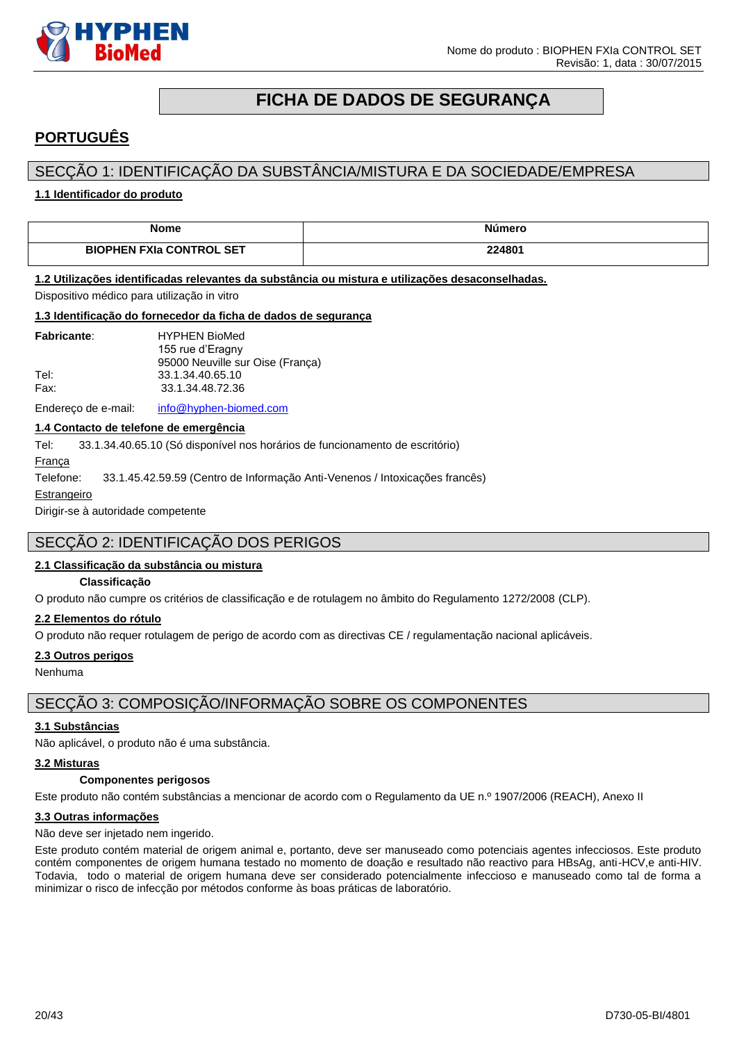# FICHA DE DADOS DE SEGURANÇA

## PORTUGUÊS

## SECÇÃO 1: IDENTIFICAÇÃO DA SUBSTÂNCIA/MISTURA E DA SOCIEDADE/EMPRESA

### 1.1 Identificador do produto

| Nome | Número |
|---|---|
| **BIOPHEN FXIa CONTROL SET** | **224801** |

### 1.2 Utilizações identificadas relevantes da substância ou mistura e utilizações desaconselhadas.

Dispositivo médico para utilização in vitro

### 1.3 Identificação do fornecedor da ficha de dados de segurança

**Fabricante**: HYPHEN BioMed
155 rue d'Eragny
95000 Neuville sur Oise (França)

Tel: 33.1.34.40.65.10
Fax: 33.1.34.48.72.36

Endereço de e-mail: info@hyphen-biomed.com

### 1.4 Contacto de telefone de emergência

Tel: 33.1.34.40.65.10 (Só disponível nos horários de funcionamento de escritório)

França

Telefone: 33.1.45.42.59.59 (Centro de Informação Anti-Venenos / Intoxicações francês)

Estrangeiro

Dirigir-se à autoridade competente

## SECÇÃO 2: IDENTIFICAÇÃO DOS PERIGOS

### 2.1 Classificação da substância ou mistura

**Classificação**

O produto não cumpre os critérios de classificação e de rotulagem no âmbito do Regulamento 1272/2008 (CLP).

### 2.2 Elementos do rótulo

O produto não requer rotulagem de perigo de acordo com as directivas CE / regulamentação nacional aplicáveis.

### 2.3 Outros perigos

Nenhuma

## SECÇÃO 3: COMPOSIÇÃO/INFORMAÇÃO SOBRE OS COMPONENTES

### 3.1 Substâncias

Não aplicável, o produto não é uma substância.

### 3.2 Misturas

**Componentes perigosos**

Este produto não contém substâncias a mencionar de acordo com o Regulamento da UE n.º 1907/2006 (REACH), Anexo II

### 3.3 Outras informações

Não deve ser injetado nem ingerido.

Este produto contém material de origem animal e, portanto, deve ser manuseado como potenciais agentes infecciosos. Este produto contém componentes de origem humana testado no momento de doação e resultado não reactivo para HBsAg, anti-HCV,e anti-HIV. Todavia, todo o material de origem humana deve ser considerado potencialmente infeccioso e manuseado como tal de forma a minimizar o risco de infecção por métodos conforme às boas práticas de laboratório.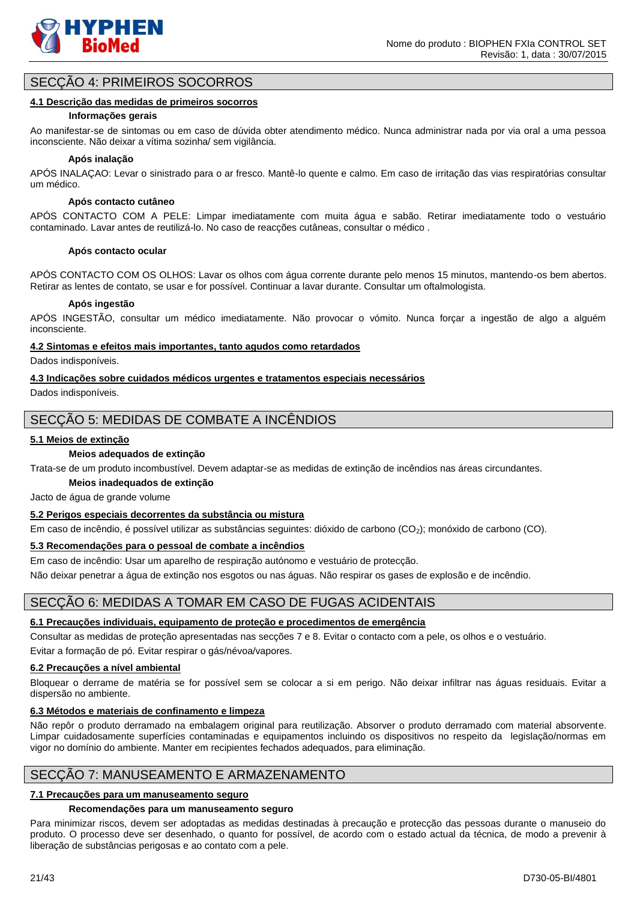## SECÇÃO 4: PRIMEIROS SOCORROS

### 4.1 Descrição das medidas de primeiros socorros

**Informações gerais**

Ao manifestar-se de sintomas ou em caso de dúvida obter atendimento médico. Nunca administrar nada por via oral a uma pessoa inconsciente. Não deixar a vítima sozinha/ sem vigilância.

**Após inalação**

APÓS INALAÇAO: Levar o sinistrado para o ar fresco. Mantê-lo quente e calmo. Em caso de irritação das vias respiratórias consultar um médico.

**Após contacto cutâneo**

APÓS CONTACTO COM A PELE: Limpar imediatamente com muita água e sabão. Retirar imediatamente todo o vestuário contaminado. Lavar antes de reutilizá-lo. No caso de reacções cutâneas, consultar o médico .

**Após contacto ocular**

APÓS CONTACTO COM OS OLHOS: Lavar os olhos com água corrente durante pelo menos 15 minutos, mantendo-os bem abertos. Retirar as lentes de contato, se usar e for possível. Continuar a lavar durante. Consultar um oftalmologista.

**Após ingestão**

APÓS INGESTÃO, consultar um médico imediatamente. Não provocar o vómito. Nunca forçar a ingestão de algo a alguém inconsciente.

### 4.2 Sintomas e efeitos mais importantes, tanto agudos como retardados

Dados indisponíveis.

### 4.3 Indicações sobre cuidados médicos urgentes e tratamentos especiais necessários

Dados indisponíveis.

## SECÇÃO 5: MEDIDAS DE COMBATE A INCÊNDIOS

### 5.1 Meios de extinção

**Meios adequados de extinção**

Trata-se de um produto incombustível. Devem adaptar-se as medidas de extinção de incêndios nas áreas circundantes.

**Meios inadequados de extinção**

Jacto de água de grande volume

### 5.2 Perigos especiais decorrentes da substância ou mistura

Em caso de incêndio, é possível utilizar as substâncias seguintes: dióxido de carbono ($CO_2$); monóxido de carbono (CO).

### 5.3 Recomendações para o pessoal de combate a incêndios

Em caso de incêndio: Usar um aparelho de respiração autónomo e vestuário de protecção.

Não deixar penetrar a água de extinção nos esgotos ou nas águas. Não respirar os gases de explosão e de incêndio.

## SECÇÃO 6: MEDIDAS A TOMAR EM CASO DE FUGAS ACIDENTAIS

### 6.1 Precauções individuais, equipamento de proteção e procedimentos de emergência

Consultar as medidas de proteção apresentadas nas secções 7 e 8. Evitar o contacto com a pele, os olhos e o vestuário.

Evitar a formação de pó. Evitar respirar o gás/névoa/vapores.

### 6.2 Precauções a nível ambiental

Bloquear o derrame de matéria se for possível sem se colocar a si em perigo. Não deixar infiltrar nas águas residuais. Evitar a dispersão no ambiente.

### 6.3 Métodos e materiais de confinamento e limpeza

Não repôr o produto derramado na embalagem original para reutilização. Absorver o produto derramado com material absorvente. Limpar cuidadosamente superfícies contaminadas e equipamentos incluindo os dispositivos no respeito da legislação/normas em vigor no domínio do ambiente. Manter em recipientes fechados adequados, para eliminação.

## SECÇÃO 7: MANUSEAMENTO E ARMAZENAMENTO

### 7.1 Precauções para um manuseamento seguro

**Recomendações para um manuseamento seguro**

Para minimizar riscos, devem ser adoptadas as medidas destinadas à precaução e protecção das pessoas durante o manuseio do produto. O processo deve ser desenhado, o quanto for possível, de acordo com o estado actual da técnica, de modo a prevenir à liberação de substâncias perigosas e ao contato com a pele.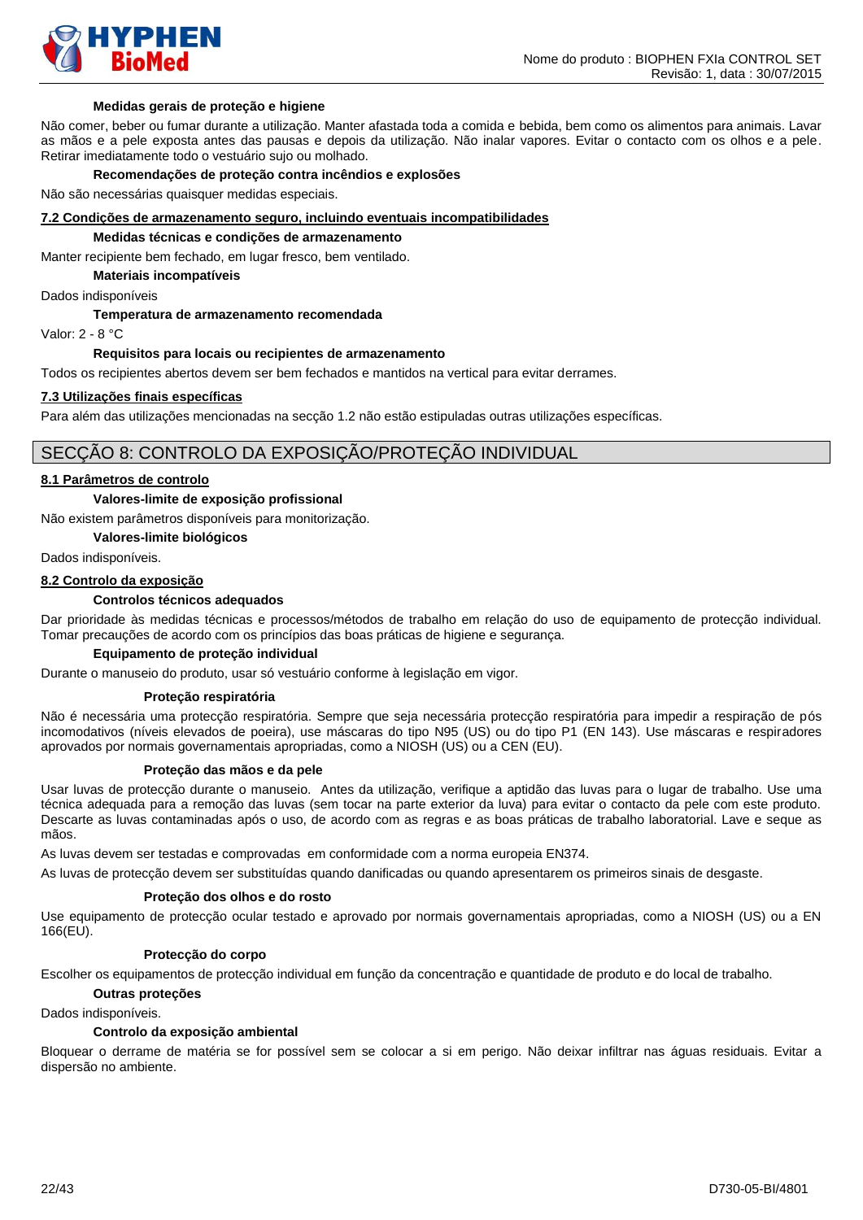**Medidas gerais de proteção e higiene**

Não comer, beber ou fumar durante a utilização. Manter afastada toda a comida e bebida, bem como os alimentos para animais. Lavar as mãos e a pele exposta antes das pausas e depois da utilização. Não inalar vapores. Evitar o contacto com os olhos e a pele. Retirar imediatamente todo o vestuário sujo ou molhado.

**Recomendações de proteção contra incêndios e explosões**

Não são necessárias quaisquer medidas especiais.

### 7.2 Condições de armazenamento seguro, incluindo eventuais incompatibilidades

**Medidas técnicas e condições de armazenamento**

Manter recipiente bem fechado, em lugar fresco, bem ventilado.

**Materiais incompatíveis**

Dados indisponíveis

**Temperatura de armazenamento recomendada**

Valor: 2 - 8 °C

**Requisitos para locais ou recipientes de armazenamento**

Todos os recipientes abertos devem ser bem fechados e mantidos na vertical para evitar derrames.

### 7.3 Utilizações finais específicas

Para além das utilizações mencionadas na secção 1.2 não estão estipuladas outras utilizações específicas.

## SECÇÃO 8: CONTROLO DA EXPOSIÇÃO/PROTEÇÃO INDIVIDUAL

### 8.1 Parâmetros de controlo

**Valores-limite de exposição profissional**

Não existem parâmetros disponíveis para monitorização.

**Valores-limite biológicos**

Dados indisponíveis.

### 8.2 Controlo da exposição

**Controlos técnicos adequados**

Dar prioridade às medidas técnicas e processos/métodos de trabalho em relação do uso de equipamento de protecção individual. Tomar precauções de acordo com os princípios das boas práticas de higiene e segurança.

**Equipamento de proteção individual**

Durante o manuseio do produto, usar só vestuário conforme à legislação em vigor.

**Proteção respiratória**

Não é necessária uma protecção respiratória. Sempre que seja necessária protecção respiratória para impedir a respiração de pós incomodativos (níveis elevados de poeira), use máscaras do tipo N95 (US) ou do tipo P1 (EN 143). Use máscaras e respiradores aprovados por normais governamentais apropriadas, como a NIOSH (US) ou a CEN (EU).

**Proteção das mãos e da pele**

Usar luvas de protecção durante o manuseio. Antes da utilização, verifique a aptidão das luvas para o lugar de trabalho. Use uma técnica adequada para a remoção das luvas (sem tocar na parte exterior da luva) para evitar o contacto da pele com este produto. Descarte as luvas contaminadas após o uso, de acordo com as regras e as boas práticas de trabalho laboratorial. Lave e seque as mãos.

As luvas devem ser testadas e comprovadas em conformidade com a norma europeia EN374.

As luvas de protecção devem ser substituídas quando danificadas ou quando apresentarem os primeiros sinais de desgaste.

**Proteção dos olhos e do rosto**

Use equipamento de protecção ocular testado e aprovado por normais governamentais apropriadas, como a NIOSH (US) ou a EN 166(EU).

**Protecção do corpo**

Escolher os equipamentos de protecção individual em função da concentração e quantidade de produto e do local de trabalho.

**Outras proteções**

Dados indisponíveis.

**Controlo da exposição ambiental**

Bloquear o derrame de matéria se for possível sem se colocar a si em perigo. Não deixar infiltrar nas águas residuais. Evitar a dispersão no ambiente.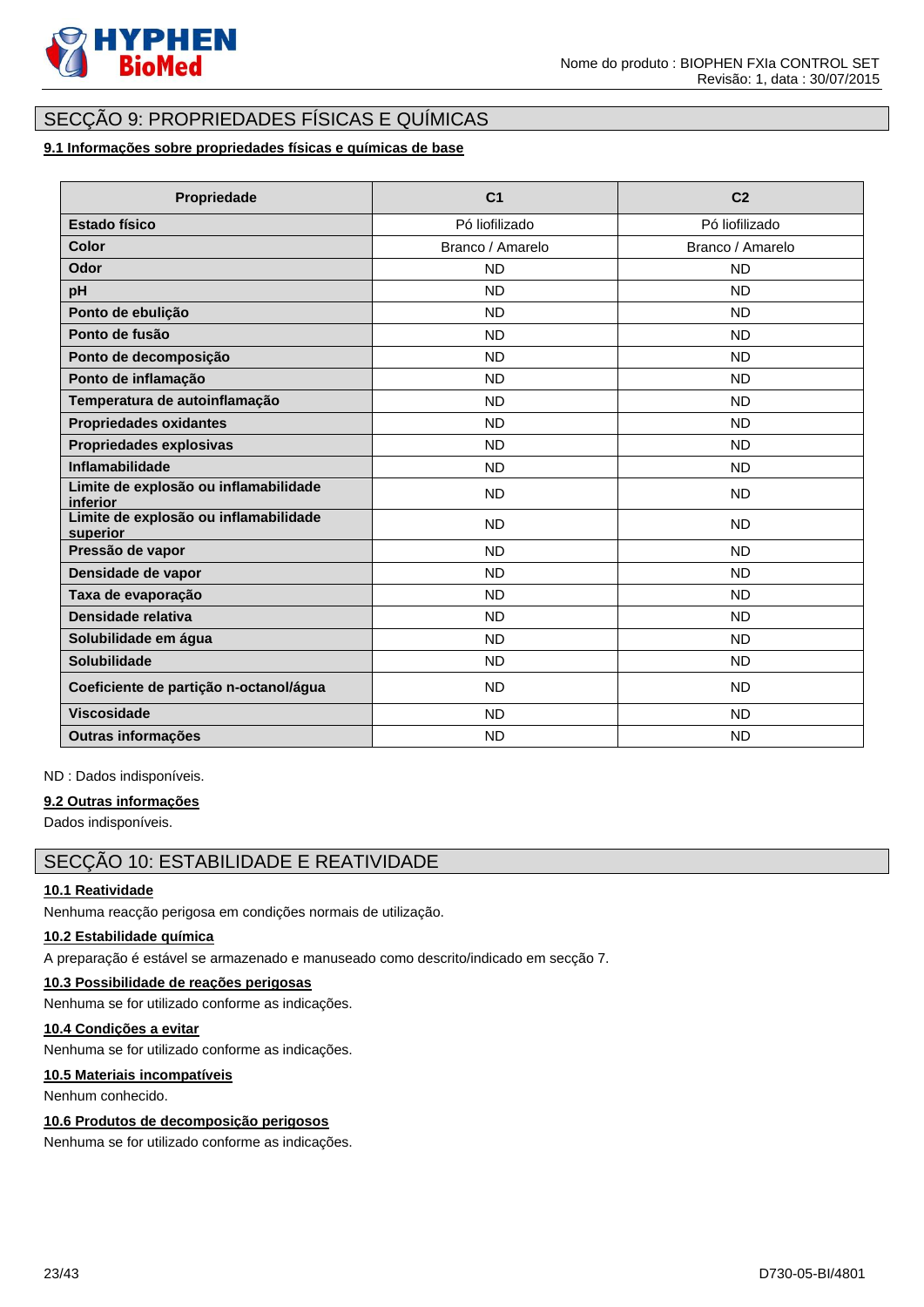## SECÇÃO 9: PROPRIEDADES FÍSICAS E QUÍMICAS

### 9.1 Informações sobre propriedades físicas e químicas de base

| Propriedade | C1 | C2 |
|---|---|---|
| **Estado físico** | Pó liofilizado | Pó liofilizado |
| **Color** | Branco / Amarelo | Branco / Amarelo |
| **Odor** | ND | ND |
| **pH** | ND | ND |
| **Ponto de ebulição** | ND | ND |
| **Ponto de fusão** | ND | ND |
| **Ponto de decomposição** | ND | ND |
| **Ponto de inflamação** | ND | ND |
| **Temperatura de autoinflamação** | ND | ND |
| **Propriedades oxidantes** | ND | ND |
| **Propriedades explosivas** | ND | ND |
| **Inflamabilidade** | ND | ND |
| **Limite de explosão ou inflamabilidade inferior** | ND | ND |
| **Limite de explosão ou inflamabilidade superior** | ND | ND |
| **Pressão de vapor** | ND | ND |
| **Densidade de vapor** | ND | ND |
| **Taxa de evaporação** | ND | ND |
| **Densidade relativa** | ND | ND |
| **Solubilidade em água** | ND | ND |
| **Solubilidade** | ND | ND |
| **Coeficiente de partição n-octanol/água** | ND | ND |
| **Viscosidade** | ND | ND |
| **Outras informações** | ND | ND |

ND : Dados indisponíveis.

### 9.2 Outras informações

Dados indisponíveis.

## SECÇÃO 10: ESTABILIDADE E REATIVIDADE

### 10.1 Reatividade

Nenhuma reacção perigosa em condições normais de utilização.

### 10.2 Estabilidade química

A preparação é estável se armazenado e manuseado como descrito/indicado em secção 7.

### 10.3 Possibilidade de reações perigosas

Nenhuma se for utilizado conforme as indicações.

### 10.4 Condições a evitar

Nenhuma se for utilizado conforme as indicações.

### 10.5 Materiais incompatíveis

Nenhum conhecido.

### 10.6 Produtos de decomposição perigosos

Nenhuma se for utilizado conforme as indicações.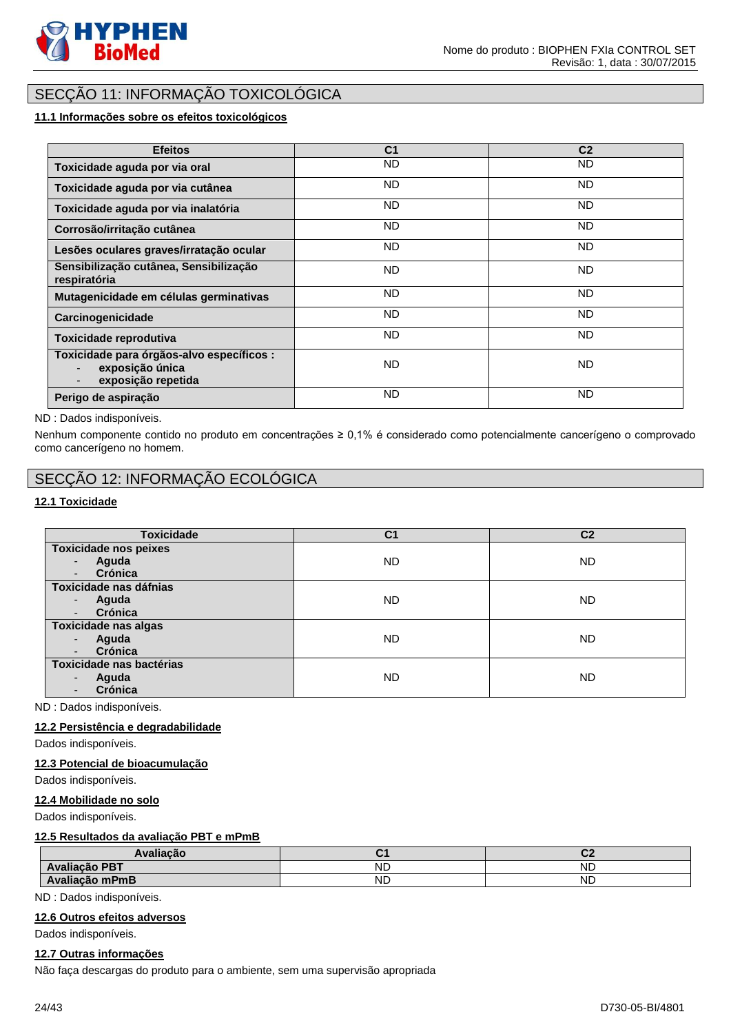# SECÇÃO 11: INFORMAÇÃO TOXICOLÓGICA

**11.1 Informações sobre os efeitos toxicológicos**

| Efeitos | C1 | C2 |
|---|---|---|
| **Toxicidade aguda por via oral** | ND | ND |
| **Toxicidade aguda por via cutânea** | ND | ND |
| **Toxicidade aguda por via inalatória** | ND | ND |
| **Corrosão/irritação cutânea** | ND | ND |
| **Lesões oculares graves/irratação ocular** | ND | ND |
| **Sensibilização cutânea, Sensibilização respiratória** | ND | ND |
| **Mutagenicidade em células germinativas** | ND | ND |
| **Carcinogenicidade** | ND | ND |
| **Toxicidade reprodutiva** | ND | ND |
| **Toxicidade para órgãos-alvo específicos :** - **exposição única** - **exposição repetida** | ND | ND |
| **Perigo de aspiração** | ND | ND |

ND : Dados indisponíveis.

Nenhum componente contido no produto em concentrações ≥ 0,1% é considerado como potencialmente cancerígeno o comprovado como cancerígeno no homem.

# SECÇÃO 12: INFORMAÇÃO ECOLÓGICA

**12.1 Toxicidade**

| Toxicidade | C1 | C2 |
|---|---|---|
| **Toxicidade nos peixes** - **Aguda** - **Crónica** | ND | ND |
| **Toxicidade nas dáfnias** - **Aguda** - **Crónica** | ND | ND |
| **Toxicidade nas algas** - **Aguda** - **Crónica** | ND | ND |
| **Toxicidade nas bactérias** - **Aguda** - **Crónica** | ND | ND |

ND : Dados indisponíveis.

**12.2 Persistência e degradabilidade**

Dados indisponíveis.

**12.3 Potencial de bioacumulação**

Dados indisponíveis.

**12.4 Mobilidade no solo**

Dados indisponíveis.

**12.5 Resultados da avaliação PBT e mPmB**

| Avaliação | C1 | C2 |
|---|---|---|
| **Avaliação PBT** | ND | ND |
| **Avaliação mPmB** | ND | ND |

ND : Dados indisponíveis.

**12.6 Outros efeitos adversos**

Dados indisponíveis.

**12.7 Outras informações**

Não faça descargas do produto para o ambiente, sem uma supervisão apropriada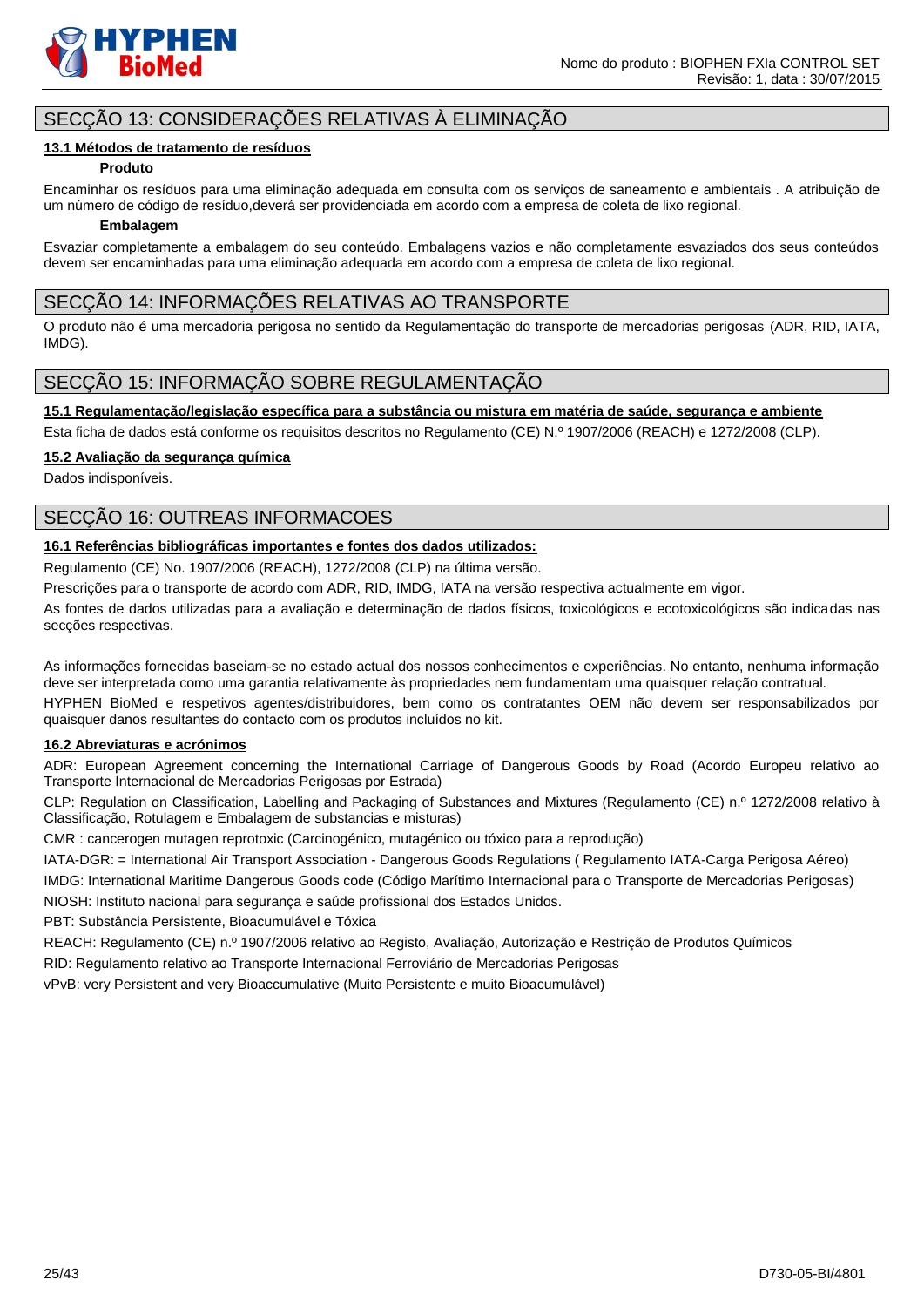## SECÇÃO 13: CONSIDERAÇÕES RELATIVAS À ELIMINAÇÃO

**13.1 Métodos de tratamento de resíduos**

**Produto**

Encaminhar os resíduos para uma eliminação adequada em consulta com os serviços de saneamento e ambientais . A atribuição de um número de código de resíduo,deverá ser providenciada em acordo com a empresa de coleta de lixo regional.

**Embalagem**

Esvaziar completamente a embalagem do seu conteúdo. Embalagens vazios e não completamente esvaziados dos seus conteúdos devem ser encaminhadas para uma eliminação adequada em acordo com a empresa de coleta de lixo regional.

## SECÇÃO 14: INFORMAÇÕES RELATIVAS AO TRANSPORTE

O produto não é uma mercadoria perigosa no sentido da Regulamentação do transporte de mercadorias perigosas (ADR, RID, IATA, IMDG).

## SECÇÃO 15: INFORMAÇÃO SOBRE REGULAMENTAÇÃO

**15.1 Regulamentação/legislação específica para a substância ou mistura em matéria de saúde, segurança e ambiente**

Esta ficha de dados está conforme os requisitos descritos no Regulamento (CE) N.º 1907/2006 (REACH) e 1272/2008 (CLP).

**15.2 Avaliação da segurança química**

Dados indisponíveis.

## SECÇÃO 16: OUTREAS INFORMACOES

**16.1 Referências bibliográficas importantes e fontes dos dados utilizados:**

Regulamento (CE) No. 1907/2006 (REACH), 1272/2008 (CLP) na última versão.

Prescrições para o transporte de acordo com ADR, RID, IMDG, IATA na versão respectiva actualmente em vigor.

As fontes de dados utilizadas para a avaliação e determinação de dados físicos, toxicológicos e ecotoxicológicos são indicadas nas secções respectivas.

As informações fornecidas baseiam-se no estado actual dos nossos conhecimentos e experiências. No entanto, nenhuma informação deve ser interpretada como uma garantia relativamente às propriedades nem fundamentam uma quaisquer relação contratual.

HYPHEN BioMed e respetivos agentes/distribuidores, bem como os contratantes OEM não devem ser responsabilizados por quaisquer danos resultantes do contacto com os produtos incluídos no kit.

**16.2 Abreviaturas e acrónimos**

ADR: European Agreement concerning the International Carriage of Dangerous Goods by Road (Acordo Europeu relativo ao Transporte Internacional de Mercadorias Perigosas por Estrada)

CLP: Regulation on Classification, Labelling and Packaging of Substances and Mixtures (Regulamento (CE) n.º 1272/2008 relativo à Classificação, Rotulagem e Embalagem de substancias e misturas)

CMR : cancerogen mutagen reprotoxic (Carcinogénico, mutagénico ou tóxico para a reprodução)

IATA-DGR: = International Air Transport Association - Dangerous Goods Regulations ( Regulamento IATA-Carga Perigosa Aéreo)

IMDG: International Maritime Dangerous Goods code (Código Marítimo Internacional para o Transporte de Mercadorias Perigosas)

NIOSH: Instituto nacional para segurança e saúde profissional dos Estados Unidos.

PBT: Substância Persistente, Bioacumulável e Tóxica

REACH: Regulamento (CE) n.º 1907/2006 relativo ao Registo, Avaliação, Autorização e Restrição de Produtos Químicos

RID: Regulamento relativo ao Transporte Internacional Ferroviário de Mercadorias Perigosas

vPvB: very Persistent and very Bioaccumulative (Muito Persistente e muito Bioacumulável)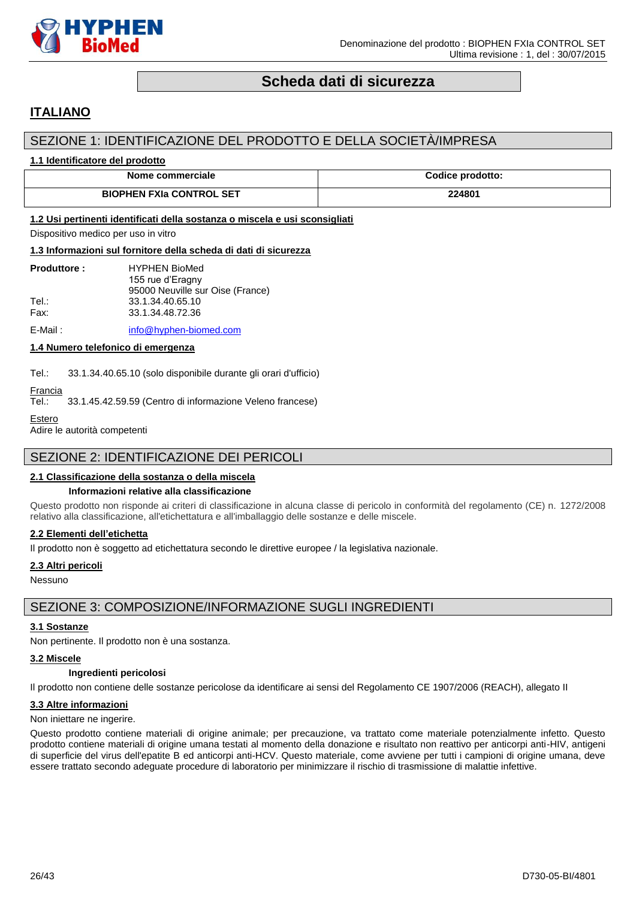# Scheda dati di sicurezza

## ITALIANO

## SEZIONE 1: IDENTIFICAZIONE DEL PRODOTTO E DELLA SOCIETÀ/IMPRESA

### 1.1 Identificatore del prodotto

| Nome commerciale | Codice prodotto: |
|---|---|
| BIOPHEN FXIa CONTROL SET | 224801 |

### 1.2 Usi pertinenti identificati della sostanza o miscela e usi sconsigliati

Dispositivo medico per uso in vitro

### 1.3 Informazioni sul fornitore della scheda di dati di sicurezza

**Produttore :** HYPHEN BioMed
155 rue d'Eragny
95000 Neuville sur Oise (France)

Tel.: 33.1.34.40.65.10
Fax: 33.1.34.48.72.36

E-Mail : info@hyphen-biomed.com

### 1.4 Numero telefonico di emergenza

Tel.: 33.1.34.40.65.10 (solo disponibile durante gli orari d'ufficio)

Francia
Tel.: 33.1.45.42.59.59 (Centro di informazione Veleno francese)

Estero
Adire le autorità competenti

## SEZIONE 2: IDENTIFICAZIONE DEI PERICOLI

### 2.1 Classificazione della sostanza o della miscela

**Informazioni relative alla classificazione**

Questo prodotto non risponde ai criteri di classificazione in alcuna classe di pericolo in conformità del regolamento (CE) n. 1272/2008 relativo alla classificazione, all'etichettatura e all'imballaggio delle sostanze e delle miscele.

### 2.2 Elementi dell'etichetta

Il prodotto non è soggetto ad etichettatura secondo le direttive europee / la legislativa nazionale.

### 2.3 Altri pericoli

Nessuno

## SEZIONE 3: COMPOSIZIONE/INFORMAZIONE SUGLI INGREDIENTI

### 3.1 Sostanze

Non pertinente. Il prodotto non è una sostanza.

### 3.2 Miscele

**Ingredienti pericolosi**

Il prodotto non contiene delle sostanze pericolose da identificare ai sensi del Regolamento CE 1907/2006 (REACH), allegato II

### 3.3 Altre informazioni

Non iniettare ne ingerire.

Questo prodotto contiene materiali di origine animale; per precauzione, va trattato come materiale potenzialmente infetto. Questo prodotto contiene materiali di origine umana testati al momento della donazione e risultato non reattivo per anticorpi anti-HIV, antigeni di superficie del virus dell'epatite B ed anticorpi anti-HCV. Questo materiale, come avviene per tutti i campioni di origine umana, deve essere trattato secondo adeguate procedure di laboratorio per minimizzare il rischio di trasmissione di malattie infettive.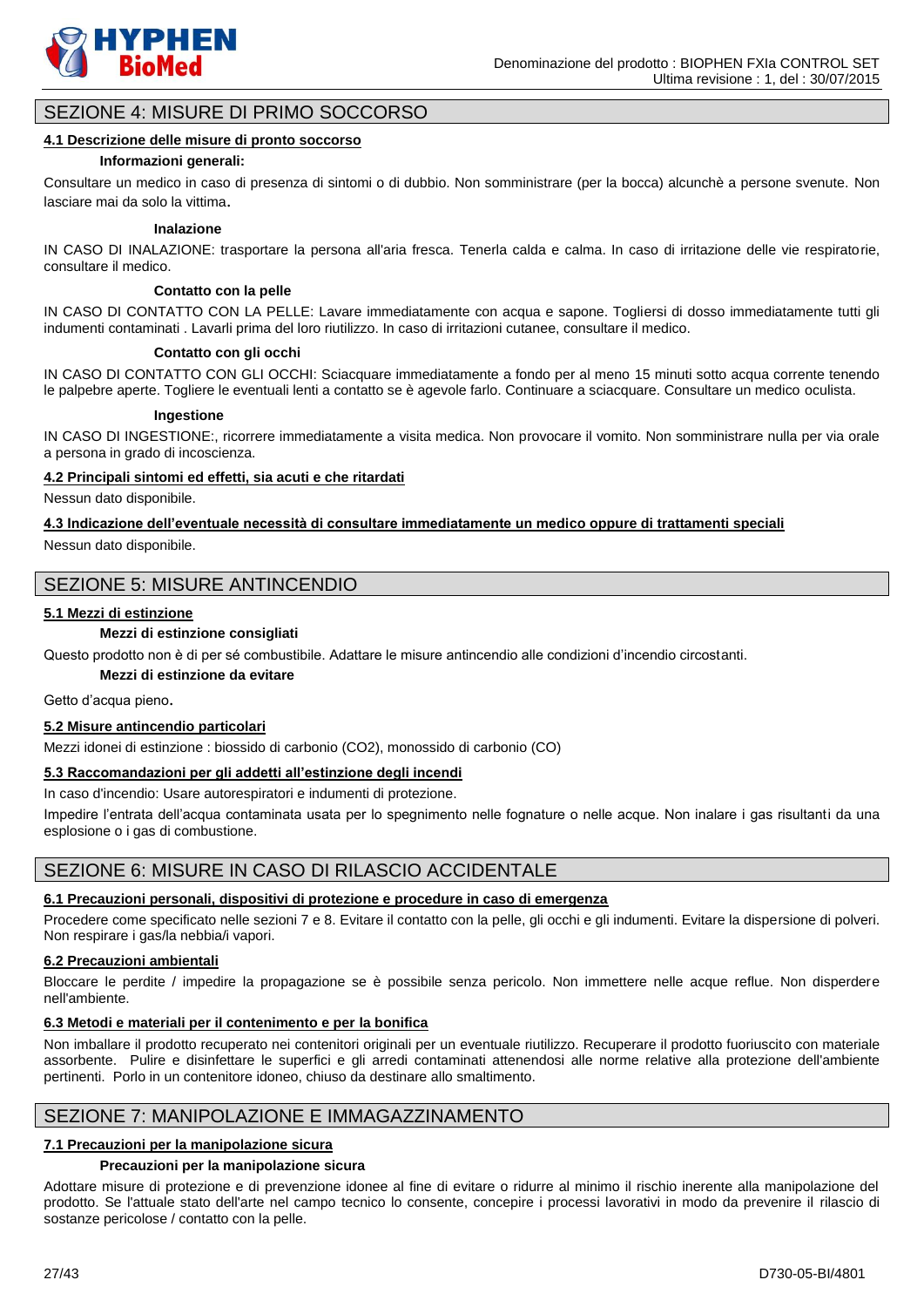## SEZIONE 4: MISURE DI PRIMO SOCCORSO

**4.1 Descrizione delle misure di pronto soccorso**

**Informazioni generali:**

Consultare un medico in caso di presenza di sintomi o di dubbio. Non somministrare (per la bocca) alcunchè a persone svenute. Non lasciare mai da solo la vittima.

**Inalazione**

IN CASO DI INALAZIONE: trasportare la persona all'aria fresca. Tenerla calda e calma. In caso di irritazione delle vie respiratorie, consultare il medico.

**Contatto con la pelle**

IN CASO DI CONTATTO CON LA PELLE: Lavare immediatamente con acqua e sapone. Togliersi di dosso immediatamente tutti gli indumenti contaminati . Lavarli prima del loro riutilizzo. In caso di irritazioni cutanee, consultare il medico.

**Contatto con gli occhi**

IN CASO DI CONTATTO CON GLI OCCHI: Sciacquare immediatamente a fondo per al meno 15 minuti sotto acqua corrente tenendo le palpebre aperte. Togliere le eventuali lenti a contatto se è agevole farlo. Continuare a sciacquare. Consultare un medico oculista.

**Ingestione**

IN CASO DI INGESTIONE:, ricorrere immediatamente a visita medica. Non provocare il vomito. Non somministrare nulla per via orale a persona in grado di incoscienza.

**4.2 Principali sintomi ed effetti, sia acuti e che ritardati**

Nessun dato disponibile.

**4.3 Indicazione dell'eventuale necessità di consultare immediatamente un medico oppure di trattamenti speciali**

Nessun dato disponibile.

## SEZIONE 5: MISURE ANTINCENDIO

**5.1 Mezzi di estinzione**

**Mezzi di estinzione consigliati**

Questo prodotto non è di per sé combustibile. Adattare le misure antincendio alle condizioni d'incendio circostanti.

**Mezzi di estinzione da evitare**

Getto d'acqua pieno.

**5.2 Misure antincendio particolari**

Mezzi idonei di estinzione : biossido di carbonio ($CO_2$), monossido di carbonio (CO)

**5.3 Raccomandazioni per gli addetti all'estinzione degli incendi**

In caso d'incendio: Usare autorespiratori e indumenti di protezione.

Impedire l'entrata dell'acqua contaminata usata per lo spegnimento nelle fognature o nelle acque. Non inalare i gas risultanti da una esplosione o i gas di combustione.

## SEZIONE 6: MISURE IN CASO DI RILASCIO ACCIDENTALE

**6.1 Precauzioni personali, dispositivi di protezione e procedure in caso di emergenza**

Procedere come specificato nelle sezioni 7 e 8. Evitare il contatto con la pelle, gli occhi e gli indumenti. Evitare la dispersione di polveri. Non respirare i gas/la nebbia/i vapori.

**6.2 Precauzioni ambientali**

Bloccare le perdite / impedire la propagazione se è possibile senza pericolo. Non immettere nelle acque reflue. Non disperdere nell'ambiente.

**6.3 Metodi e materiali per il contenimento e per la bonifica**

Non imballare il prodotto recuperato nei contenitori originali per un eventuale riutilizzo. Recuperare il prodotto fuoriuscito con materiale assorbente. Pulire e disinfettare le superfici e gli arredi contaminati attenendosi alle norme relative alla protezione dell'ambiente pertinenti. Porlo in un contenitore idoneo, chiuso da destinare allo smaltimento.

## SEZIONE 7: MANIPOLAZIONE E IMMAGAZZINAMENTO

**7.1 Precauzioni per la manipolazione sicura**

**Precauzioni per la manipolazione sicura**

Adottare misure di protezione e di prevenzione idonee al fine di evitare o ridurre al minimo il rischio inerente alla manipolazione del prodotto. Se l'attuale stato dell'arte nel campo tecnico lo consente, concepire i processi lavorativi in modo da prevenire il rilascio di sostanze pericolose / contatto con la pelle.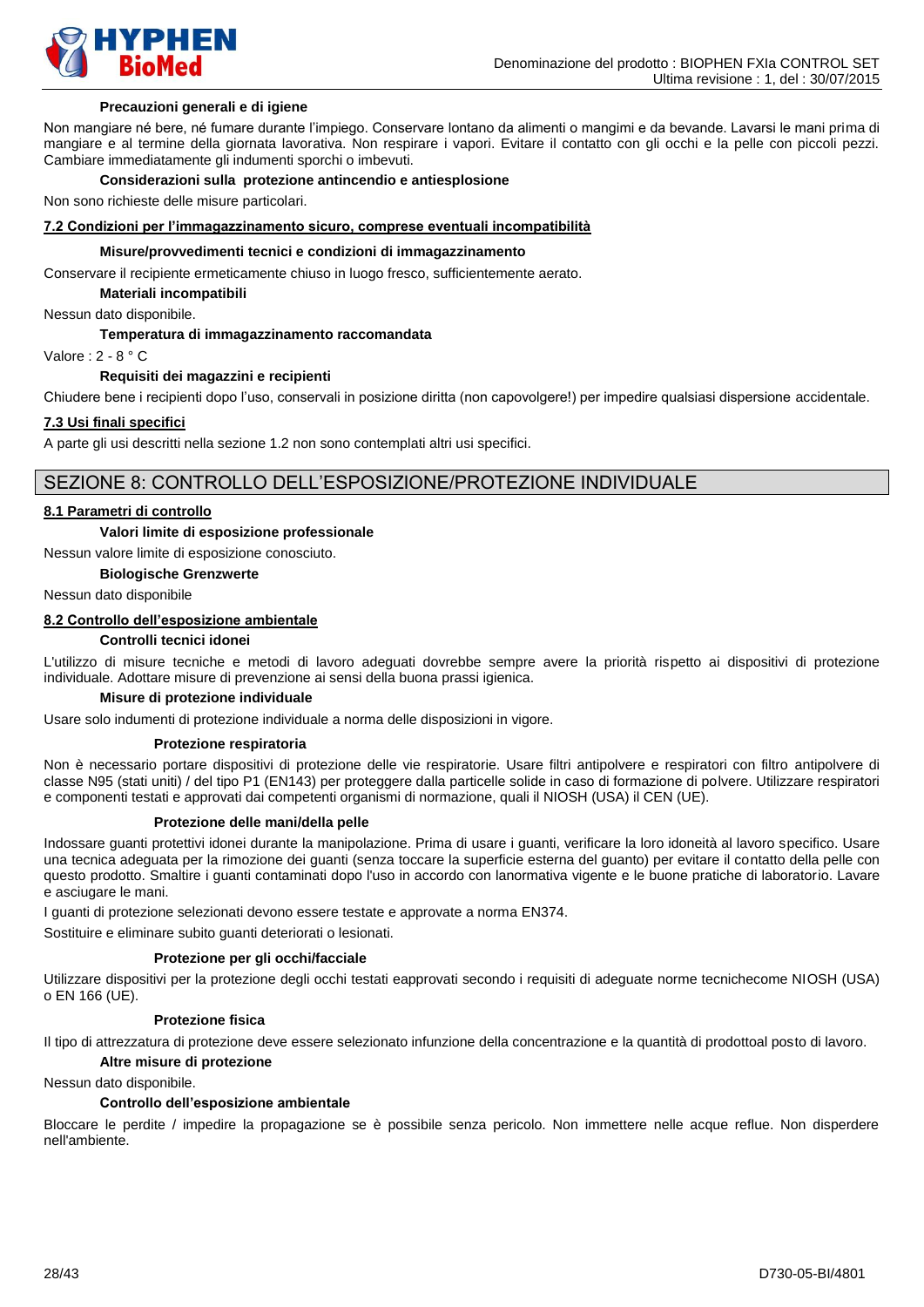**Precauzioni generali e di igiene**

Non mangiare né bere, né fumare durante l'impiego. Conservare lontano da alimenti o mangimi e da bevande. Lavarsi le mani prima di mangiare e al termine della giornata lavorativa. Non respirare i vapori. Evitare il contatto con gli occhi e la pelle con piccoli pezzi. Cambiare immediatamente gli indumenti sporchi o imbevuti.

**Considerazioni sulla protezione antincendio e antiesplosione**

Non sono richieste delle misure particolari.

### 7.2 Condizioni per l'immagazzinamento sicuro, comprese eventuali incompatibilità

**Misure/provvedimenti tecnici e condizioni di immagazzinamento**

Conservare il recipiente ermeticamente chiuso in luogo fresco, sufficientemente aerato.

**Materiali incompatibili**

Nessun dato disponibile.

**Temperatura di immagazzinamento raccomandata**

Valore : 2 - 8 ° C

**Requisiti dei magazzini e recipienti**

Chiudere bene i recipienti dopo l'uso, conservali in posizione diritta (non capovolgere!) per impedire qualsiasi dispersione accidentale.

### 7.3 Usi finali specifici

A parte gli usi descritti nella sezione 1.2 non sono contemplati altri usi specifici.

## SEZIONE 8: CONTROLLO DELL'ESPOSIZIONE/PROTEZIONE INDIVIDUALE

### 8.1 Parametri di controllo

**Valori limite di esposizione professionale**

Nessun valore limite di esposizione conosciuto.

**Biologische Grenzwerte**

Nessun dato disponibile

### 8.2 Controllo dell'esposizione ambientale

**Controlli tecnici idonei**

L'utilizzo di misure tecniche e metodi di lavoro adeguati dovrebbe sempre avere la priorità rispetto ai dispositivi di protezione individuale. Adottare misure di prevenzione ai sensi della buona prassi igienica.

**Misure di protezione individuale**

Usare solo indumenti di protezione individuale a norma delle disposizioni in vigore.

**Protezione respiratoria**

Non è necessario portare dispositivi di protezione delle vie respiratorie. Usare filtri antipolvere e respiratori con filtro antipolvere di classe N95 (stati uniti) / del tipo P1 (EN143) per proteggere dalla particelle solide in caso di formazione di polvere. Utilizzare respiratori e componenti testati e approvati dai competenti organismi di normazione, quali il NIOSH (USA) il CEN (UE).

**Protezione delle mani/della pelle**

Indossare guanti protettivi idonei durante la manipolazione. Prima di usare i guanti, verificare la loro idoneità al lavoro specifico. Usare una tecnica adeguata per la rimozione dei guanti (senza toccare la superficie esterna del guanto) per evitare il contatto della pelle con questo prodotto. Smaltire i guanti contaminati dopo l'uso in accordo con lanormativa vigente e le buone pratiche di laboratorio. Lavare e asciugare le mani.

I guanti di protezione selezionati devono essere testate e approvate a norma EN374.

Sostituire e eliminare subito guanti deteriorati o lesionati.

**Protezione per gli occhi/facciale**

Utilizzare dispositivi per la protezione degli occhi testati eapprovati secondo i requisiti di adeguate norme tecnichecome NIOSH (USA) o EN 166 (UE).

**Protezione fisica**

Il tipo di attrezzatura di protezione deve essere selezionato infunzione della concentrazione e la quantità di prodottoal posto di lavoro.

**Altre misure di protezione**

Nessun dato disponibile.

**Controllo dell'esposizione ambientale**

Bloccare le perdite / impedire la propagazione se è possibile senza pericolo. Non immettere nelle acque reflue. Non disperdere nell'ambiente.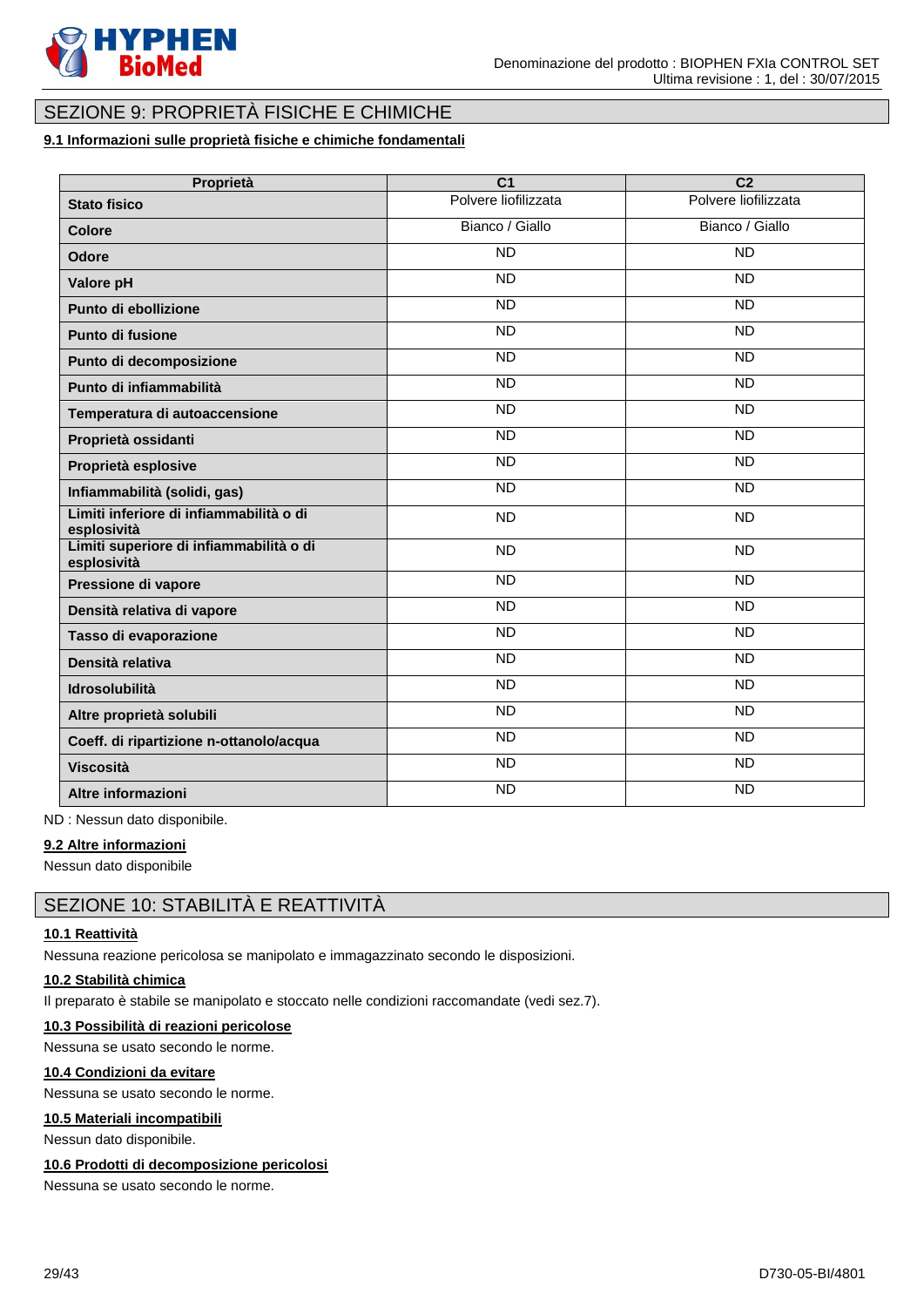## SEZIONE 9: PROPRIETÀ FISICHE E CHIMICHE

### 9.1 Informazioni sulle proprietà fisiche e chimiche fondamentali

| Proprietà | C1 | C2 |
|---|---|---|
| **Stato fisico** | Polvere liofilizzata | Polvere liofilizzata |
| **Colore** | Bianco / Giallo | Bianco / Giallo |
| **Odore** | ND | ND |
| **Valore pH** | ND | ND |
| **Punto di ebollizione** | ND | ND |
| **Punto di fusione** | ND | ND |
| **Punto di decomposizione** | ND | ND |
| **Punto di infiammabilità** | ND | ND |
| **Temperatura di autoaccensione** | ND | ND |
| **Proprietà ossidanti** | ND | ND |
| **Proprietà esplosive** | ND | ND |
| **Infiammabilità (solidi, gas)** | ND | ND |
| **Limiti inferiore di infiammabilità o di esplosività** | ND | ND |
| **Limiti superiore di infiammabilità o di esplosività** | ND | ND |
| **Pressione di vapore** | ND | ND |
| **Densità relativa di vapore** | ND | ND |
| **Tasso di evaporazione** | ND | ND |
| **Densità relativa** | ND | ND |
| **Idrosolubilità** | ND | ND |
| **Altre proprietà solubili** | ND | ND |
| **Coeff. di ripartizione n-ottanolo/acqua** | ND | ND |
| **Viscosità** | ND | ND |
| **Altre informazioni** | ND | ND |

ND : Nessun dato disponibile.

### 9.2 Altre informazioni

Nessun dato disponibile

## SEZIONE 10: STABILITÀ E REATTIVITÀ

### 10.1 Reattività

Nessuna reazione pericolosa se manipolato e immagazzinato secondo le disposizioni.

### 10.2 Stabilità chimica

Il preparato è stabile se manipolato e stoccato nelle condizioni raccomandate (vedi sez.7).

### 10.3 Possibilità di reazioni pericolose

Nessuna se usato secondo le norme.

### 10.4 Condizioni da evitare

Nessuna se usato secondo le norme.

### 10.5 Materiali incompatibili

Nessun dato disponibile.

### 10.6 Prodotti di decomposizione pericolosi

Nessuna se usato secondo le norme.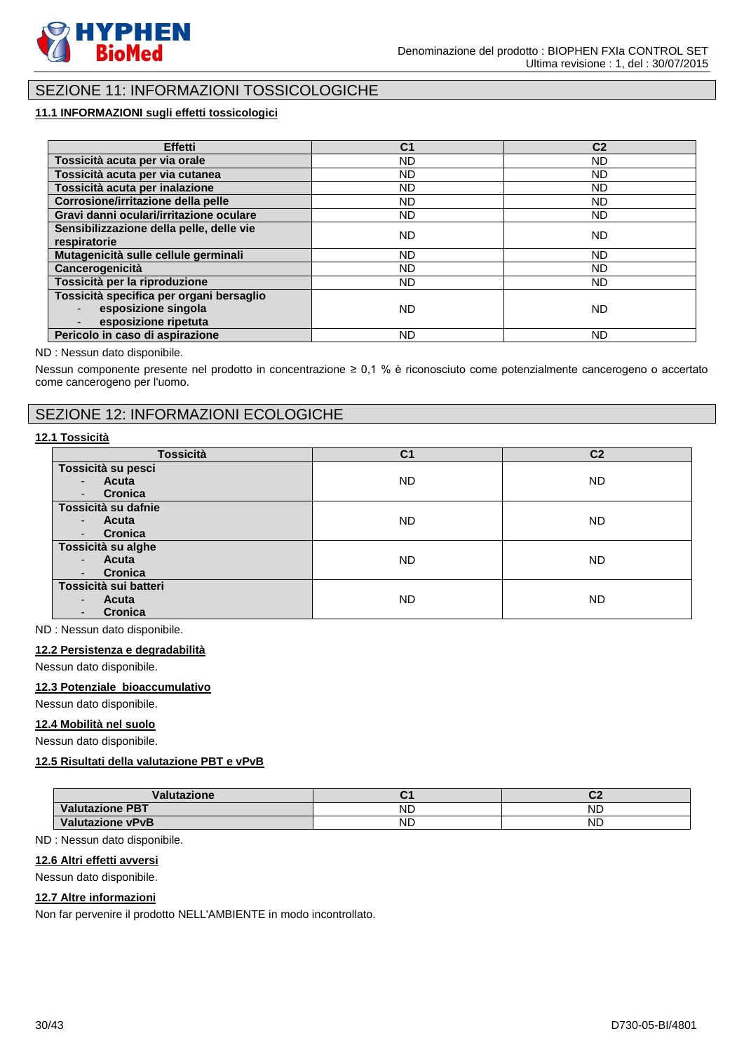## SEZIONE 11: INFORMAZIONI TOSSICOLOGICHE

### 11.1 INFORMAZIONI sugli effetti tossicologici

| Effetti | C1 | C2 |
|---|---|---|
| Tossicità acuta per via orale | ND | ND |
| Tossicità acuta per via cutanea | ND | ND |
| Tossicità acuta per inalazione | ND | ND |
| Corrosione/irritazione della pelle | ND | ND |
| Gravi danni oculari/irritazione oculare | ND | ND |
| Sensibilizzazione della pelle, delle vie respiratorie | ND | ND |
| Mutagenicità sulle cellule germinali | ND | ND |
| Cancerogenicità | ND | ND |
| Tossicità per la riproduzione | ND | ND |
| Tossicità specifica per organi bersaglio<br>- esposizione singola<br>- esposizione ripetuta | ND | ND |
| Pericolo in caso di aspirazione | ND | ND |

ND : Nessun dato disponibile.

Nessun componente presente nel prodotto in concentrazione ≥ 0,1 % è riconosciuto come potenzialmente cancerogeno o accertato come cancerogeno per l'uomo.

## SEZIONE 12: INFORMAZIONI ECOLOGICHE

### 12.1 Tossicità

| Tossicità | C1 | C2 |
|---|---|---|
| Tossicità su pesci<br>- Acuta<br>- Cronica | ND | ND |
| Tossicità su dafnie<br>- Acuta<br>- Cronica | ND | ND |
| Tossicità su alghe<br>- Acuta<br>- Cronica | ND | ND |
| Tossicità sui batteri<br>- Acuta<br>- Cronica | ND | ND |

ND : Nessun dato disponibile.

### 12.2 Persistenza e degradabilità

Nessun dato disponibile.

### 12.3 Potenziale bioaccumulativo

Nessun dato disponibile.

### 12.4 Mobilità nel suolo

Nessun dato disponibile.

### 12.5 Risultati della valutazione PBT e vPvB

| Valutazione | C1 | C2 |
|---|---|---|
| Valutazione PBT | ND | ND |
| Valutazione vPvB | ND | ND |

ND : Nessun dato disponibile.

### 12.6 Altri effetti avversi

Nessun dato disponibile.

### 12.7 Altre informazioni

Non far pervenire il prodotto NELL'AMBIENTE in modo incontrollato.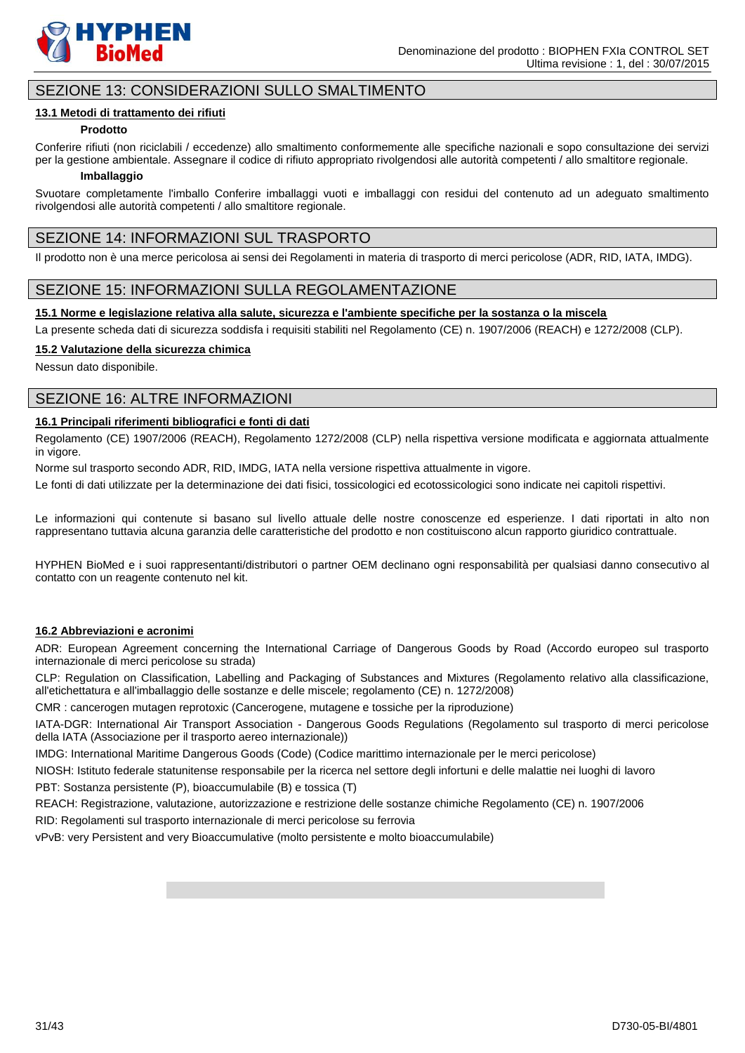## SEZIONE 13: CONSIDERAZIONI SULLO SMALTIMENTO

### 13.1 Metodi di trattamento dei rifiuti

**Prodotto**

Conferire rifiuti (non riciclabili / eccedenze) allo smaltimento conformemente alle specifiche nazionali e sopo consultazione dei servizi per la gestione ambientale. Assegnare il codice di rifiuto appropriato rivolgendosi alle autorità competenti / allo smaltitore regionale.

**Imballaggio**

Svuotare completamente l'imballo Conferire imballaggi vuoti e imballaggi con residui del contenuto ad un adeguato smaltimento rivolgendosi alle autorità competenti / allo smaltitore regionale.

## SEZIONE 14: INFORMAZIONI SUL TRASPORTO

Il prodotto non è una merce pericolosa ai sensi dei Regolamenti in materia di trasporto di merci pericolose (ADR, RID, IATA, IMDG).

## SEZIONE 15: INFORMAZIONI SULLA REGOLAMENTAZIONE

### 15.1 Norme e legislazione relativa alla salute, sicurezza e l'ambiente specifiche per la sostanza o la miscela

La presente scheda dati di sicurezza soddisfa i requisiti stabiliti nel Regolamento (CE) n. 1907/2006 (REACH) e 1272/2008 (CLP).

### 15.2 Valutazione della sicurezza chimica

Nessun dato disponibile.

## SEZIONE 16: ALTRE INFORMAZIONI

### 16.1 Principali riferimenti bibliografici e fonti di dati

Regolamento (CE) 1907/2006 (REACH), Regolamento 1272/2008 (CLP) nella rispettiva versione modificata e aggiornata attualmente in vigore.

Norme sul trasporto secondo ADR, RID, IMDG, IATA nella versione rispettiva attualmente in vigore.

Le fonti di dati utilizzate per la determinazione dei dati fisici, tossicologici ed ecotossicologici sono indicate nei capitoli rispettivi.

Le informazioni qui contenute si basano sul livello attuale delle nostre conoscenze ed esperienze. I dati riportati in alto non rappresentano tuttavia alcuna garanzia delle caratteristiche del prodotto e non costituiscono alcun rapporto giuridico contrattuale.

HYPHEN BioMed e i suoi rappresentanti/distributori o partner OEM declinano ogni responsabilità per qualsiasi danno consecutivo al contatto con un reagente contenuto nel kit.

### 16.2 Abbreviazioni e acronimi

ADR: European Agreement concerning the International Carriage of Dangerous Goods by Road (Accordo europeo sul trasporto internazionale di merci pericolose su strada)

CLP: Regulation on Classification, Labelling and Packaging of Substances and Mixtures (Regolamento relativo alla classificazione, all'etichettatura e all'imballaggio delle sostanze e delle miscele; regolamento (CE) n. 1272/2008)

CMR : cancerogen mutagen reprotoxic (Cancerogene, mutagene e tossiche per la riproduzione)

IATA-DGR: International Air Transport Association - Dangerous Goods Regulations (Regolamento sul trasporto di merci pericolose della IATA (Associazione per il trasporto aereo internazionale))

IMDG: International Maritime Dangerous Goods (Code) (Codice marittimo internazionale per le merci pericolose)

NIOSH: Istituto federale statunitense responsabile per la ricerca nel settore degli infortuni e delle malattie nei luoghi di lavoro

PBT: Sostanza persistente (P), bioaccumulabile (B) e tossica (T)

REACH: Registrazione, valutazione, autorizzazione e restrizione delle sostanze chimiche Regolamento (CE) n. 1907/2006

RID: Regolamenti sul trasporto internazionale di merci pericolose su ferrovia

vPvB: very Persistent and very Bioaccumulative (molto persistente e molto bioaccumulabile)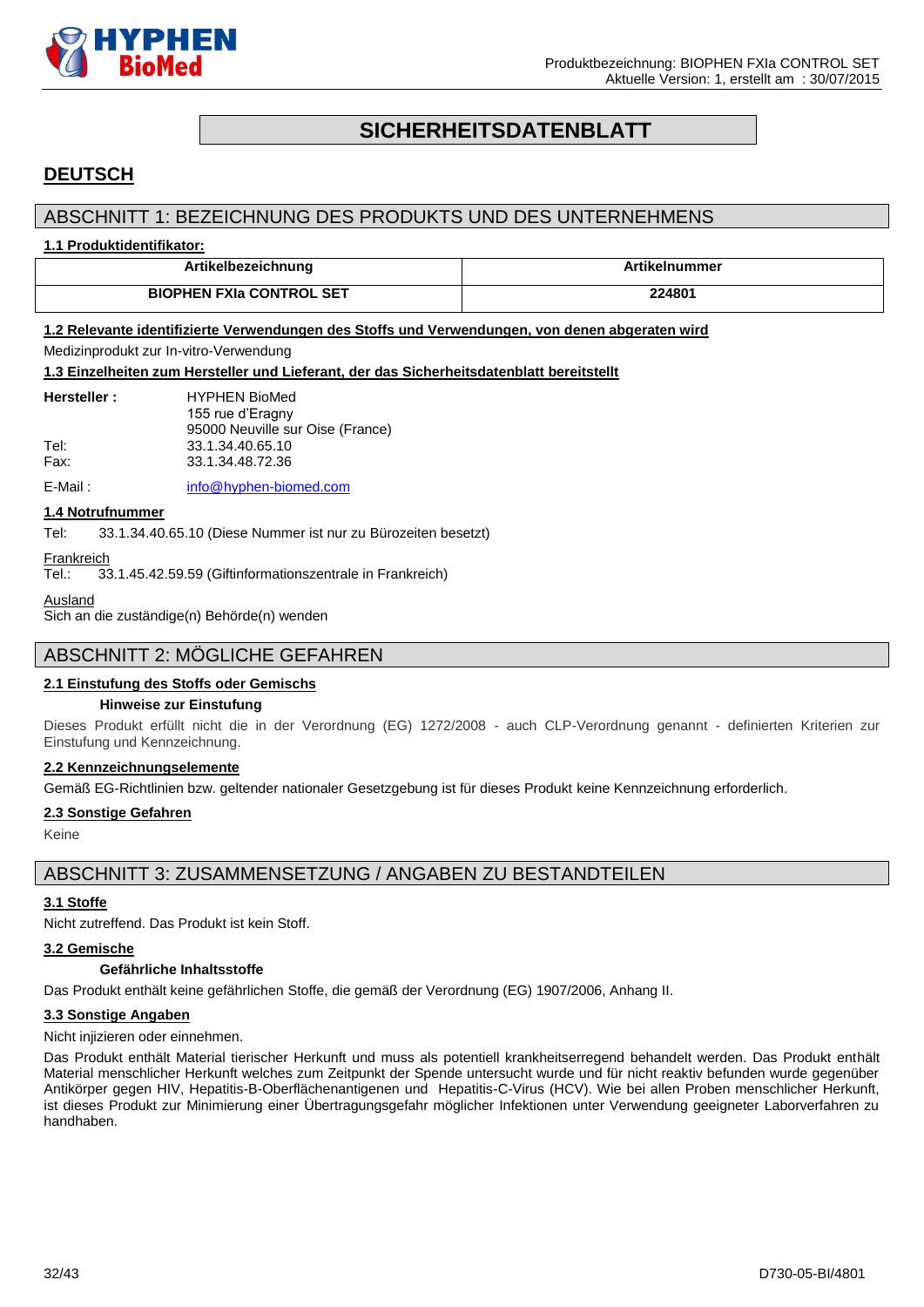# SICHERHEITSDATENBLATT

## DEUTSCH

## ABSCHNITT 1: BEZEICHNUNG DES PRODUKTS UND DES UNTERNEHMENS

**1.1 Produktidentifikator:**

| Artikelbezeichnung | Artikelnummer |
|---|---|
| **BIOPHEN FXIa CONTROL SET** | **224801** |

**1.2 Relevante identifizierte Verwendungen des Stoffs und Verwendungen, von denen abgeraten wird**

Medizinprodukt zur In-vitro-Verwendung

**1.3 Einzelheiten zum Hersteller und Lieferant, der das Sicherheitsdatenblatt bereitstellt**

**Hersteller :** HYPHEN BioMed
155 rue d'Eragny
95000 Neuville sur Oise (France)

Tel: 33.1.34.40.65.10
Fax: 33.1.34.48.72.36

E-Mail : info@hyphen-biomed.com

**1.4 Notrufnummer**

Tel: 33.1.34.40.65.10 (Diese Nummer ist nur zu Bürozeiten besetzt)

Frankreich
Tel.: 33.1.45.42.59.59 (Giftinformationszentrale in Frankreich)

Ausland
Sich an die zuständige(n) Behörde(n) wenden

## ABSCHNITT 2: MÖGLICHE GEFAHREN

**2.1 Einstufung des Stoffs oder Gemischs**

**Hinweise zur Einstufung**

Dieses Produkt erfüllt nicht die in der Verordnung (EG) 1272/2008 - auch CLP-Verordnung genannt - definierten Kriterien zur Einstufung und Kennzeichnung.

**2.2 Kennzeichnungselemente**

Gemäß EG-Richtlinien bzw. geltender nationaler Gesetzgebung ist für dieses Produkt keine Kennzeichnung erforderlich.

**2.3 Sonstige Gefahren**

Keine

## ABSCHNITT 3: ZUSAMMENSETZUNG / ANGABEN ZU BESTANDTEILEN

**3.1 Stoffe**

Nicht zutreffend. Das Produkt ist kein Stoff.

**3.2 Gemische**

**Gefährliche Inhaltsstoffe**

Das Produkt enthält keine gefährlichen Stoffe, die gemäß der Verordnung (EG) 1907/2006, Anhang II.

**3.3 Sonstige Angaben**

Nicht injizieren oder einnehmen.

Das Produkt enthält Material tierischer Herkunft und muss als potentiell krankheitserregend behandelt werden. Das Produkt enthält Material menschlicher Herkunft welches zum Zeitpunkt der Spende untersucht wurde und für nicht reaktiv befunden wurde gegenüber Antikörper gegen HIV, Hepatitis-B-Oberflächenantigenen und Hepatitis-C-Virus (HCV). Wie bei allen Proben menschlicher Herkunft, ist dieses Produkt zur Minimierung einer Übertragungsgefahr möglicher Infektionen unter Verwendung geeigneter Laborverfahren zu handhaben.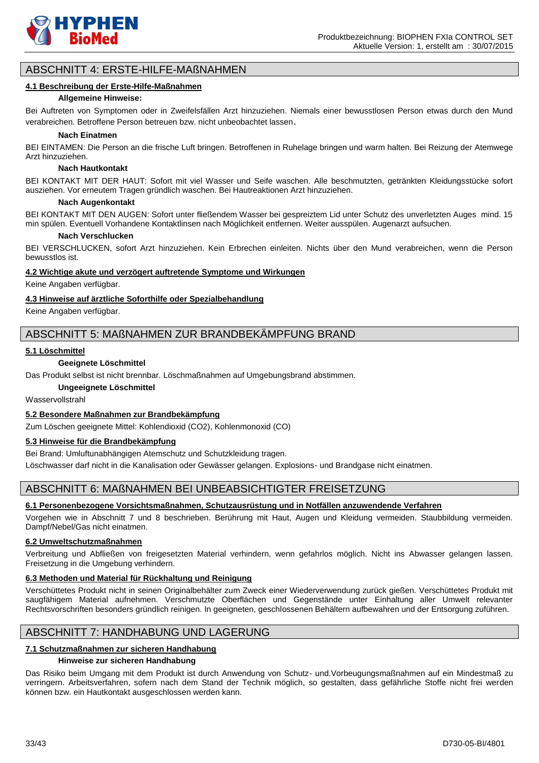## ABSCHNITT 4: ERSTE-HILFE-MAßNAHMEN

### 4.1 Beschreibung der Erste-Hilfe-Maßnahmen

**Allgemeine Hinweise:**

Bei Auftreten von Symptomen oder in Zweifelsfällen Arzt hinzuziehen. Niemals einer bewusstlosen Person etwas durch den Mund verabreichen. Betroffene Person betreuen bzw. nicht unbeobachtet lassen.

**Nach Einatmen**

BEI EINTAMEN: Die Person an die frische Luft bringen. Betroffenen in Ruhelage bringen und warm halten. Bei Reizung der Atemwege Arzt hinzuziehen.

**Nach Hautkontakt**

BEI KONTAKT MIT DER HAUT: Sofort mit viel Wasser und Seife waschen. Alle beschmutzten, getränkten Kleidungsstücke sofort ausziehen. Vor erneutem Tragen gründlich waschen. Bei Hautreaktionen Arzt hinzuziehen.

**Nach Augenkontakt**

BEI KONTAKT MIT DEN AUGEN: Sofort unter fließendem Wasser bei gespreiztem Lid unter Schutz des unverletzten Auges mind. 15 min spülen. Eventuell Vorhandene Kontaktlinsen nach Möglichkeit entfernen. Weiter ausspülen. Augenarzt aufsuchen.

**Nach Verschlucken**

BEI VERSCHLUCKEN, sofort Arzt hinzuziehen. Kein Erbrechen einleiten. Nichts über den Mund verabreichen, wenn die Person bewusstlos ist.

### 4.2 Wichtige akute und verzögert auftretende Symptome und Wirkungen

Keine Angaben verfügbar.

### 4.3 Hinweise auf ärztliche Soforthilfe oder Spezialbehandlung

Keine Angaben verfügbar.

## ABSCHNITT 5: MAßNAHMEN ZUR BRANDBEKÄMPFUNG BRAND

### 5.1 Löschmittel

**Geeignete Löschmittel**

Das Produkt selbst ist nicht brennbar. Löschmaßnahmen auf Umgebungsbrand abstimmen.

**Ungeeignete Löschmittel**

Wasservollstrahl

### 5.2 Besondere Maßnahmen zur Brandbekämpfung

Zum Löschen geeignete Mittel: Kohlendioxid ($CO_2$), Kohlenmonoxid (CO)

### 5.3 Hinweise für die Brandbekämpfung

Bei Brand: Umluftunabhängigen Atemschutz und Schutzkleidung tragen.

Löschwasser darf nicht in die Kanalisation oder Gewässer gelangen. Explosions- und Brandgase nicht einatmen.

## ABSCHNITT 6: MAßNAHMEN BEI UNBEABSICHTIGTER FREISETZUNG

### 6.1 Personenbezogene Vorsichtsmaßnahmen, Schutzausrüstung und in Notfällen anzuwendende Verfahren

Vorgehen wie in Abschnitt 7 und 8 beschrieben. Berührung mit Haut, Augen und Kleidung vermeiden. Staubbildung vermeiden. Dampf/Nebel/Gas nicht einatmen.

### 6.2 Umweltschutzmaßnahmen

Verbreitung und Abfließen von freigesetzten Material verhindern, wenn gefahrlos möglich. Nicht ins Abwasser gelangen lassen. Freisetzung in die Umgebung verhindern.

### 6.3 Methoden und Material für Rückhaltung und Reinigung

Verschüttetes Produkt nicht in seinen Originalbehälter zum Zweck einer Wiederverwendung zurück gießen. Verschüttetes Produkt mit saugfähigem Material aufnehmen. Verschmutzte Oberflächen und Gegenstände unter Einhaltung aller Umwelt relevanter Rechtsvorschriften besonders gründlich reinigen. In geeigneten, geschlossenen Behältern aufbewahren und der Entsorgung zuführen.

## ABSCHNITT 7: HANDHABUNG UND LAGERUNG

### 7.1 Schutzmaßnahmen zur sicheren Handhabung

**Hinweise zur sicheren Handhabung**

Das Risiko beim Umgang mit dem Produkt ist durch Anwendung von Schutz- und.Vorbeugungsmaßnahmen auf ein Mindestmaß zu verringern. Arbeitsverfahren, sofern nach dem Stand der Technik möglich, so gestalten, dass gefährliche Stoffe nicht frei werden können bzw. ein Hautkontakt ausgeschlossen werden kann.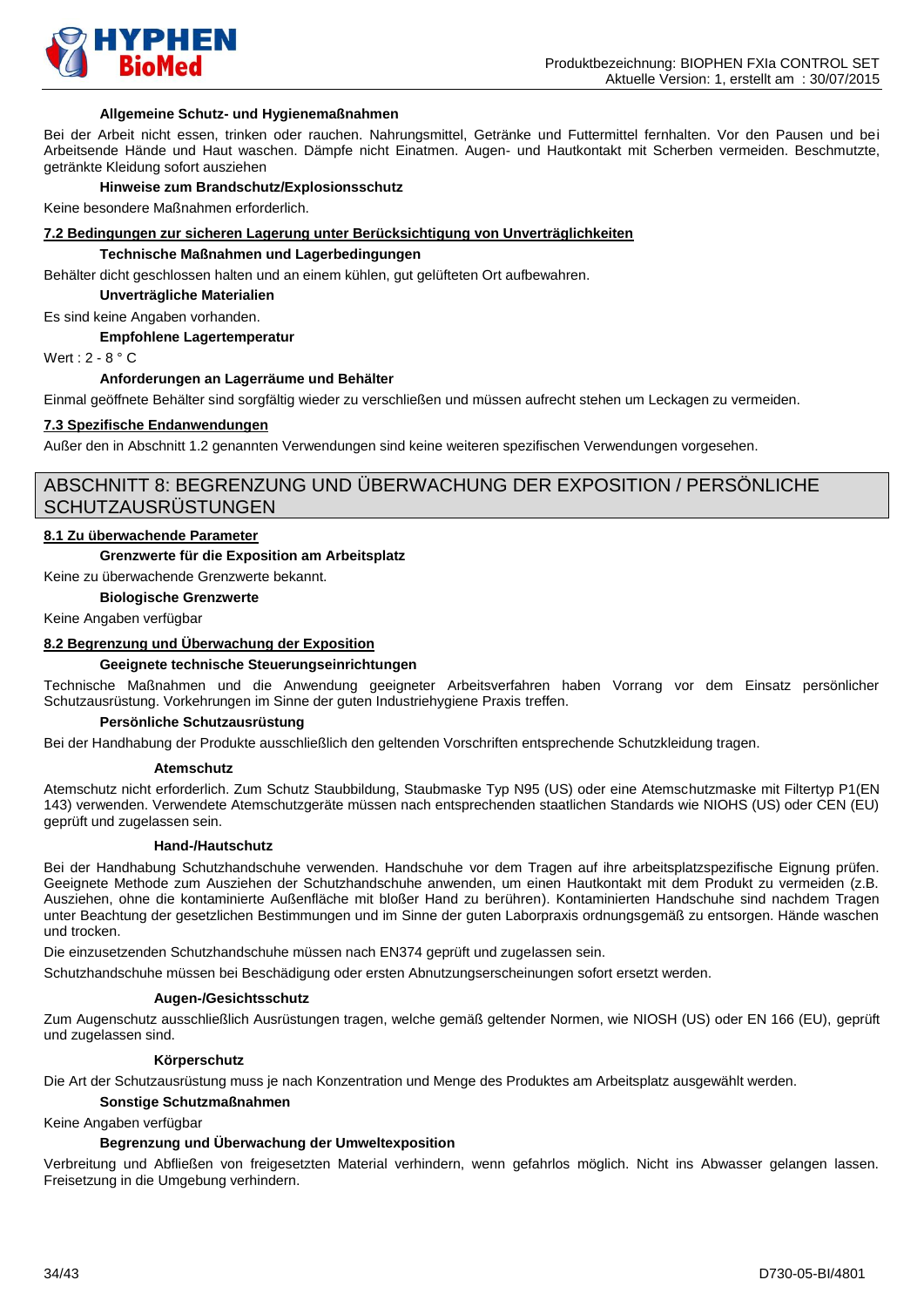#### Allgemeine Schutz- und Hygienemaßnahmen

Bei der Arbeit nicht essen, trinken oder rauchen. Nahrungsmittel, Getränke und Futtermittel fernhalten. Vor den Pausen und bei Arbeitsende Hände und Haut waschen. Dämpfe nicht Einatmen. Augen- und Hautkontakt mit Scherben vermeiden. Beschmutzte, getränkte Kleidung sofort ausziehen

#### Hinweise zum Brandschutz/Explosionsschutz

Keine besondere Maßnahmen erforderlich.

### 7.2 Bedingungen zur sicheren Lagerung unter Berücksichtigung von Unverträglichkeiten

#### Technische Maßnahmen und Lagerbedingungen

Behälter dicht geschlossen halten und an einem kühlen, gut gelüfteten Ort aufbewahren.

#### Unverträgliche Materialien

Es sind keine Angaben vorhanden.

#### Empfohlene Lagertemperatur

Wert : 2 - 8 ° C

#### Anforderungen an Lagerräume und Behälter

Einmal geöffnete Behälter sind sorgfältig wieder zu verschließen und müssen aufrecht stehen um Leckagen zu vermeiden.

### 7.3 Spezifische Endanwendungen

Außer den in Abschnitt 1.2 genannten Verwendungen sind keine weiteren spezifischen Verwendungen vorgesehen.

## ABSCHNITT 8: BEGRENZUNG UND ÜBERWACHUNG DER EXPOSITION / PERSÖNLICHE SCHUTZAUSRÜSTUNGEN

### 8.1 Zu überwachende Parameter

#### Grenzwerte für die Exposition am Arbeitsplatz

Keine zu überwachende Grenzwerte bekannt.

#### Biologische Grenzwerte

Keine Angaben verfügbar

### 8.2 Begrenzung und Überwachung der Exposition

#### Geeignete technische Steuerungseinrichtungen

Technische Maßnahmen und die Anwendung geeigneter Arbeitsverfahren haben Vorrang vor dem Einsatz persönlicher Schutzausrüstung. Vorkehrungen im Sinne der guten Industriehygiene Praxis treffen.

#### Persönliche Schutzausrüstung

Bei der Handhabung der Produkte ausschließlich den geltenden Vorschriften entsprechende Schutzkleidung tragen.

##### Atemschutz

Atemschutz nicht erforderlich. Zum Schutz Staubbildung, Staubmaske Typ N95 (US) oder eine Atemschutzmaske mit Filtertyp P1(EN 143) verwenden. Verwendete Atemschutzgeräte müssen nach entsprechenden staatlichen Standards wie NIOHS (US) oder CEN (EU) geprüft und zugelassen sein.

##### Hand-/Hautschutz

Bei der Handhabung Schutzhandschuhe verwenden. Handschuhe vor dem Tragen auf ihre arbeitsplatzspezifische Eignung prüfen. Geeignete Methode zum Ausziehen der Schutzhandschuhe anwenden, um einen Hautkontakt mit dem Produkt zu vermeiden (z.B. Ausziehen, ohne die kontaminierte Außenfläche mit bloßer Hand zu berühren). Kontaminierten Handschuhe sind nachdem Tragen unter Beachtung der gesetzlichen Bestimmungen und im Sinne der guten Laborpraxis ordnungsgemäß zu entsorgen. Hände waschen und trocken.

Die einzusetzenden Schutzhandschuhe müssen nach EN374 geprüft und zugelassen sein.

Schutzhandschuhe müssen bei Beschädigung oder ersten Abnutzungserscheinungen sofort ersetzt werden.

##### Augen-/Gesichtsschutz

Zum Augenschutz ausschließlich Ausrüstungen tragen, welche gemäß geltender Normen, wie NIOSH (US) oder EN 166 (EU), geprüft und zugelassen sind.

##### Körperschutz

Die Art der Schutzausrüstung muss je nach Konzentration und Menge des Produktes am Arbeitsplatz ausgewählt werden.

#### Sonstige Schutzmaßnahmen

Keine Angaben verfügbar

#### Begrenzung und Überwachung der Umweltexposition

Verbreitung und Abfließen von freigesetzten Material verhindern, wenn gefahrlos möglich. Nicht ins Abwasser gelangen lassen. Freisetzung in die Umgebung verhindern.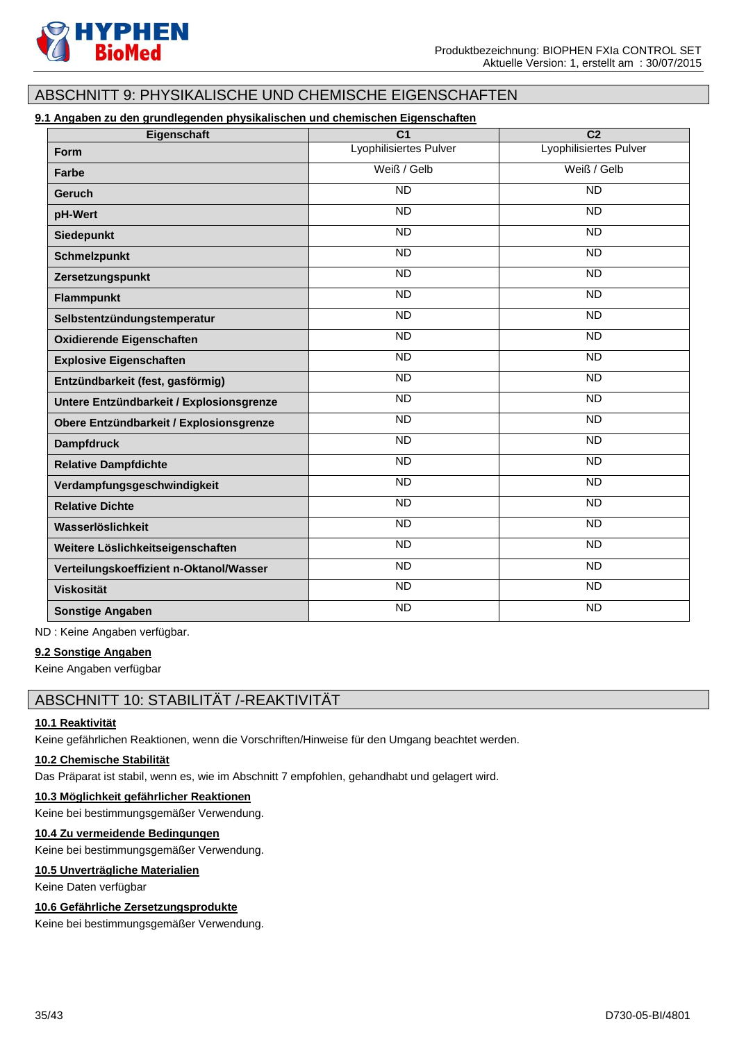## ABSCHNITT 9: PHYSIKALISCHE UND CHEMISCHE EIGENSCHAFTEN

### 9.1 Angaben zu den grundlegenden physikalischen und chemischen Eigenschaften

| Eigenschaft | C1 | C2 |
|---|---|---|
| **Form** | Lyophilisiertes Pulver | Lyophilisiertes Pulver |
| **Farbe** | Weiß / Gelb | Weiß / Gelb |
| **Geruch** | ND | ND |
| **pH-Wert** | ND | ND |
| **Siedepunkt** | ND | ND |
| **Schmelzpunkt** | ND | ND |
| **Zersetzungspunkt** | ND | ND |
| **Flammpunkt** | ND | ND |
| **Selbstentzündungstemperatur** | ND | ND |
| **Oxidierende Eigenschaften** | ND | ND |
| **Explosive Eigenschaften** | ND | ND |
| **Entzündbarkeit (fest, gasförmig)** | ND | ND |
| **Untere Entzündbarkeit / Explosionsgrenze** | ND | ND |
| **Obere Entzündbarkeit / Explosionsgrenze** | ND | ND |
| **Dampfdruck** | ND | ND |
| **Relative Dampfdichte** | ND | ND |
| **Verdampfungsgeschwindigkeit** | ND | ND |
| **Relative Dichte** | ND | ND |
| **Wasserlöslichkeit** | ND | ND |
| **Weitere Löslichkeitseigenschaften** | ND | ND |
| **Verteilungskoeffizient n-Oktanol/Wasser** | ND | ND |
| **Viskosität** | ND | ND |
| **Sonstige Angaben** | ND | ND |

ND : Keine Angaben verfügbar.

### 9.2 Sonstige Angaben

Keine Angaben verfügbar

## ABSCHNITT 10: STABILITÄT /-REAKTIVITÄT

### 10.1 Reaktivität

Keine gefährlichen Reaktionen, wenn die Vorschriften/Hinweise für den Umgang beachtet werden.

### 10.2 Chemische Stabilität

Das Präparat ist stabil, wenn es, wie im Abschnitt 7 empfohlen, gehandhabt und gelagert wird.

### 10.3 Möglichkeit gefährlicher Reaktionen

Keine bei bestimmungsgemäßer Verwendung.

### 10.4 Zu vermeidende Bedingungen

Keine bei bestimmungsgemäßer Verwendung.

### 10.5 Unverträgliche Materialien

Keine Daten verfügbar

### 10.6 Gefährliche Zersetzungsprodukte

Keine bei bestimmungsgemäßer Verwendung.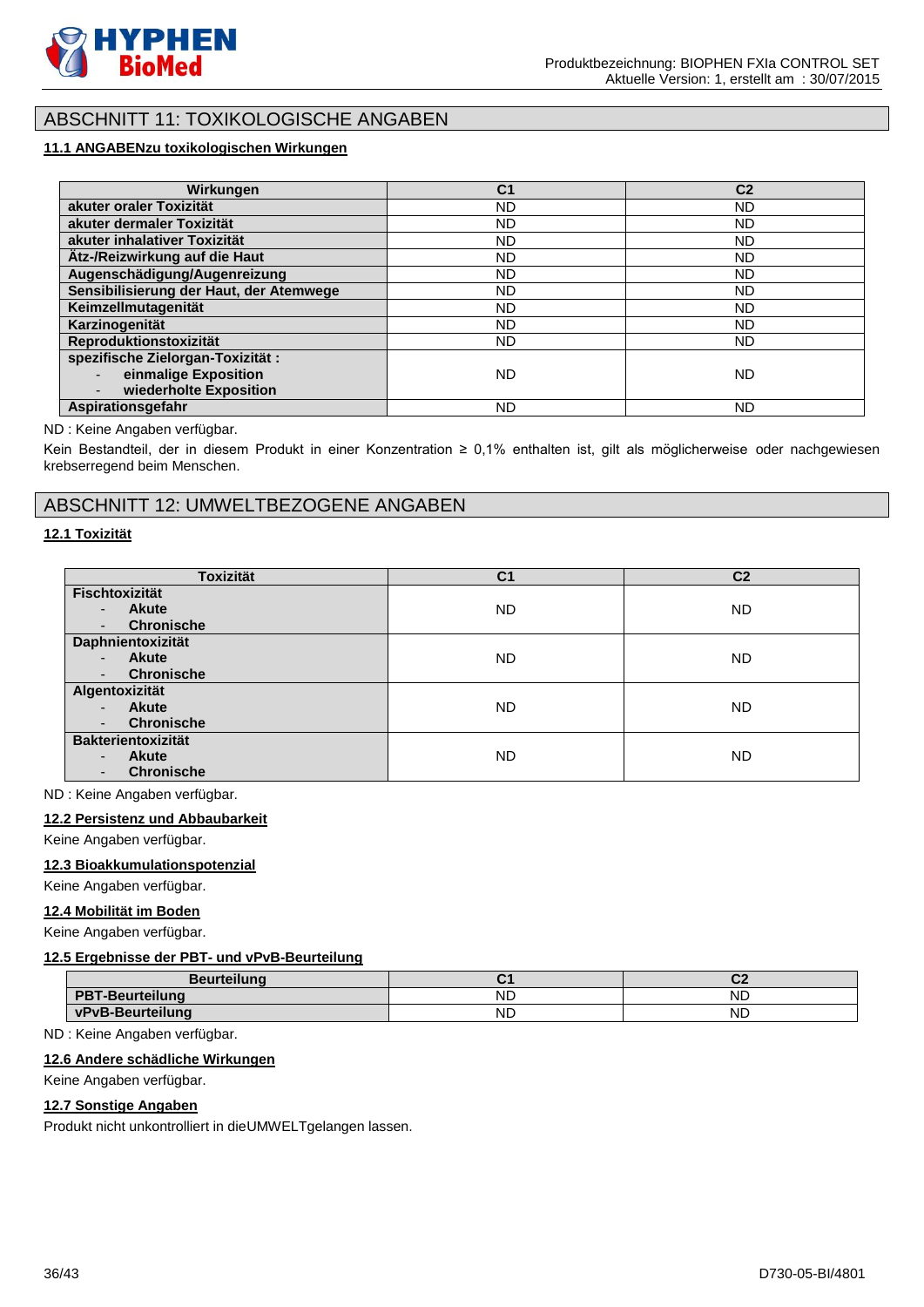## ABSCHNITT 11: TOXIKOLOGISCHE ANGABEN

### 11.1 ANGABENzu toxikologischen Wirkungen

| Wirkungen | C1 | C2 |
|---|---|---|
| **akuter oraler Toxizität** | ND | ND |
| **akuter dermaler Toxizität** | ND | ND |
| **akuter inhalativer Toxizität** | ND | ND |
| **Ätz-/Reizwirkung auf die Haut** | ND | ND |
| **Augenschädigung/Augenreizung** | ND | ND |
| **Sensibilisierung der Haut, der Atemwege** | ND | ND |
| **Keimzellmutagenität** | ND | ND |
| **Karzinogenität** | ND | ND |
| **Reproduktionstoxizität** | ND | ND |
| **spezifische Zielorgan-Toxizität :** - **einmalige Exposition** - **wiederholte Exposition** | ND | ND |
| **Aspirationsgefahr** | ND | ND |

ND : Keine Angaben verfügbar.

Kein Bestandteil, der in diesem Produkt in einer Konzentration ≥ 0,1% enthalten ist, gilt als möglicherweise oder nachgewiesen krebserregend beim Menschen.

## ABSCHNITT 12: UMWELTBEZOGENE ANGABEN

### 12.1 Toxizität

| Toxizität | C1 | C2 |
|---|---|---|
| **Fischtoxizität** - **Akute** - **Chronische** | ND | ND |
| **Daphnientoxizität** - **Akute** - **Chronische** | ND | ND |
| **Algentoxizität** - **Akute** - **Chronische** | ND | ND |
| **Bakterientoxizität** - **Akute** - **Chronische** | ND | ND |

ND : Keine Angaben verfügbar.

### 12.2 Persistenz und Abbaubarkeit

Keine Angaben verfügbar.

### 12.3 Bioakkumulationspotenzial

Keine Angaben verfügbar.

### 12.4 Mobilität im Boden

Keine Angaben verfügbar.

### 12.5 Ergebnisse der PBT- und vPvB-Beurteilung

| Beurteilung | C1 | C2 |
|---|---|---|
| **PBT-Beurteilung** | ND | ND |
| **vPvB-Beurteilung** | ND | ND |

ND : Keine Angaben verfügbar.

### 12.6 Andere schädliche Wirkungen

Keine Angaben verfügbar.

### 12.7 Sonstige Angaben

Produkt nicht unkontrolliert in dieUMWELTgelangen lassen.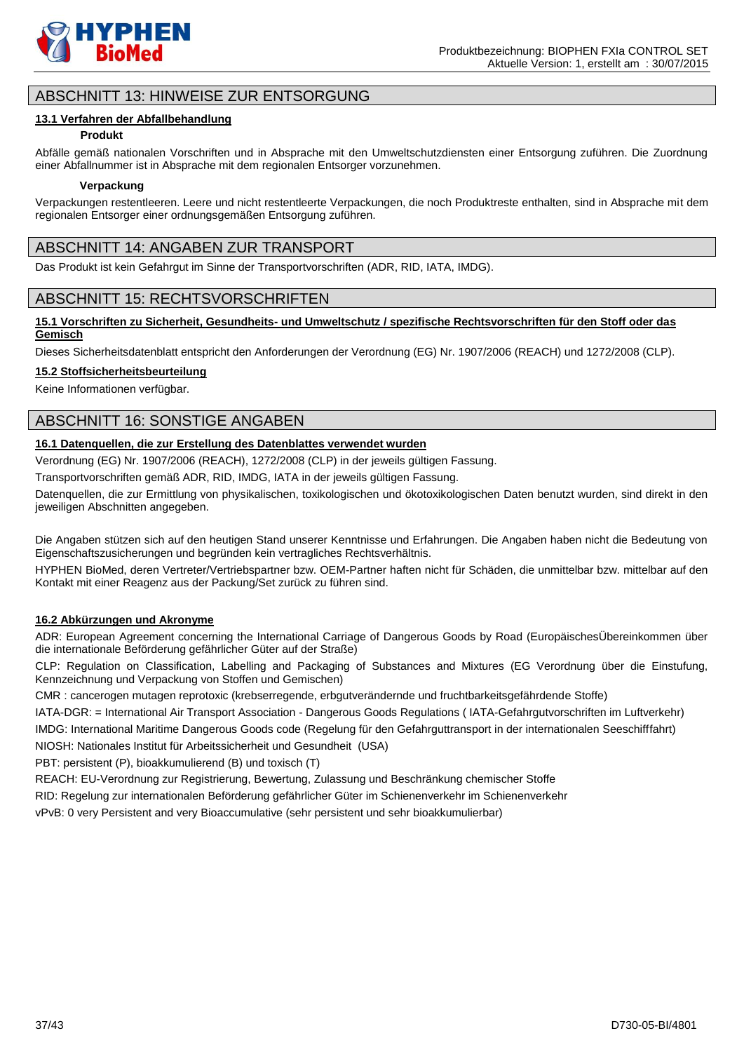## ABSCHNITT 13: HINWEISE ZUR ENTSORGUNG

### 13.1 Verfahren der Abfallbehandlung

**Produkt**

Abfälle gemäß nationalen Vorschriften und in Absprache mit den Umweltschutzdiensten einer Entsorgung zuführen. Die Zuordnung einer Abfallnummer ist in Absprache mit dem regionalen Entsorger vorzunehmen.

**Verpackung**

Verpackungen restentleeren. Leere und nicht restentleerte Verpackungen, die noch Produktreste enthalten, sind in Absprache mit dem regionalen Entsorger einer ordnungsgemäßen Entsorgung zuführen.

## ABSCHNITT 14: ANGABEN ZUR TRANSPORT

Das Produkt ist kein Gefahrgut im Sinne der Transportvorschriften (ADR, RID, IATA, IMDG).

## ABSCHNITT 15: RECHTSVORSCHRIFTEN

### 15.1 Vorschriften zu Sicherheit, Gesundheits- und Umweltschutz / spezifische Rechtsvorschriften für den Stoff oder das Gemisch

Dieses Sicherheitsdatenblatt entspricht den Anforderungen der Verordnung (EG) Nr. 1907/2006 (REACH) und 1272/2008 (CLP).

### 15.2 Stoffsicherheitsbeurteilung

Keine Informationen verfügbar.

## ABSCHNITT 16: SONSTIGE ANGABEN

### 16.1 Datenquellen, die zur Erstellung des Datenblattes verwendet wurden

Verordnung (EG) Nr. 1907/2006 (REACH), 1272/2008 (CLP) in der jeweils gültigen Fassung.

Transportvorschriften gemäß ADR, RID, IMDG, IATA in der jeweils gültigen Fassung.

Datenquellen, die zur Ermittlung von physikalischen, toxikologischen und ökotoxikologischen Daten benutzt wurden, sind direkt in den jeweiligen Abschnitten angegeben.

Die Angaben stützen sich auf den heutigen Stand unserer Kenntnisse und Erfahrungen. Die Angaben haben nicht die Bedeutung von Eigenschaftszusicherungen und begründen kein vertragliches Rechtsverhältnis.

HYPHEN BioMed, deren Vertreter/Vertriebspartner bzw. OEM-Partner haften nicht für Schäden, die unmittelbar bzw. mittelbar auf den Kontakt mit einer Reagenz aus der Packung/Set zurück zu führen sind.

### 16.2 Abkürzungen und Akronyme

ADR: European Agreement concerning the International Carriage of Dangerous Goods by Road (EuropäischesÜbereinkommen über die internationale Beförderung gefährlicher Güter auf der Straße)

CLP: Regulation on Classification, Labelling and Packaging of Substances and Mixtures (EG Verordnung über die Einstufung, Kennzeichnung und Verpackung von Stoffen und Gemischen)

CMR : cancerogen mutagen reprotoxic (krebserregende, erbgutverändernde und fruchtbarkeitsgefährdende Stoffe)

IATA-DGR: = International Air Transport Association - Dangerous Goods Regulations ( IATA-Gefahrgutvorschriften im Luftverkehr)

IMDG: International Maritime Dangerous Goods code (Regelung für den Gefahrguttransport in der internationalen Seeschifffahrt)

NIOSH: Nationales Institut für Arbeitssicherheit und Gesundheit (USA)

PBT: persistent (P), bioakkumulierend (B) und toxisch (T)

REACH: EU-Verordnung zur Registrierung, Bewertung, Zulassung und Beschränkung chemischer Stoffe

RID: Regelung zur internationalen Beförderung gefährlicher Güter im Schienenverkehr im Schienenverkehr

vPvB: 0 very Persistent and very Bioaccumulative (sehr persistent und sehr bioakkumulierbar)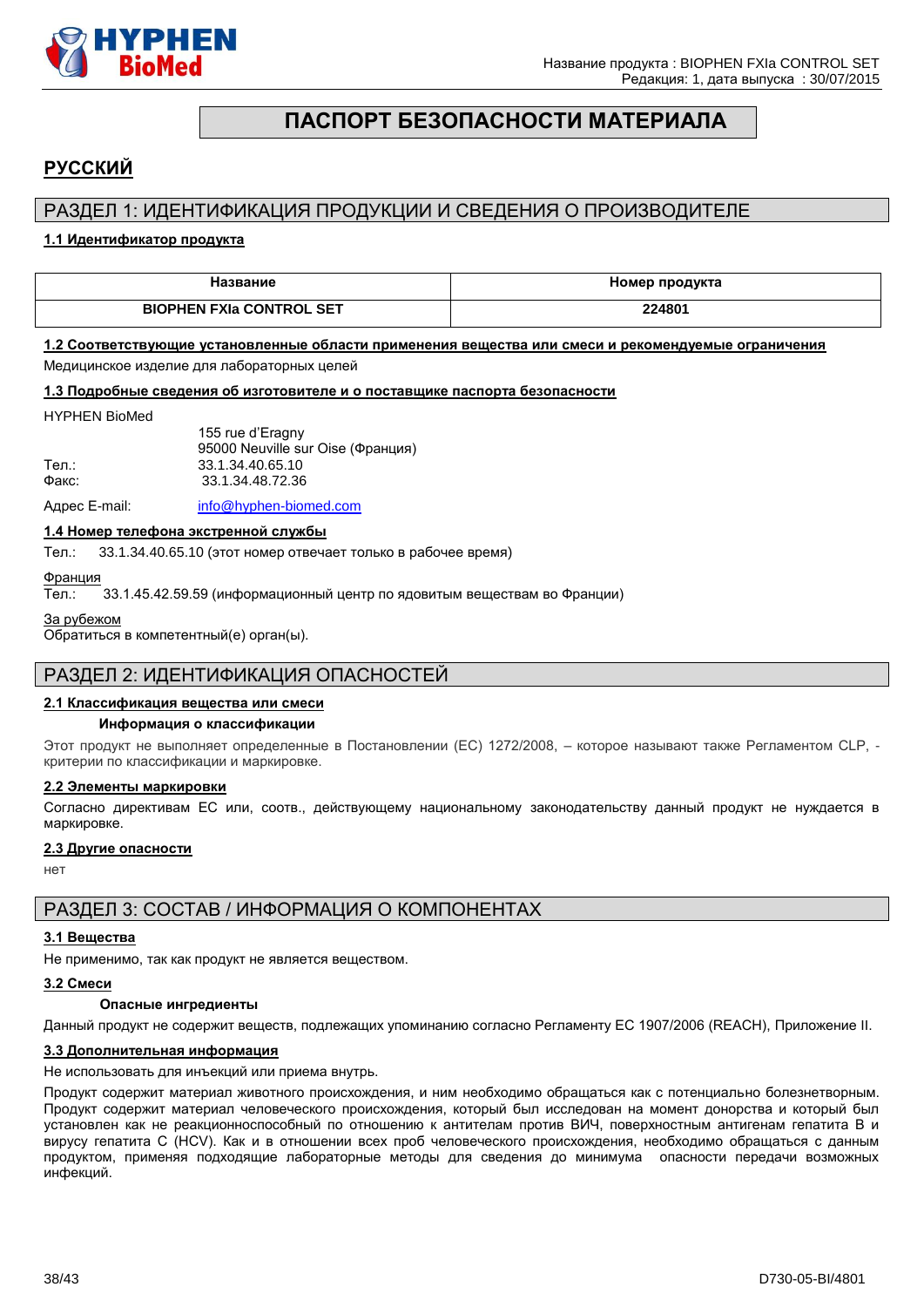# ПАСПОРТ БЕЗОПАСНОСТИ МАТЕРИАЛА

## РУССКИЙ

## РАЗДЕЛ 1: ИДЕНТИФИКАЦИЯ ПРОДУКЦИИ И СВЕДЕНИЯ О ПРОИЗВОДИТЕЛЕ

### 1.1 Идентификатор продукта

| Название | Номер продукта |
|---|---|
| BIOPHEN FXIa CONTROL SET | 224801 |

### 1.2 Соответствующие установленные области применения вещества или смеси и рекомендуемые ограничения

Медицинское изделие для лабораторных целей

### 1.3 Подробные сведения об изготовителе и о поставщике паспорта безопасности

HYPHEN BioMed

155 rue d'Eragny
95000 Neuville sur Oise (Франция)

Тел.: 33.1.34.40.65.10
Факс: 33.1.34.48.72.36

Адрес E-mail: info@hyphen-biomed.com

### 1.4 Номер телефона экстренной службы

Тел.: 33.1.34.40.65.10 (этот номер отвечает только в рабочее время)

Франция
Тел.: 33.1.45.42.59.59 (информационный центр по ядовитым веществам во Франции)

За рубежом
Обратиться в компетентный(е) орган(ы).

## РАЗДЕЛ 2: ИДЕНТИФИКАЦИЯ ОПАСНОСТЕЙ

### 2.1 Классификация вещества или смеси

**Информация о классификации**

Этот продукт не выполняет определенные в Постановлении (ЕС) 1272/2008, – которое называют также Регламентом CLP, - критерии по классификации и маркировке.

### 2.2 Элементы маркировки

Согласно директивам ЕС или, соотв., действующему национальному законодательству данный продукт не нуждается в маркировке.

### 2.3 Другие опасности

нет

## РАЗДЕЛ 3: СОСТАВ / ИНФОРМАЦИЯ О КОМПОНЕНТАХ

### 3.1 Вещества

Не применимо, так как продукт не является веществом.

### 3.2 Смеси

**Опасные ингредиенты**

Данный продукт не содержит веществ, подлежащих упоминанию согласно Регламенту ЕС 1907/2006 (REACH), Приложение II.

### 3.3 Дополнительная информация

Не использовать для инъекций или приема внутрь.

Продукт содержит материал животного происхождения, и ним необходимо обращаться как с потенциально болезнетворным. Продукт содержит материал человеческого происхождения, который был исследован на момент донорства и который был установлен как не реакционноспособный по отношению к антителам против ВИЧ, поверхностным антигенам гепатита B и вирусу гепатита C (HCV). Как и в отношении всех проб человеческого происхождения, необходимо обращаться с данным продуктом, применяя подходящие лабораторные методы для сведения до минимума опасности передачи возможных инфекций.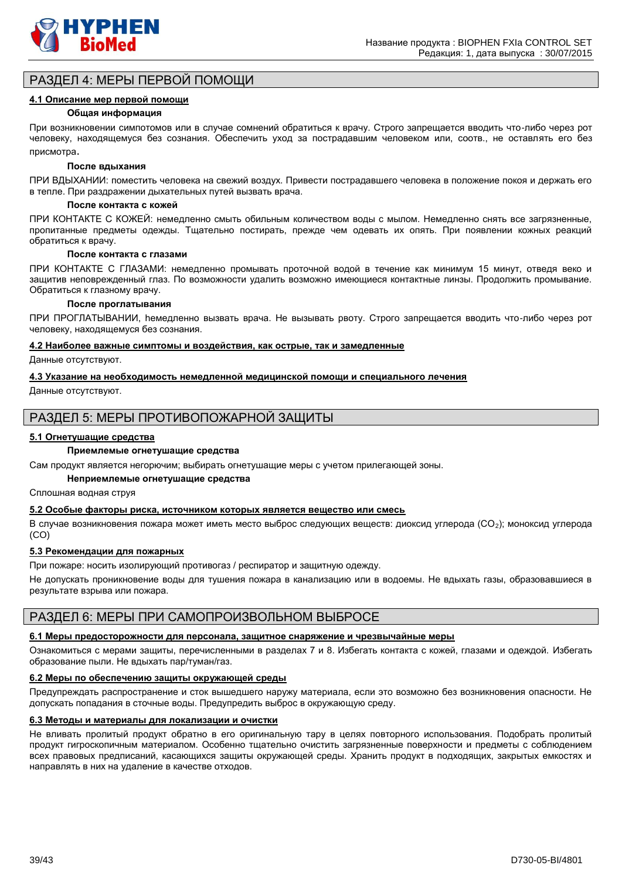## РАЗДЕЛ 4: МЕРЫ ПЕРВОЙ ПОМОЩИ

### 4.1 Описание мер первой помощи

**Общая информация**

При возникновении симпотомов или в случае сомнений обратиться к врачу. Строго запрещается вводить что-либо через рот человеку, находящемуся без сознания. Обеспечить уход за пострадавшим человеком или, соотв., не оставлять его без присмотра.

**После вдыхания**

ПРИ ВДЫХАНИИ: поместить человека на свежий воздух. Привести пострадавшего человека в положение покоя и держать его в тепле. При раздражении дыхательных путей вызвать врача.

**После контакта с кожей**

ПРИ КОНТАКТЕ С КОЖЕЙ: немедленно смыть обильным количеством воды с мылом. Немедленно снять все загрязненные, пропитанные предметы одежды. Тщательно постирать, прежде чем одевать их опять. При появлении кожных реакций обратиться к врачу.

**После контакта с глазами**

ПРИ КОНТАКТЕ С ГЛАЗАМИ: немедленно промывать проточной водой в течение как минимум 15 минут, отведя веко и защитив неповрежденный глаз. По возможности удалить возможно имеющиеся контактные линзы. Продолжить промывание. Обратиться к глазному врачу.

**После проглатывания**

ПРИ ПРОГЛАТЫВАНИИ, hемедленно вызвать врача. Не вызывать рвоту. Строго запрещается вводить что-либо через рот человеку, находящемуся без сознания.

### 4.2 Наиболее важные симптомы и воздействия, как острые, так и замедленные

Данные отсутствуют.

### 4.3 Указание на необходимость немедленной медицинской помощи и специального лечения

Данные отсутствуют.

## РАЗДЕЛ 5: МЕРЫ ПРОТИВОПОЖАРНОЙ ЗАЩИТЫ

### 5.1 Огнетушащие средства

**Приемлемые огнетушащие средства**

Сам продукт является негорючим; выбирать огнетушащие меры с учетом прилегающей зоны.

**Неприемлемые огнетушащие средства**

Сплошная водная струя

### 5.2 Особые факторы риска, источником которых является вещество или смесь

В случае возникновения пожара может иметь место выброс следующих веществ: диоксид углерода ($CO_2$); моноксид углерода (CO)

### 5.3 Рекомендации для пожарных

При пожаре: носить изолирующий противогаз / респиратор и защитную одежду.

Не допускать проникновение воды для тушения пожара в канализацию или в водоемы. Не вдыхать газы, образовавшиеся в результате взрыва или пожара.

## РАЗДЕЛ 6: МЕРЫ ПРИ САМОПРОИЗВОЛЬНОМ ВЫБРОСЕ

### 6.1 Меры предосторожности для персонала, защитное снаряжение и чрезвычайные меры

Ознакомиться с мерами защиты, перечисленными в разделах 7 и 8. Избегать контакта с кожей, глазами и одеждой. Избегать образование пыли. Не вдыхать пар/туман/газ.

### 6.2 Меры по обеспечению защиты окружающей среды

Предупреждать распространение и сток вышедшего наружу материала, если это возможно без возникновения опасности. Не допускать попадания в сточные воды. Предупредить выброс в окружающую среду.

### 6.3 Методы и материалы для локализации и очистки

Не вливать пролитый продукт обратно в его оригинальную тару в целях повторного использования. Подобрать пролитый продукт гигроскопичным материалом. Особенно тщательно очистить загрязненные поверхности и предметы с соблюдением всех правовых предписаний, касающихся защиты окружающей среды. Хранить продукт в подходящих, закрытых емкостях и направлять в них на удаление в качестве отходов.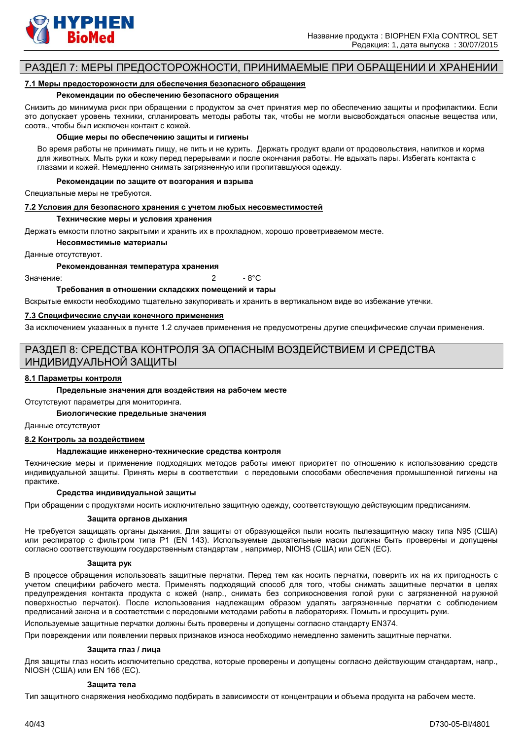## РАЗДЕЛ 7: МЕРЫ ПРЕДОСТОРОЖНОСТИ, ПРИНИМАЕМЫЕ ПРИ ОБРАЩЕНИИ И ХРАНЕНИИ

### 7.1 Меры предосторожности для обеспечения безопасного обращения

**Рекомендации по обеспечению безопасного обращения**

Снизить до минимума риск при обращении с продуктом за счет принятия мер по обеспечению защиты и профилактики. Если это допускает уровень техники, спланировать методы работы так, чтобы не могли высвобождаться опасные вещества или, соотв., чтобы был исключен контакт с кожей.

**Общие меры по обеспечению защиты и гигиены**

Во время работы не принимать пищу, не пить и не курить. Держать продукт вдали от продовольствия, напитков и корма для животных. Мыть руки и кожу перед перерывами и после окончания работы. Не вдыхать пары. Избегать контакта с глазами и кожей. Немедленно снимать загрязненную или пропитавшуюся одежду.

**Рекомендации по защите от возгорания и взрыва**

Специальные меры не требуются.

### 7.2 Условия для безопасного хранения с учетом любых несовместимостей

**Технические меры и условия хранения**

Держать емкости плотно закрытыми и хранить их в прохладном, хорошо проветриваемом месте.

**Несовместимые материалы**

Данные отсутствуют.

**Рекомендованная температура хранения**

Значение: 2 - 8°C

**Требования в отношении складских помещений и тары**

Вскрытые емкости необходимо тщательно закупоривать и хранить в вертикальном виде во избежание утечки.

### 7.3 Специфические случаи конечного применения

За исключением указанных в пункте 1.2 случаев применения не предусмотрены другие специфические случаи применения.

## РАЗДЕЛ 8: СРЕДСТВА КОНТРОЛЯ ЗА ОПАСНЫМ ВОЗДЕЙСТВИЕМ И СРЕДСТВА ИНДИВИДУАЛЬНОЙ ЗАЩИТЫ

### 8.1 Параметры контроля

**Предельные значения для воздействия на рабочем месте**

Отсутствуют параметры для мониторинга.

**Биологические предельные значения**

Данные отсутствуют

### 8.2 Контроль за воздействием

**Надлежащие инженерно-технические средства контроля**

Технические меры и применение подходящих методов работы имеют приоритет по отношению к использованию средств индивидуальной защиты. Принять меры в соответствии с передовыми способами обеспечения промышленной гигиены на практике.

**Средства индивидуальной защиты**

При обращении с продуктами носить исключительно защитную одежду, соответствующую действующим предписаниям.

**Защита органов дыхания**

Не требуется защищать органы дыхания. Для защиты от образующейся пыли носить пылезащитную маску типа N95 (США) или респиратор с фильтром типа P1 (EN 143). Используемые дыхательные маски должны быть проверены и допущены согласно соответствующим государственным стандартам , например, NIOHS (США) или CEN (ЕС).

**Защита рук**

В процессе обращения использовать защитные перчатки. Перед тем как носить перчатки, поверить их на их пригодность с учетом специфики рабочего места. Применять подходящий способ для того, чтобы снимать защитные перчатки в целях предупреждения контакта продукта с кожей (напр., снимать без соприкосновения голой руки с загрязненной наружной поверхностью перчаток). После использования надлежащим образом удалять загрязненные перчатки с соблюдением предписаний закона и в соответствии с передовыми методами работы в лабораториях. Помыть и просушить руки.

Используемые защитные перчатки должны быть проверены и допущены согласно стандарту EN374.

При повреждении или появлении первых признаков износа необходимо немедленно заменить защитные перчатки.

**Защита глаз / лица**

Для защиты глаз носить исключительно средства, которые проверены и допущены согласно действующим стандартам, напр., NIOSH (США) или EN 166 (ЕС).

**Защита тела**

Тип защитного снаряжения необходимо подбирать в зависимости от концентрации и объема продукта на рабочем месте.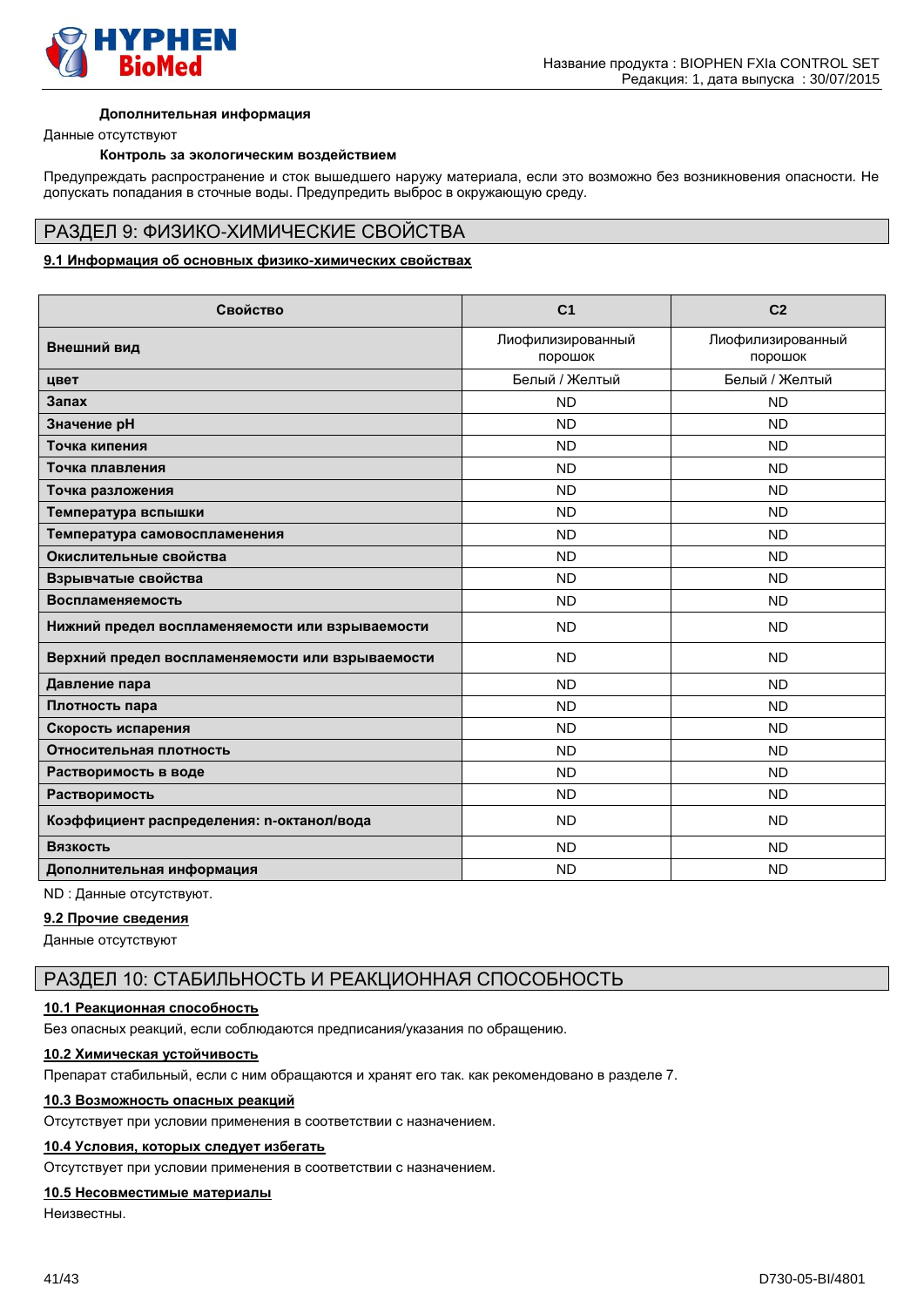**Дополнительная информация**

Данные отсутствуют

**Контроль за экологическим воздействием**

Предупреждать распространение и сток вышедшего наружу материала, если это возможно без возникновения опасности. Не допускать попадания в сточные воды. Предупредить выброс в окружающую среду.

## РАЗДЕЛ 9: ФИЗИКО-ХИМИЧЕСКИЕ СВОЙСТВА

### 9.1 Информация об основных физико-химических свойствах

| Свойство | C1 | C2 |
|---|---|---|
| **Внешний вид** | Лиофилизированный порошок | Лиофилизированный порошок |
| **цвет** | Белый / Желтый | Белый / Желтый |
| **Запах** | ND | ND |
| **Значение pH** | ND | ND |
| **Точка кипения** | ND | ND |
| **Точка плавления** | ND | ND |
| **Точка разложения** | ND | ND |
| **Температура вспышки** | ND | ND |
| **Температура самовоспламенения** | ND | ND |
| **Окислительные свойства** | ND | ND |
| **Взрывчатые свойства** | ND | ND |
| **Воспламеняемость** | ND | ND |
| **Нижний предел воспламеняемости или взрываемости** | ND | ND |
| **Верхний предел воспламеняемости или взрываемости** | ND | ND |
| **Давление пара** | ND | ND |
| **Плотность пара** | ND | ND |
| **Скорость испарения** | ND | ND |
| **Относительная плотность** | ND | ND |
| **Растворимость в воде** | ND | ND |
| **Растворимость** | ND | ND |
| **Коэффициент распределения: n-октанол/вода** | ND | ND |
| **Вязкость** | ND | ND |
| **Дополнительная информация** | ND | ND |

ND : Данные отсутствуют.

### 9.2 Прочие сведения

Данные отсутствуют

## РАЗДЕЛ 10: СТАБИЛЬНОСТЬ И РЕАКЦИОННАЯ СПОСОБНОСТЬ

### 10.1 Реакционная способность

Без опасных реакций, если соблюдаются предписания/указания по обращению.

### 10.2 Химическая устойчивость

Препарат стабильный, если с ним обращаются и хранят его так. как рекомендовано в разделе 7.

### 10.3 Возможность опасных реакций

Отсутствует при условии применения в соответствии с назначением.

### 10.4 Условия, которых следует избегать

Отсутствует при условии применения в соответствии с назначением.

### 10.5 Несовместимые материалы

Неизвестны.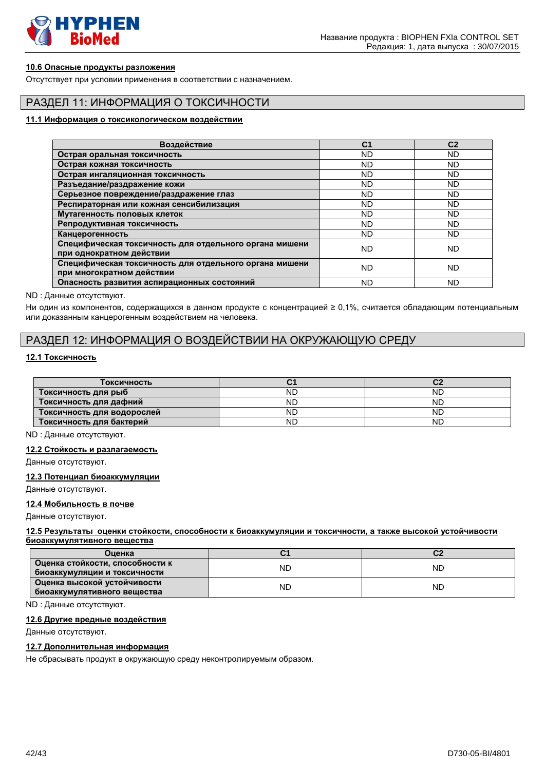#### 10.6 Опасные продукты разложения

Отсутствует при условии применения в соответствии с назначением.

## РАЗДЕЛ 11: ИНФОРМАЦИЯ О ТОКСИЧНОСТИ

#### 11.1 Информация о токсикологическом воздействии

| Воздействие | C1 | C2 |
|---|---|---|
| Острая оральная токсичность | ND | ND |
| Острая кожная токсичность | ND | ND |
| Острая ингаляционная токсичность | ND | ND |
| Разъедание/раздражение кожи | ND | ND |
| Серьезное повреждение/раздражение глаз | ND | ND |
| Респираторная или кожная сенсибилизация | ND | ND |
| Мутагенность половых клеток | ND | ND |
| Репродуктивная токсичность | ND | ND |
| Канцерогенность | ND | ND |
| Специфическая токсичность для отдельного органа мишени при однократном действии | ND | ND |
| Специфическая токсичность для отдельного органа мишени при многократном действии | ND | ND |
| Опасность развития аспирационных состояний | ND | ND |

ND : Данные отсутствуют.

Ни один из компонентов, содержащихся в данном продукте с концентрацией ≥ 0,1%, считается обладающим потенциальным или доказанным канцерогенным воздействием на человека.

## РАЗДЕЛ 12: ИНФОРМАЦИЯ О ВОЗДЕЙСТВИИ НА ОКРУЖАЮЩУЮ СРЕДУ

#### 12.1 Токсичность

| Токсичность | C1 | C2 |
|---|---|---|
| Токсичность для рыб | ND | ND |
| Токсичность для дафний | ND | ND |
| Токсичность для водорослей | ND | ND |
| Токсичность для бактерий | ND | ND |

ND : Данные отсутствуют.

#### 12.2 Стойкость и разлагаемость

Данные отсутствуют.

#### 12.3 Потенциал биоаккумуляции

Данные отсутствуют.

#### 12.4 Мобильность в почве

Данные отсутствуют.

#### 12.5 Результаты оценки стойкости, способности к биоаккумуляции и токсичности, а также высокой устойчивости биоаккумулятивного вещества

| Оценка | C1 | C2 |
|---|---|---|
| Оценка стойкости, способности к биоаккумуляции и токсичности | ND | ND |
| Оценка высокой устойчивости биоаккумулятивного вещества | ND | ND |

ND : Данные отсутствуют.

#### 12.6 Другие вредные воздействия

Данные отсутствуют.

#### 12.7 Дополнительная информация

Не сбрасывать продукт в окружающую среду неконтролируемым образом.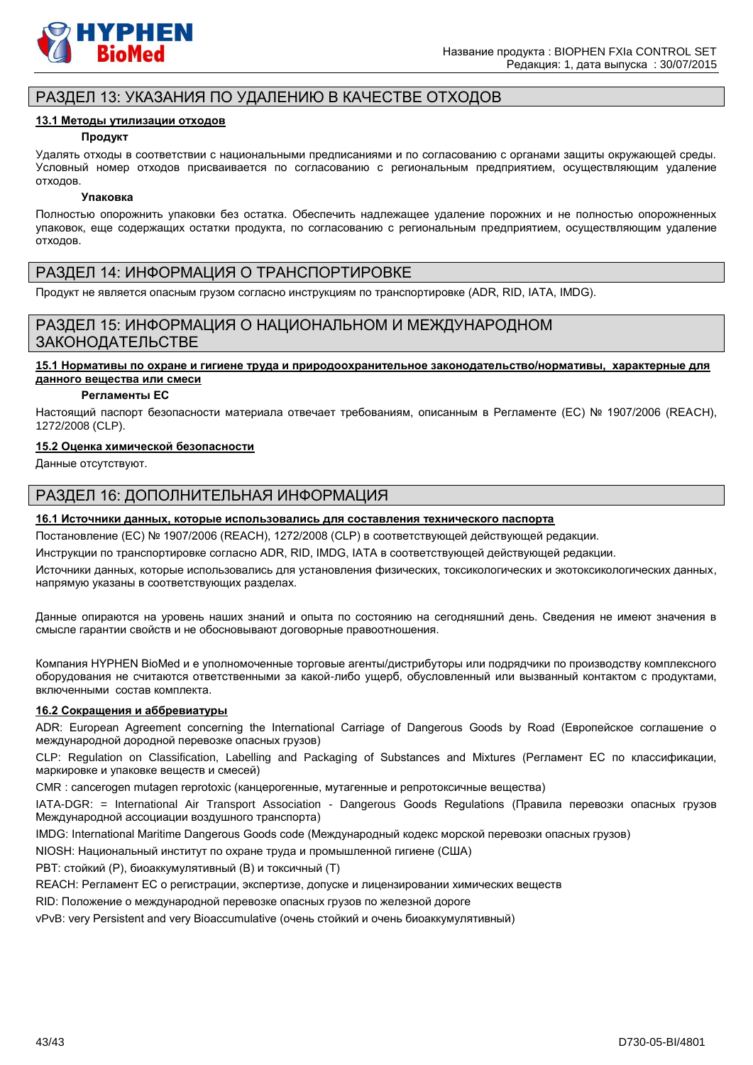## РАЗДЕЛ 13: УКАЗАНИЯ ПО УДАЛЕНИЮ В КАЧЕСТВЕ ОТХОДОВ

### 13.1 Методы утилизации отходов

**Продукт**

Удалять отходы в соответствии с национальными предписаниями и по согласованию с органами защиты окружающей среды. Условный номер отходов присваивается по согласованию с региональным предприятием, осуществляющим удаление отходов.

**Упаковка**

Полностью опорожнить упаковки без остатка. Обеспечить надлежащее удаление порожних и не полностью опорожненных упаковок, еще содержащих остатки продукта, по согласованию с региональным предприятием, осуществляющим удаление отходов.

## РАЗДЕЛ 14: ИНФОРМАЦИЯ О ТРАНСПОРТИРОВКЕ

Продукт не является опасным грузом согласно инструкциям по транспортировке (ADR, RID, IATA, IMDG).

## РАЗДЕЛ 15: ИНФОРМАЦИЯ О НАЦИОНАЛЬНОМ И МЕЖДУНАРОДНОМ ЗАКОНОДАТЕЛЬСТВЕ

### 15.1 Нормативы по охране и гигиене труда и природоохранительное законодательство/нормативы, характерные для данного вещества или смеси

**Регламенты ЕС**

Настоящий паспорт безопасности материала отвечает требованиям, описанным в Регламенте (ЕС) № 1907/2006 (REACH), 1272/2008 (CLP).

### 15.2 Оценка химической безопасности

Данные отсутствуют.

## РАЗДЕЛ 16: ДОПОЛНИТЕЛЬНАЯ ИНФОРМАЦИЯ

### 16.1 Источники данных, которые использовались для составления технического паспорта

Постановление (ЕС) № 1907/2006 (REACH), 1272/2008 (CLP) в соответствующей действующей редакции.

Инструкции по транспортировке согласно ADR, RID, IMDG, IATA в соответствующей действующей редакции.

Источники данных, которые использовались для установления физических, токсикологических и экотоксикологических данных, напрямую указаны в соответствующих разделах.

Данные опираются на уровень наших знаний и опыта по состоянию на сегодняшний день. Сведения не имеют значения в смысле гарантии свойств и не обосновывают договорные правоотношения.

Компания HYPHEN BioMed и е уполномоченные торговые агенты/дистрибуторы или подрядчики по производству комплексного оборудования не считаются ответственными за какой-либо ущерб, обусловленный или вызванный контактом с продуктами, включенными состав комплекта.

### 16.2 Сокращения и аббревиатуры

ADR: European Agreement concerning the International Carriage of Dangerous Goods by Road (Европейское соглашение о международной дорожной перевозке опасных грузов)

CLP: Regulation on Classification, Labelling and Packaging of Substances and Mixtures (Регламент ЕС по классификации, маркировке и упаковке веществ и смесей)

CMR : cancerogen mutagen reprotoxic (канцерогенные, мутагенные и репротоксичные вещества)

IATA-DGR: = International Air Transport Association - Dangerous Goods Regulations (Правила перевозки опасных грузов Международной ассоциации воздушного транспорта)

IMDG: International Maritime Dangerous Goods code (Международный кодекс морской перевозки опасных грузов)

NIOSH: Национальный институт по охране труда и промышленной гигиене (США)

PBT: стойкий (P), биоаккумулятивный (B) и токсичный (T)

REACH: Регламент ЕС о регистрации, экспертизе, допуске и лицензировании химических веществ

RID: Положение о международной перевозке опасных грузов по железной дороге

vPvB: very Persistent and very Bioaccumulative (очень стойкий и очень биоаккумулятивный)